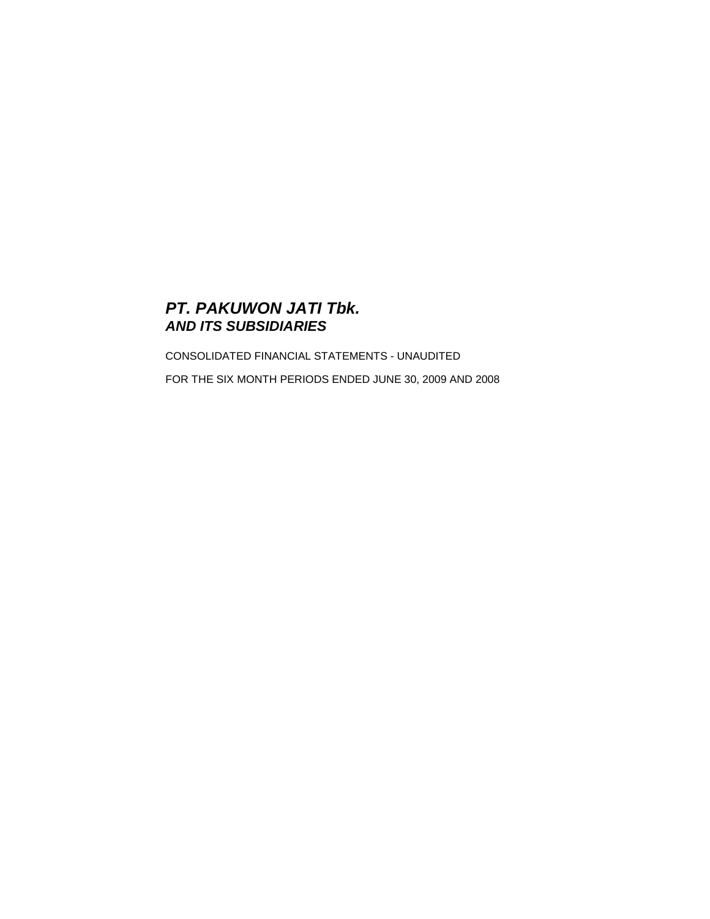# *PT. PAKUWON JATI Tbk.*
## *AND ITS SUBSIDIARIES*

CONSOLIDATED FINANCIAL STATEMENTS - UNAUDITED

FOR THE SIX MONTH PERIODS ENDED JUNE 30, 2009 AND 2008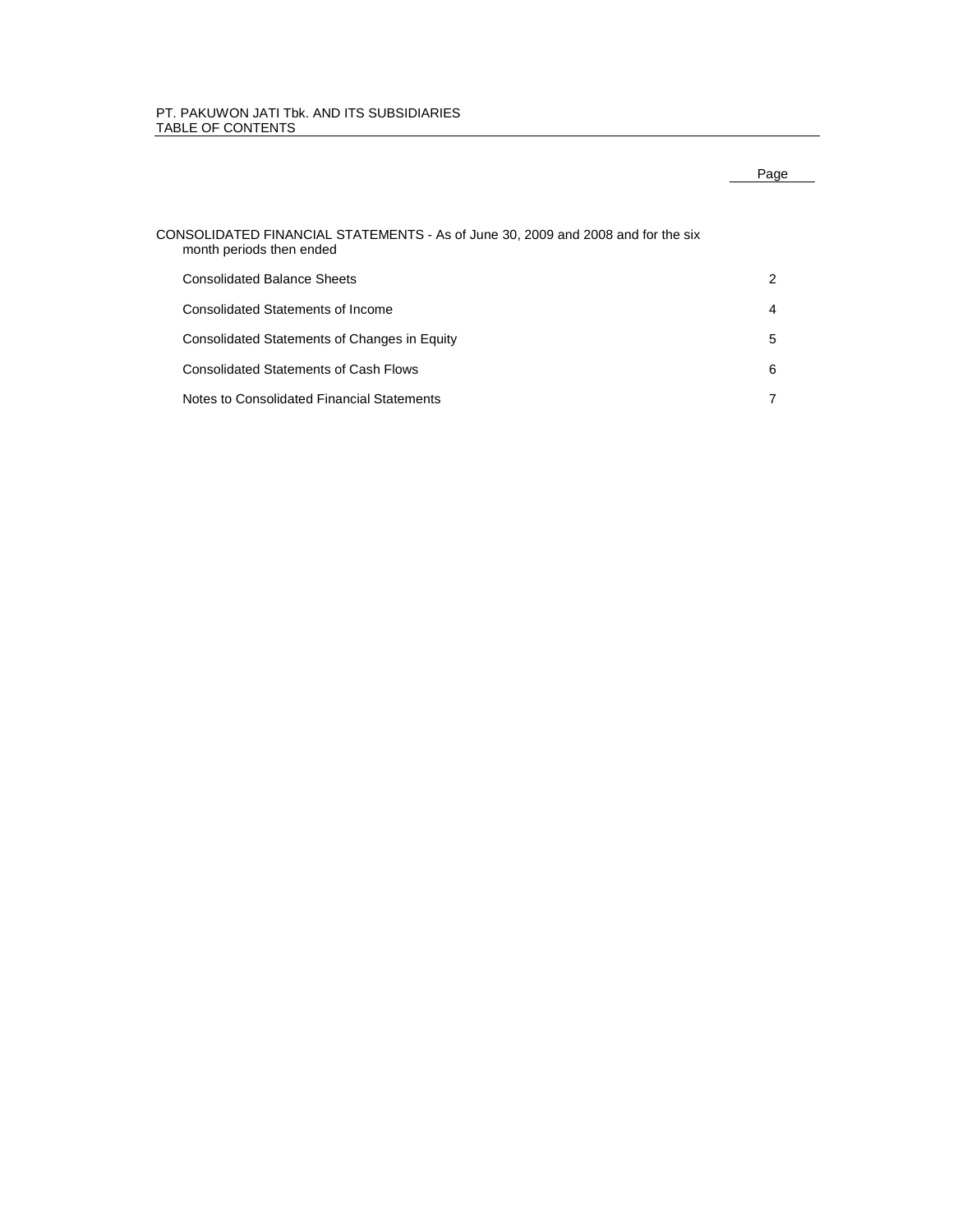PT. PAKUWON JATI Tbk. AND ITS SUBSIDIARIES
TABLE OF CONTENTS

| | Page |
|---|---|
| CONSOLIDATED FINANCIAL STATEMENTS - As of June 30, 2009 and 2008 and for the six month periods then ended | |
| Consolidated Balance Sheets | 2 |
| Consolidated Statements of Income | 4 |
| Consolidated Statements of Changes in Equity | 5 |
| Consolidated Statements of Cash Flows | 6 |
| Notes to Consolidated Financial Statements | 7 |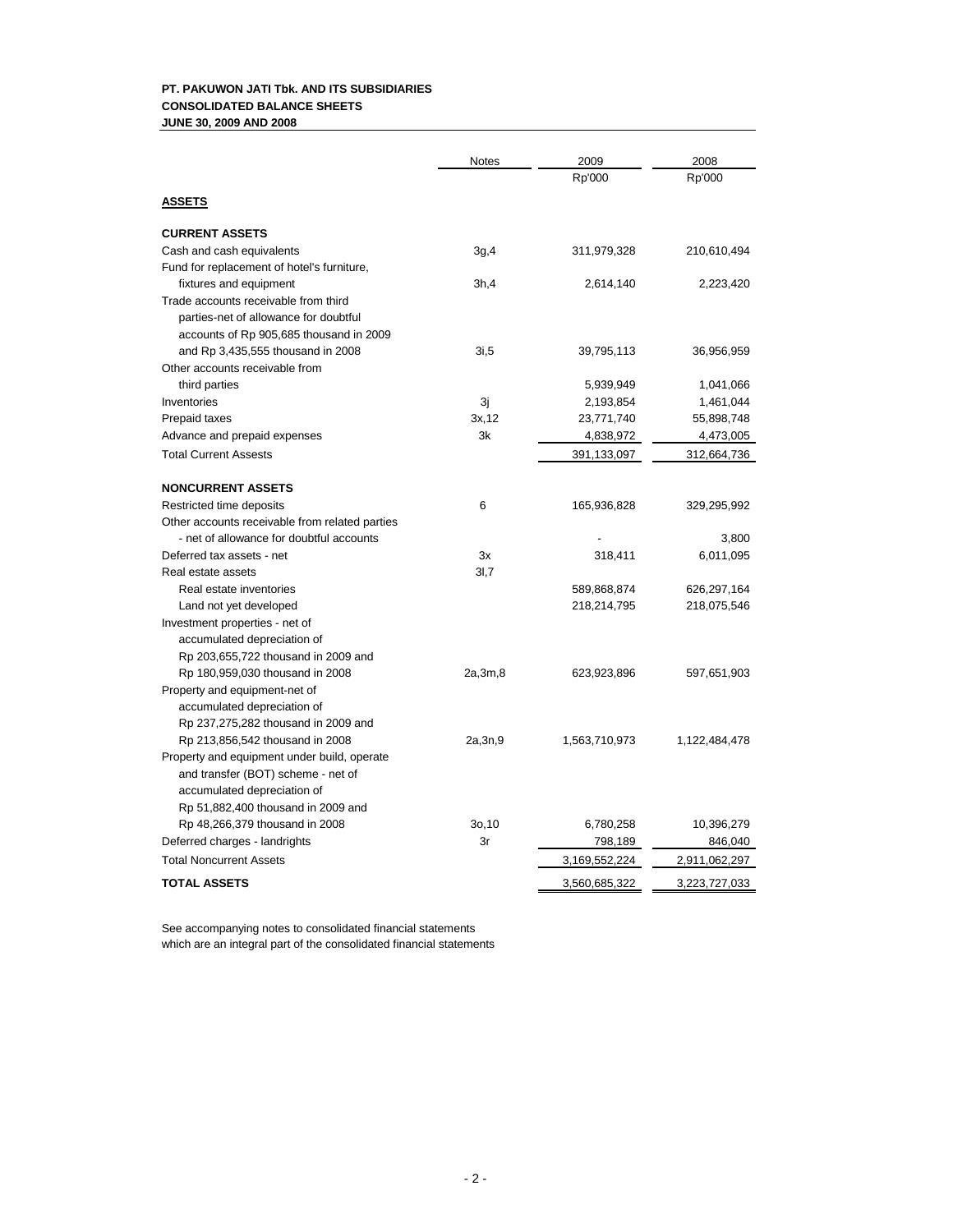**PT. PAKUWON JATI Tbk. AND ITS SUBSIDIARIES**
**CONSOLIDATED BALANCE SHEETS**
**JUNE 30, 2009 AND 2008**

| | Notes | 2009 | 2008 |
|---|---|---|---|
| | | Rp'000 | Rp'000 |
| **ASSETS** | | | |
| **CURRENT ASSETS** | | | |
| Cash and cash equivalents | 3g,4 | 311,979,328 | 210,610,494 |
| Fund for replacement of hotel's furniture, fixtures and equipment | 3h,4 | 2,614,140 | 2,223,420 |
| Trade accounts receivable from third parties-net of allowance for doubtful accounts of Rp 905,685 thousand in 2009 and Rp 3,435,555 thousand in 2008 | 3i,5 | 39,795,113 | 36,956,959 |
| Other accounts receivable from third parties | | 5,939,949 | 1,041,066 |
| Inventories | 3j | 2,193,854 | 1,461,044 |
| Prepaid taxes | 3x,12 | 23,771,740 | 55,898,748 |
| Advance and prepaid expenses | 3k | 4,838,972 | 4,473,005 |
| Total Current Assests | | 391,133,097 | 312,664,736 |
| **NONCURRENT ASSETS** | | | |
| Restricted time deposits | 6 | 165,936,828 | 329,295,992 |
| Other accounts receivable from related parties - net of allowance for doubtful accounts | | - | 3,800 |
| Deferred tax assets - net | 3x | 318,411 | 6,011,095 |
| Real estate assets | 3l,7 | | |
| Real estate inventories | | 589,868,874 | 626,297,164 |
| Land not yet developed | | 218,214,795 | 218,075,546 |
| Investment properties - net of accumulated depreciation of Rp 203,655,722 thousand in 2009 and Rp 180,959,030 thousand in 2008 | 2a,3m,8 | 623,923,896 | 597,651,903 |
| Property and equipment-net of accumulated depreciation of Rp 237,275,282 thousand in 2009 and Rp 213,856,542 thousand in 2008 | 2a,3n,9 | 1,563,710,973 | 1,122,484,478 |
| Property and equipment under build, operate and transfer (BOT) scheme - net of accumulated depreciation of Rp 51,882,400 thousand in 2009 and Rp 48,266,379 thousand in 2008 | 3o,10 | 6,780,258 | 10,396,279 |
| Deferred charges - landrights | 3r | 798,189 | 846,040 |
| Total Noncurrent Assets | | 3,169,552,224 | 2,911,062,297 |
| **TOTAL ASSETS** | | 3,560,685,322 | 3,223,727,033 |

See accompanying notes to consolidated financial statements which are an integral part of the consolidated financial statements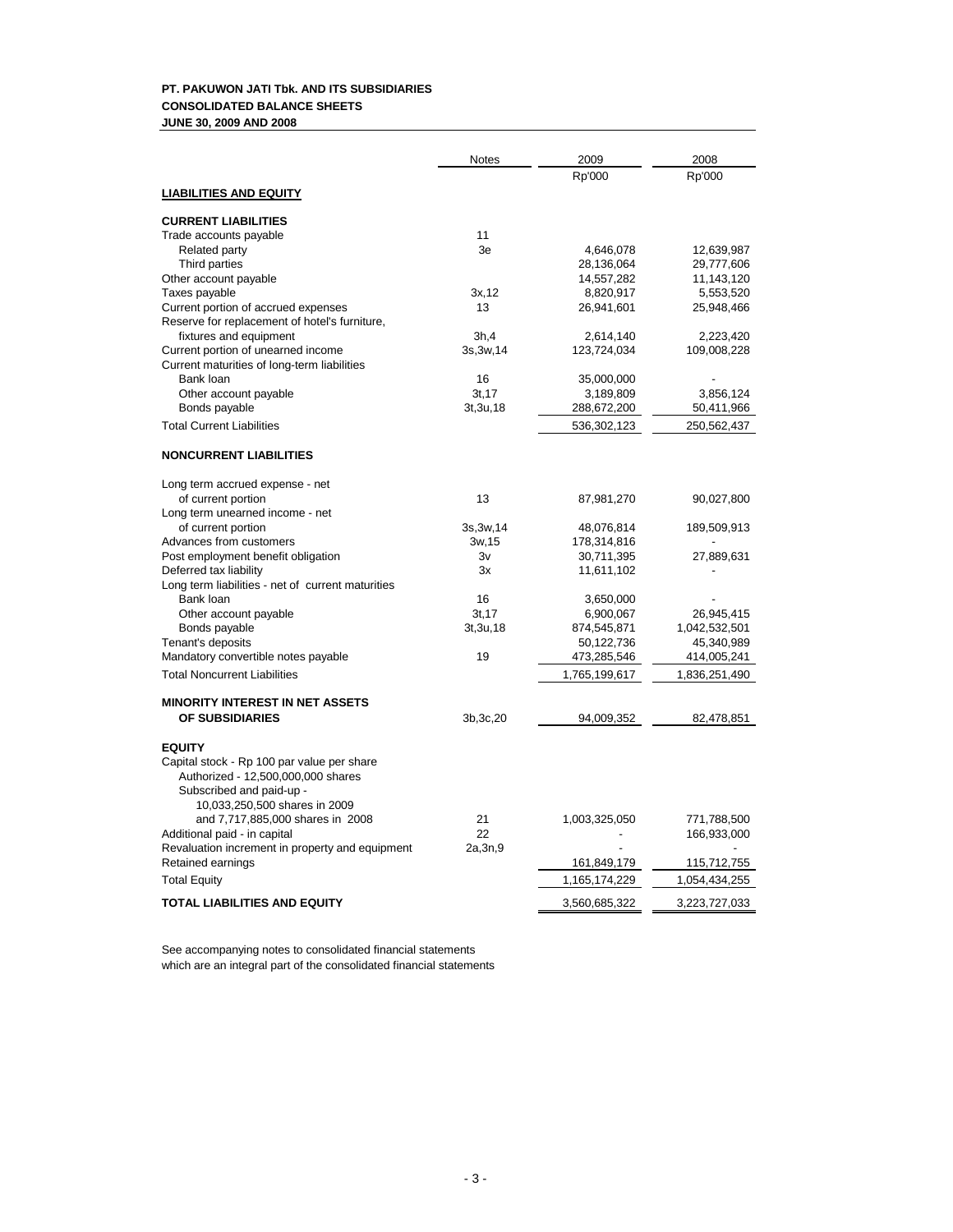**PT. PAKUWON JATI Tbk. AND ITS SUBSIDIARIES**
**CONSOLIDATED BALANCE SHEETS**
**JUNE 30, 2009 AND 2008**

| | Notes | 2009 | 2008 |
|---|---|---|---|
| | | Rp'000 | Rp'000 |
| **LIABILITIES AND EQUITY** | | | |
| **CURRENT LIABILITIES** | | | |
| Trade accounts payable | 11 | | |
| Related party | 3e | 4,646,078 | 12,639,987 |
| Third parties | | 28,136,064 | 29,777,606 |
| Other account payable | | 14,557,282 | 11,143,120 |
| Taxes payable | 3x,12 | 8,820,917 | 5,553,520 |
| Current portion of accrued expenses | 13 | 26,941,601 | 25,948,466 |
| Reserve for replacement of hotel's furniture, fixtures and equipment | 3h,4 | 2,614,140 | 2,223,420 |
| Current portion of unearned income | 3s,3w,14 | 123,724,034 | 109,008,228 |
| Current maturities of long-term liabilities | | | |
| Bank loan | 16 | 35,000,000 | - |
| Other account payable | 3t,17 | 3,189,809 | 3,856,124 |
| Bonds payable | 3t,3u,18 | 288,672,200 | 50,411,966 |
| Total Current Liabilities | | 536,302,123 | 250,562,437 |
| **NONCURRENT LIABILITIES** | | | |
| Long term accrued expense - net of current portion | 13 | 87,981,270 | 90,027,800 |
| Long term unearned income - net of current portion | 3s,3w,14 | 48,076,814 | 189,509,913 |
| Advances from customers | 3w,15 | 178,314,816 | - |
| Post employment benefit obligation | 3v | 30,711,395 | 27,889,631 |
| Deferred tax liability | 3x | 11,611,102 | - |
| Long term liabilities - net of current maturities | | | |
| Bank loan | 16 | 3,650,000 | - |
| Other account payable | 3t,17 | 6,900,067 | 26,945,415 |
| Bonds payable | 3t,3u,18 | 874,545,871 | 1,042,532,501 |
| Tenant's deposits | | 50,122,736 | 45,340,989 |
| Mandatory convertible notes payable | 19 | 473,285,546 | 414,005,241 |
| Total Noncurrent Liabilities | | 1,765,199,617 | 1,836,251,490 |
| **MINORITY INTEREST IN NET ASSETS OF SUBSIDIARIES** | 3b,3c,20 | 94,009,352 | 82,478,851 |
| **EQUITY** | | | |
| Capital stock - Rp 100 par value per share<br>Authorized - 12,500,000,000 shares<br>Subscribed and paid-up -<br>10,033,250,500 shares in 2009<br>and 7,717,885,000 shares in 2008 | 21 | 1,003,325,050 | 771,788,500 |
| Additional paid - in capital | 22 | - | 166,933,000 |
| Revaluation increment in property and equipment | 2a,3n,9 | - | - |
| Retained earnings | | 161,849,179 | 115,712,755 |
| Total Equity | | 1,165,174,229 | 1,054,434,255 |
| **TOTAL LIABILITIES AND EQUITY** | | 3,560,685,322 | 3,223,727,033 |

See accompanying notes to consolidated financial statements
which are an integral part of the consolidated financial statements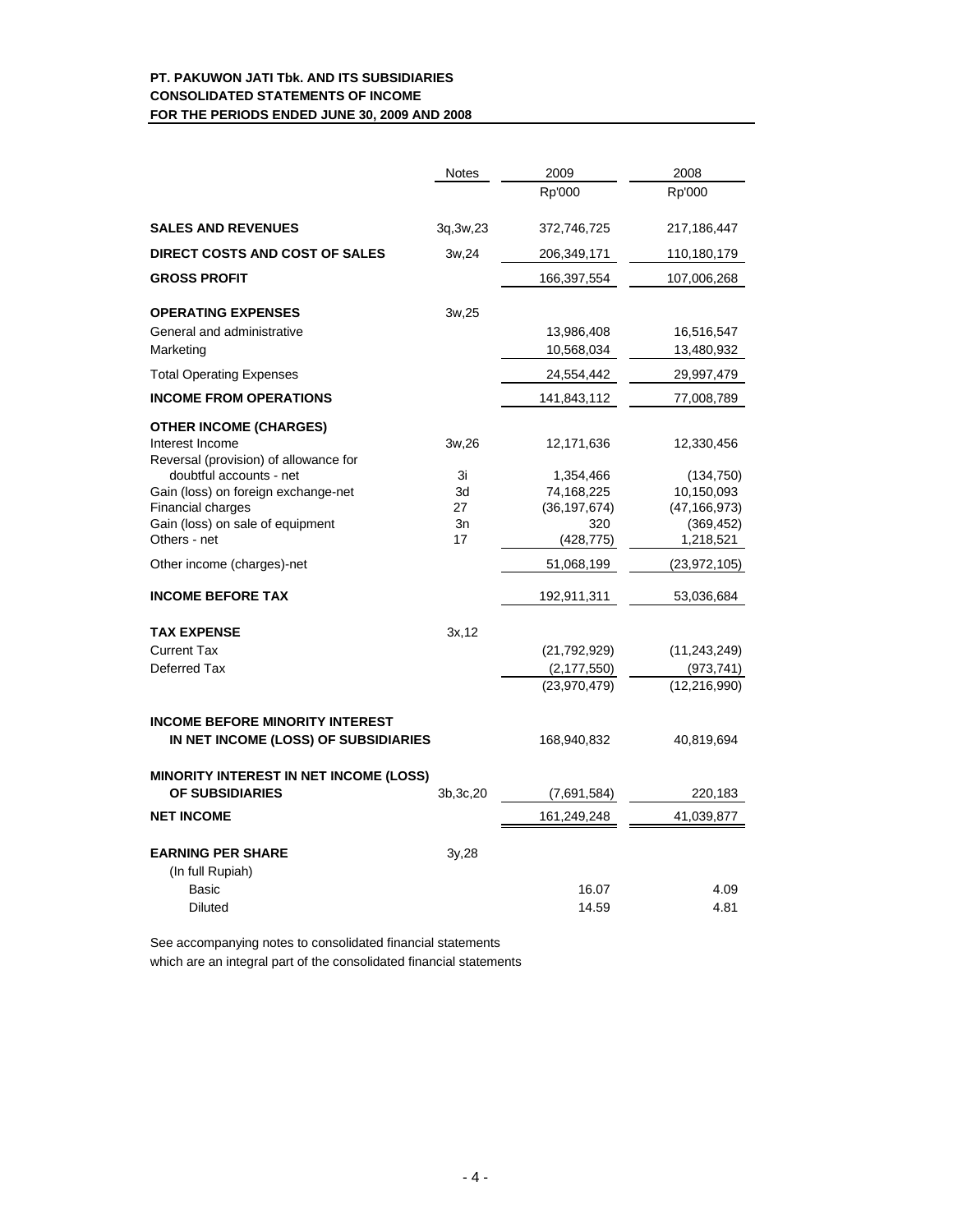**PT. PAKUWON JATI Tbk. AND ITS SUBSIDIARIES**
**CONSOLIDATED STATEMENTS OF INCOME**
**FOR THE PERIODS ENDED JUNE 30, 2009 AND 2008**

| | Notes | 2009 | 2008 |
|---|---|---|---|
| | | Rp'000 | Rp'000 |
| **SALES AND REVENUES** | 3q,3w,23 | 372,746,725 | 217,186,447 |
| **DIRECT COSTS AND COST OF SALES** | 3w,24 | 206,349,171 | 110,180,179 |
| **GROSS PROFIT** | | 166,397,554 | 107,006,268 |
| **OPERATING EXPENSES** | 3w,25 | | |
| General and administrative | | 13,986,408 | 16,516,547 |
| Marketing | | 10,568,034 | 13,480,932 |
| Total Operating Expenses | | 24,554,442 | 29,997,479 |
| **INCOME FROM OPERATIONS** | | 141,843,112 | 77,008,789 |
| **OTHER INCOME (CHARGES)** | | | |
| Interest Income | 3w,26 | 12,171,636 | 12,330,456 |
| Reversal (provision) of allowance for doubtful accounts - net | 3i | 1,354,466 | (134,750) |
| Gain (loss) on foreign exchange-net | 3d | 74,168,225 | 10,150,093 |
| Financial charges | 27 | (36,197,674) | (47,166,973) |
| Gain (loss) on sale of equipment | 3n | 320 | (369,452) |
| Others - net | 17 | (428,775) | 1,218,521 |
| Other income (charges)-net | | 51,068,199 | (23,972,105) |
| **INCOME BEFORE TAX** | | 192,911,311 | 53,036,684 |
| **TAX EXPENSE** | 3x,12 | | |
| Current Tax | | (21,792,929) | (11,243,249) |
| Deferred Tax | | (2,177,550) | (973,741) |
| | | (23,970,479) | (12,216,990) |
| **INCOME BEFORE MINORITY INTEREST IN NET INCOME (LOSS) OF SUBSIDIARIES** | | 168,940,832 | 40,819,694 |
| **MINORITY INTEREST IN NET INCOME (LOSS) OF SUBSIDIARIES** | 3b,3c,20 | (7,691,584) | 220,183 |
| **NET INCOME** | | 161,249,248 | 41,039,877 |
| **EARNING PER SHARE** | 3y,28 | | |
| (In full Rupiah) | | | |
| Basic | | 16.07 | 4.09 |
| Diluted | | 14.59 | 4.81 |

See accompanying notes to consolidated financial statements
which are an integral part of the consolidated financial statements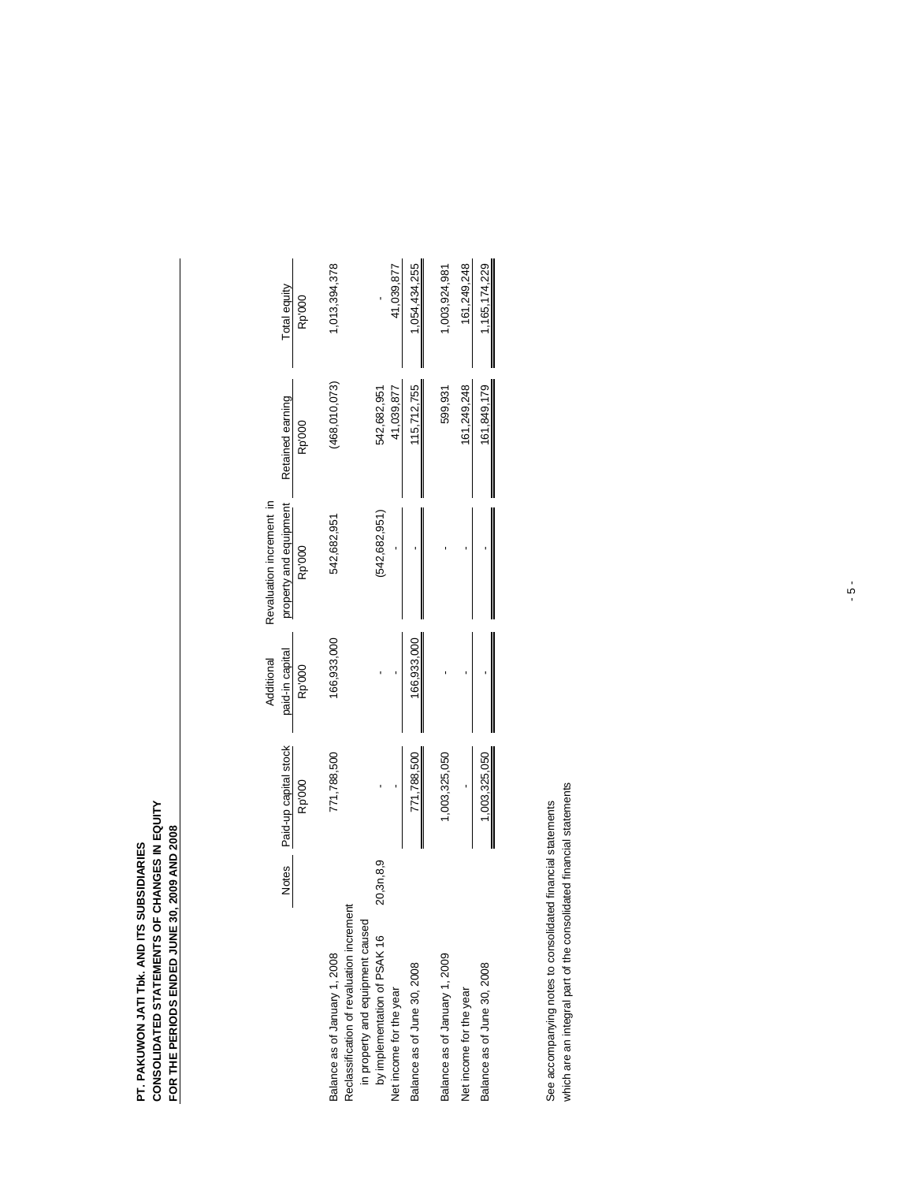**PT. PAKUWON JATI Tbk. AND ITS SUBSIDIARIES**
**CONSOLIDATED STATEMENTS OF CHANGES IN EQUITY**
**FOR THE PERIODS ENDED JUNE 30, 2009 AND 2008**

| | Notes | Paid-up capital stock | Additional paid-in capital | Revaluation increment in property and equipment | Retained earning | Total equity |
|---|---|---|---|---|---|---|
| | | Rp'000 | Rp'000 | Rp'000 | Rp'000 | Rp'000 |
| Balance as of January 1, 2008 | | 771,788,500 | 166,933,000 | 542,682,951 | (468,010,073) | 1,013,394,378 |
| Reclassification of revaluation increment in property and equipment caused by implementation of PSAK 16 | 20,3n,8,9 | - | - | (542,682,951) | 542,682,951 | - |
| Net income for the year | | - | - | - | 41,039,877 | 41,039,877 |
| Balance as of June 30, 2008 | | 771,788,500 | 166,933,000 | - | 115,712,755 | 1,054,434,255 |
| Balance as of January 1, 2009 | | 1,003,325,050 | - | - | 599,931 | 1,003,924,981 |
| Net income for the year | | - | - | - | 161,249,248 | 161,249,248 |
| Balance as of June 30, 2008 | | 1,003,325,050 | - | - | 161,849,179 | 1,165,174,229 |

See accompanying notes to consolidated financial statements
which are an integral part of the consolidated financial statements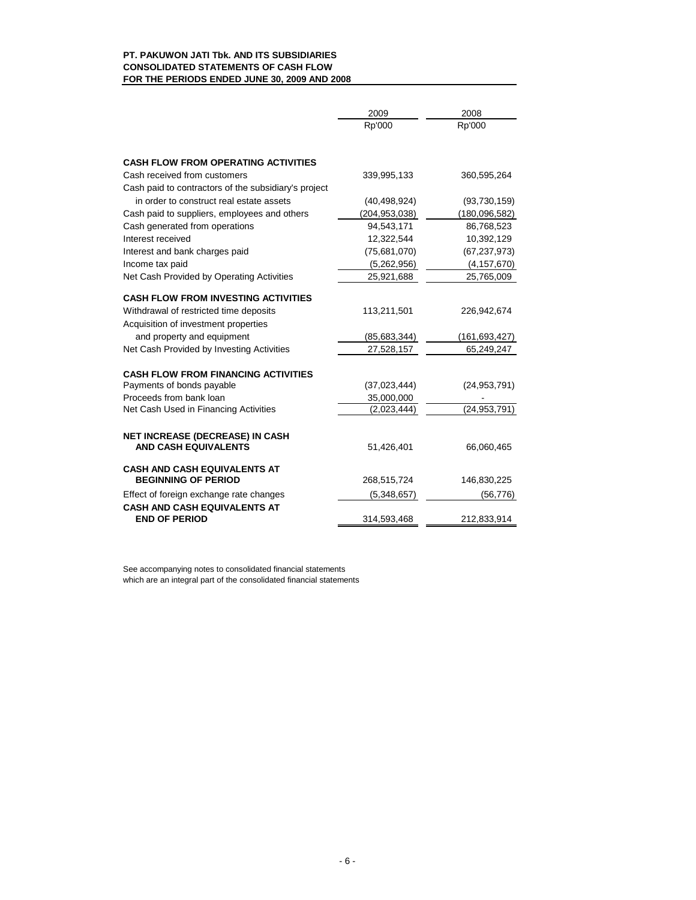**PT. PAKUWON JATI Tbk. AND ITS SUBSIDIARIES**
**CONSOLIDATED STATEMENTS OF CASH FLOW**
**FOR THE PERIODS ENDED JUNE 30, 2009 AND 2008**

| | 2009 | 2008 |
|---|---|---|
| | Rp'000 | Rp'000 |
| **CASH FLOW FROM OPERATING ACTIVITIES** | | |
| Cash received from customers | 339,995,133 | 360,595,264 |
| Cash paid to contractors of the subsidiary's project in order to construct real estate assets | (40,498,924) | (93,730,159) |
| Cash paid to suppliers, employees and others | (204,953,038) | (180,096,582) |
| Cash generated from operations | 94,543,171 | 86,768,523 |
| Interest received | 12,322,544 | 10,392,129 |
| Interest and bank charges paid | (75,681,070) | (67,237,973) |
| Income tax paid | (5,262,956) | (4,157,670) |
| Net Cash Provided by Operating Activities | 25,921,688 | 25,765,009 |
| **CASH FLOW FROM INVESTING ACTIVITIES** | | |
| Withdrawal of restricted time deposits | 113,211,501 | 226,942,674 |
| Acquisition of investment properties and property and equipment | (85,683,344) | (161,693,427) |
| Net Cash Provided by Investing Activities | 27,528,157 | 65,249,247 |
| **CASH FLOW FROM FINANCING ACTIVITIES** | | |
| Payments of bonds payable | (37,023,444) | (24,953,791) |
| Proceeds from bank loan | 35,000,000 | - |
| Net Cash Used in Financing Activities | (2,023,444) | (24,953,791) |
| **NET INCREASE (DECREASE) IN CASH AND CASH EQUIVALENTS** | 51,426,401 | 66,060,465 |
| **CASH AND CASH EQUIVALENTS AT BEGINNING OF PERIOD** | 268,515,724 | 146,830,225 |
| Effect of foreign exchange rate changes | (5,348,657) | (56,776) |
| **CASH AND CASH EQUIVALENTS AT END OF PERIOD** | 314,593,468 | 212,833,914 |

See accompanying notes to consolidated financial statements
which are an integral part of the consolidated financial statements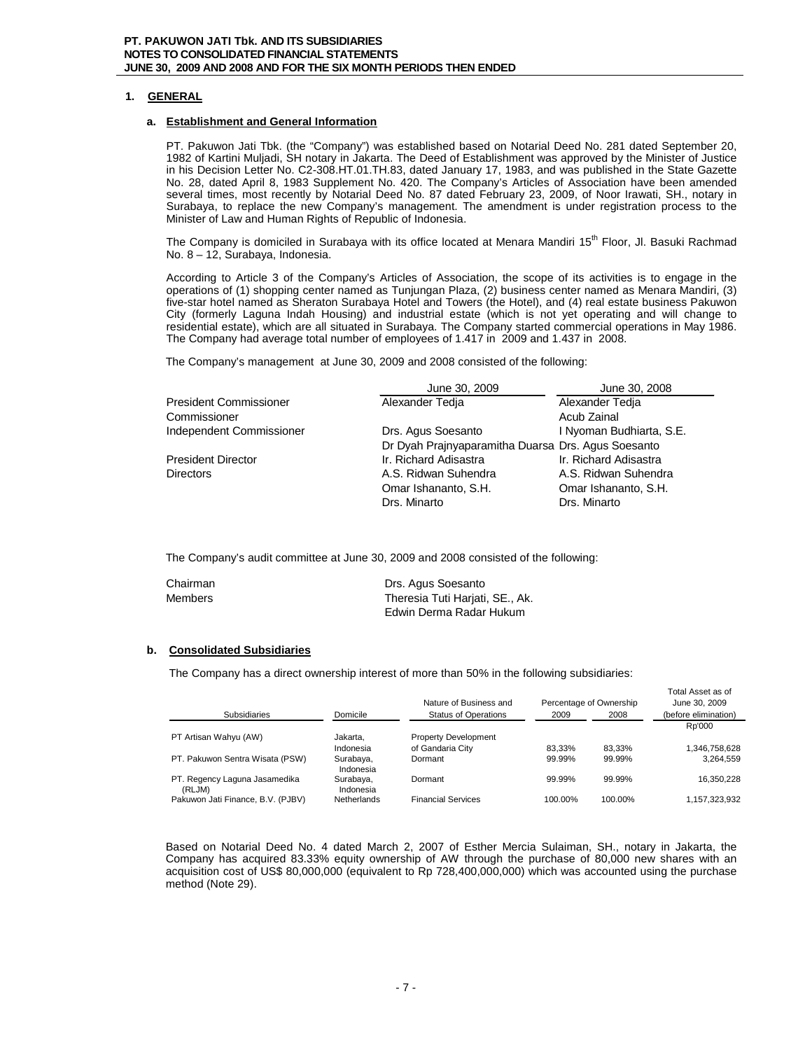## 1. GENERAL

### a. Establishment and General Information

PT. Pakuwon Jati Tbk. (the "Company") was established based on Notarial Deed No. 281 dated September 20, 1982 of Kartini Muljadi, SH notary in Jakarta. The Deed of Establishment was approved by the Minister of Justice in his Decision Letter No. C2-308.HT.01.TH.83, dated January 17, 1983, and was published in the State Gazette No. 28, dated April 8, 1983 Supplement No. 420. The Company's Articles of Association have been amended several times, most recently by Notarial Deed No. 87 dated February 23, 2009, of Noor Irawati, SH., notary in Surabaya, to replace the new Company's management. The amendment is under registration process to the Minister of Law and Human Rights of Republic of Indonesia.

The Company is domiciled in Surabaya with its office located at Menara Mandiri 15th Floor, Jl. Basuki Rachmad No. 8 – 12, Surabaya, Indonesia.

According to Article 3 of the Company's Articles of Association, the scope of its activities is to engage in the operations of (1) shopping center named as Tunjungan Plaza, (2) business center named as Menara Mandiri, (3) five-star hotel named as Sheraton Surabaya Hotel and Towers (the Hotel), and (4) real estate business Pakuwon City (formerly Laguna Indah Housing) and industrial estate (which is not yet operating and will change to residential estate), which are all situated in Surabaya. The Company started commercial operations in May 1986. The Company had average total number of employees of 1.417 in 2009 and 1.437 in 2008.

The Company's management at June 30, 2009 and 2008 consisted of the following:

| | June 30, 2009 | June 30, 2008 |
|---|---|---|
| President Commissioner | Alexander Tedja | Alexander Tedja |
| Commissioner | | Acub Zainal |
| Independent Commissioner | Drs. Agus Soesanto | I Nyoman Budhiarta, S.E. |
| | Dr Dyah Prajnyaparamitha Duarsa | Drs. Agus Soesanto |
| President Director | Ir. Richard Adisastra | Ir. Richard Adisastra |
| Directors | A.S. Ridwan Suhendra | A.S. Ridwan Suhendra |
| | Omar Ishananto, S.H. | Omar Ishananto, S.H. |
| | Drs. Minarto | Drs. Minarto |

The Company's audit committee at June 30, 2009 and 2008 consisted of the following:

| | |
|---|---|
| Chairman | Drs. Agus Soesanto |
| Members | Theresia Tuti Harjati, SE., Ak. |
| | Edwin Derma Radar Hukum |

### b. Consolidated Subsidiaries

The Company has a direct ownership interest of more than 50% in the following subsidiaries:

| Subsidiaries | Domicile | Nature of Business and Status of Operations | Percentage of Ownership 2009 | Percentage of Ownership 2008 | Total Asset as of June 30, 2009 (before elimination) |
|---|---|---|---|---|---|
| | | | | | Rp'000 |
| PT Artisan Wahyu (AW) | Jakarta, Indonesia | Property Development of Gandaria City | 83,33% | 83,33% | 1,346,758,628 |
| PT. Pakuwon Sentra Wisata (PSW) | Surabaya, Indonesia | Dormant | 99.99% | 99.99% | 3,264,559 |
| PT. Regency Laguna Jasamedika (RLJM) | Surabaya, Indonesia | Dormant | 99.99% | 99.99% | 16,350,228 |
| Pakuwon Jati Finance, B.V. (PJBV) | Netherlands | Financial Services | 100.00% | 100.00% | 1,157,323,932 |

Based on Notarial Deed No. 4 dated March 2, 2007 of Esther Mercia Sulaiman, SH., notary in Jakarta, the Company has acquired 83.33% equity ownership of AW through the purchase of 80,000 new shares with an acquisition cost of US$ 80,000,000 (equivalent to Rp 728,400,000,000) which was accounted using the purchase method (Note 29).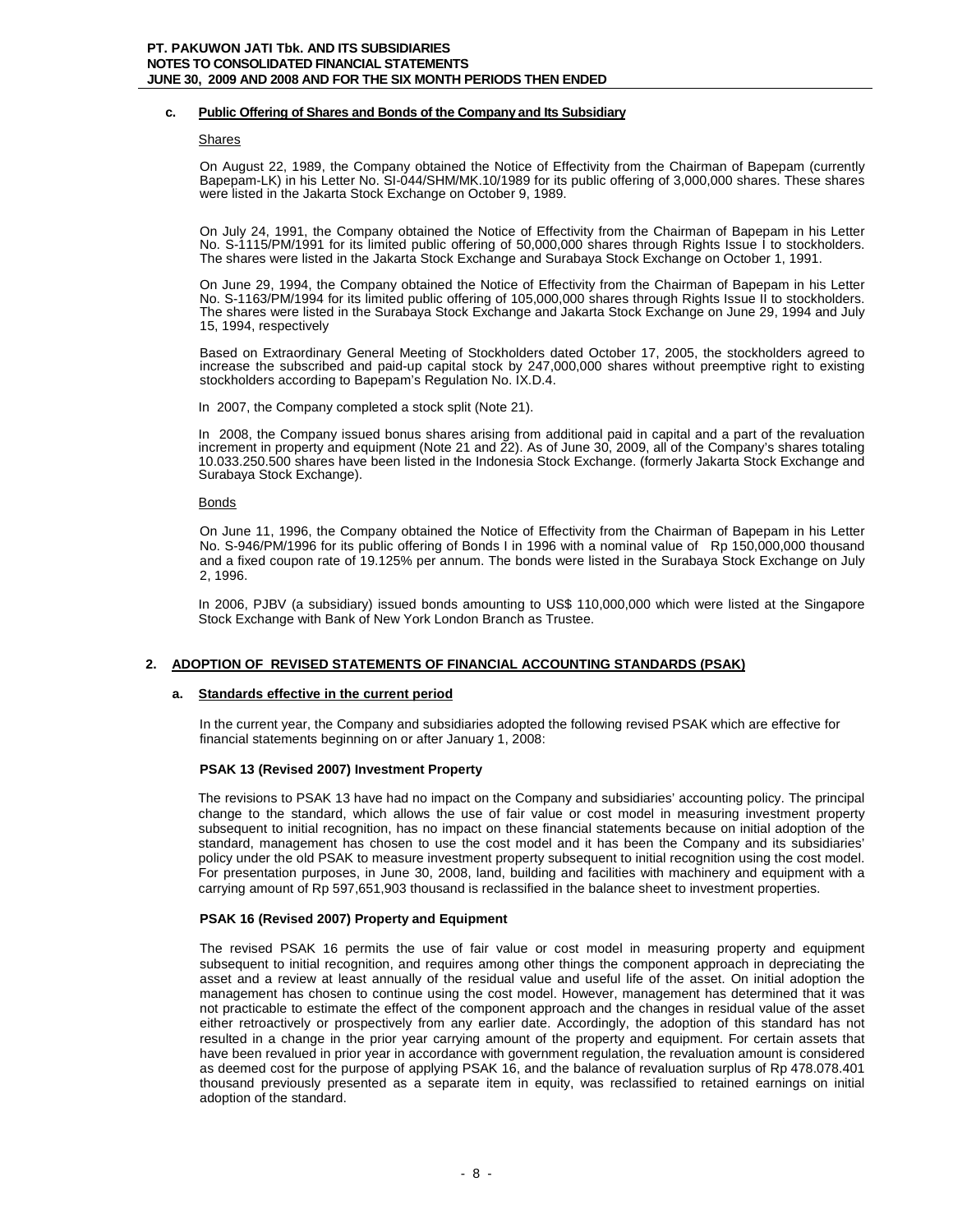#### c. Public Offering of Shares and Bonds of the Company and Its Subsidiary

Shares

On August 22, 1989, the Company obtained the Notice of Effectivity from the Chairman of Bapepam (currently Bapepam-LK) in his Letter No. SI-044/SHM/MK.10/1989 for its public offering of 3,000,000 shares. These shares were listed in the Jakarta Stock Exchange on October 9, 1989.

On July 24, 1991, the Company obtained the Notice of Effectivity from the Chairman of Bapepam in his Letter No. S-1115/PM/1991 for its limited public offering of 50,000,000 shares through Rights Issue I to stockholders. The shares were listed in the Jakarta Stock Exchange and Surabaya Stock Exchange on October 1, 1991.

On June 29, 1994, the Company obtained the Notice of Effectivity from the Chairman of Bapepam in his Letter No. S-1163/PM/1994 for its limited public offering of 105,000,000 shares through Rights Issue II to stockholders. The shares were listed in the Surabaya Stock Exchange and Jakarta Stock Exchange on June 29, 1994 and July 15, 1994, respectively

Based on Extraordinary General Meeting of Stockholders dated October 17, 2005, the stockholders agreed to increase the subscribed and paid-up capital stock by 247,000,000 shares without preemptive right to existing stockholders according to Bapepam's Regulation No. IX.D.4.

In 2007, the Company completed a stock split (Note 21).

In 2008, the Company issued bonus shares arising from additional paid in capital and a part of the revaluation increment in property and equipment (Note 21 and 22). As of June 30, 2009, all of the Company's shares totaling 10.033.250.500 shares have been listed in the Indonesia Stock Exchange. (formerly Jakarta Stock Exchange and Surabaya Stock Exchange).

Bonds

On June 11, 1996, the Company obtained the Notice of Effectivity from the Chairman of Bapepam in his Letter No. S-946/PM/1996 for its public offering of Bonds I in 1996 with a nominal value of Rp 150,000,000 thousand and a fixed coupon rate of 19.125% per annum. The bonds were listed in the Surabaya Stock Exchange on July 2, 1996.

In 2006, PJBV (a subsidiary) issued bonds amounting to US$ 110,000,000 which were listed at the Singapore Stock Exchange with Bank of New York London Branch as Trustee.

## 2. ADOPTION OF REVISED STATEMENTS OF FINANCIAL ACCOUNTING STANDARDS (PSAK)

### a. Standards effective in the current period

In the current year, the Company and subsidiaries adopted the following revised PSAK which are effective for financial statements beginning on or after January 1, 2008:

**PSAK 13 (Revised 2007) Investment Property**

The revisions to PSAK 13 have had no impact on the Company and subsidiaries' accounting policy. The principal change to the standard, which allows the use of fair value or cost model in measuring investment property subsequent to initial recognition, has no impact on these financial statements because on initial adoption of the standard, management has chosen to use the cost model and it has been the Company and its subsidiaries' policy under the old PSAK to measure investment property subsequent to initial recognition using the cost model. For presentation purposes, in June 30, 2008, land, building and facilities with machinery and equipment with a carrying amount of Rp 597,651,903 thousand is reclassified in the balance sheet to investment properties.

**PSAK 16 (Revised 2007) Property and Equipment**

The revised PSAK 16 permits the use of fair value or cost model in measuring property and equipment subsequent to initial recognition, and requires among other things the component approach in depreciating the asset and a review at least annually of the residual value and useful life of the asset. On initial adoption the management has chosen to continue using the cost model. However, management has determined that it was not practicable to estimate the effect of the component approach and the changes in residual value of the asset either retroactively or prospectively from any earlier date. Accordingly, the adoption of this standard has not resulted in a change in the prior year carrying amount of the property and equipment. For certain assets that have been revalued in prior year in accordance with government regulation, the revaluation amount is considered as deemed cost for the purpose of applying PSAK 16, and the balance of revaluation surplus of Rp 478.078.401 thousand previously presented as a separate item in equity, was reclassified to retained earnings on initial adoption of the standard.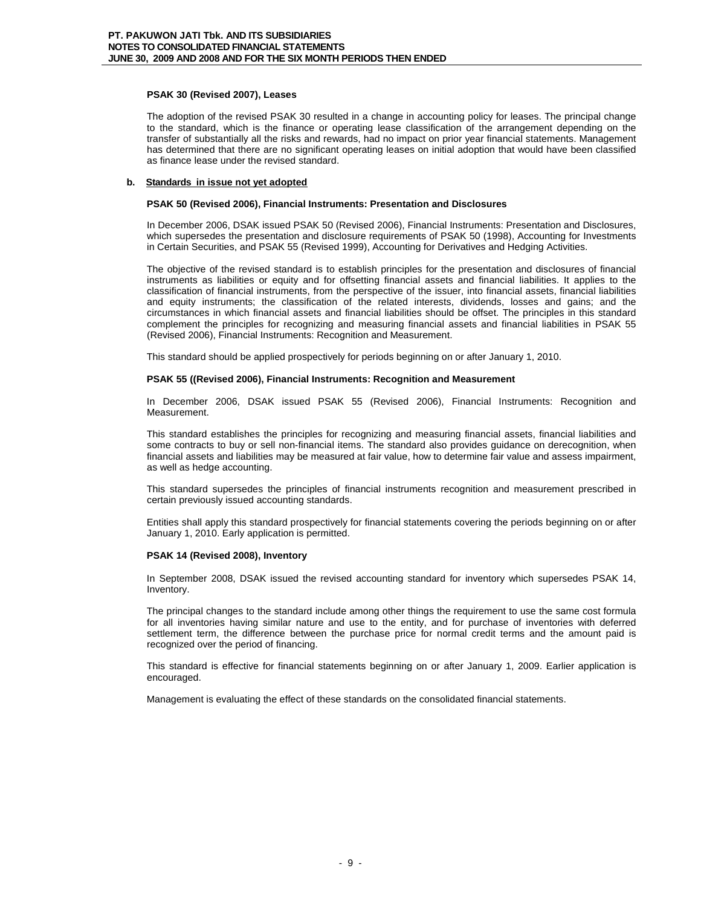**PSAK 30 (Revised 2007), Leases**

The adoption of the revised PSAK 30 resulted in a change in accounting policy for leases. The principal change to the standard, which is the finance or operating lease classification of the arrangement depending on the transfer of substantially all the risks and rewards, had no impact on prior year financial statements. Management has determined that there are no significant operating leases on initial adoption that would have been classified as finance lease under the revised standard.

**b. Standards in issue not yet adopted**

**PSAK 50 (Revised 2006), Financial Instruments: Presentation and Disclosures**

In December 2006, DSAK issued PSAK 50 (Revised 2006), Financial Instruments: Presentation and Disclosures, which supersedes the presentation and disclosure requirements of PSAK 50 (1998), Accounting for Investments in Certain Securities, and PSAK 55 (Revised 1999), Accounting for Derivatives and Hedging Activities.

The objective of the revised standard is to establish principles for the presentation and disclosures of financial instruments as liabilities or equity and for offsetting financial assets and financial liabilities. It applies to the classification of financial instruments, from the perspective of the issuer, into financial assets, financial liabilities and equity instruments; the classification of the related interests, dividends, losses and gains; and the circumstances in which financial assets and financial liabilities should be offset. The principles in this standard complement the principles for recognizing and measuring financial assets and financial liabilities in PSAK 55 (Revised 2006), Financial Instruments: Recognition and Measurement.

This standard should be applied prospectively for periods beginning on or after January 1, 2010.

**PSAK 55 ((Revised 2006), Financial Instruments: Recognition and Measurement**

In December 2006, DSAK issued PSAK 55 (Revised 2006), Financial Instruments: Recognition and Measurement.

This standard establishes the principles for recognizing and measuring financial assets, financial liabilities and some contracts to buy or sell non-financial items. The standard also provides guidance on derecognition, when financial assets and liabilities may be measured at fair value, how to determine fair value and assess impairment, as well as hedge accounting.

This standard supersedes the principles of financial instruments recognition and measurement prescribed in certain previously issued accounting standards.

Entities shall apply this standard prospectively for financial statements covering the periods beginning on or after January 1, 2010. Early application is permitted.

**PSAK 14 (Revised 2008), Inventory**

In September 2008, DSAK issued the revised accounting standard for inventory which supersedes PSAK 14, Inventory.

The principal changes to the standard include among other things the requirement to use the same cost formula for all inventories having similar nature and use to the entity, and for purchase of inventories with deferred settlement term, the difference between the purchase price for normal credit terms and the amount paid is recognized over the period of financing.

This standard is effective for financial statements beginning on or after January 1, 2009. Earlier application is encouraged.

Management is evaluating the effect of these standards on the consolidated financial statements.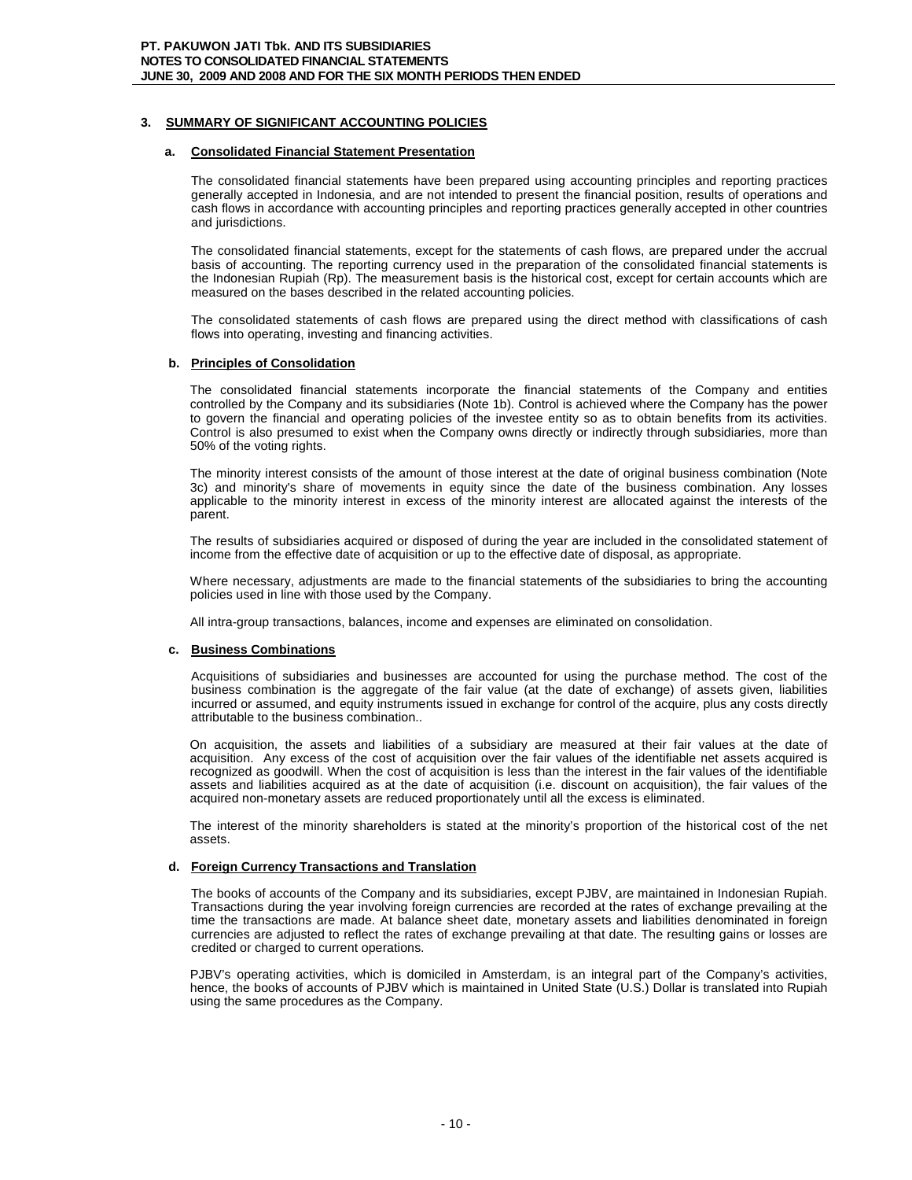## 3. SUMMARY OF SIGNIFICANT ACCOUNTING POLICIES

### a. Consolidated Financial Statement Presentation

The consolidated financial statements have been prepared using accounting principles and reporting practices generally accepted in Indonesia, and are not intended to present the financial position, results of operations and cash flows in accordance with accounting principles and reporting practices generally accepted in other countries and jurisdictions.

The consolidated financial statements, except for the statements of cash flows, are prepared under the accrual basis of accounting. The reporting currency used in the preparation of the consolidated financial statements is the Indonesian Rupiah (Rp). The measurement basis is the historical cost, except for certain accounts which are measured on the bases described in the related accounting policies.

The consolidated statements of cash flows are prepared using the direct method with classifications of cash flows into operating, investing and financing activities.

### b. Principles of Consolidation

The consolidated financial statements incorporate the financial statements of the Company and entities controlled by the Company and its subsidiaries (Note 1b). Control is achieved where the Company has the power to govern the financial and operating policies of the investee entity so as to obtain benefits from its activities. Control is also presumed to exist when the Company owns directly or indirectly through subsidiaries, more than 50% of the voting rights.

The minority interest consists of the amount of those interest at the date of original business combination (Note 3c) and minority's share of movements in equity since the date of the business combination. Any losses applicable to the minority interest in excess of the minority interest are allocated against the interests of the parent.

The results of subsidiaries acquired or disposed of during the year are included in the consolidated statement of income from the effective date of acquisition or up to the effective date of disposal, as appropriate.

Where necessary, adjustments are made to the financial statements of the subsidiaries to bring the accounting policies used in line with those used by the Company.

All intra-group transactions, balances, income and expenses are eliminated on consolidation.

### c. Business Combinations

Acquisitions of subsidiaries and businesses are accounted for using the purchase method. The cost of the business combination is the aggregate of the fair value (at the date of exchange) of assets given, liabilities incurred or assumed, and equity instruments issued in exchange for control of the acquire, plus any costs directly attributable to the business combination..

On acquisition, the assets and liabilities of a subsidiary are measured at their fair values at the date of acquisition. Any excess of the cost of acquisition over the fair values of the identifiable net assets acquired is recognized as goodwill. When the cost of acquisition is less than the interest in the fair values of the identifiable assets and liabilities acquired as at the date of acquisition (i.e. discount on acquisition), the fair values of the acquired non-monetary assets are reduced proportionately until all the excess is eliminated.

The interest of the minority shareholders is stated at the minority's proportion of the historical cost of the net assets.

### d. Foreign Currency Transactions and Translation

The books of accounts of the Company and its subsidiaries, except PJBV, are maintained in Indonesian Rupiah. Transactions during the year involving foreign currencies are recorded at the rates of exchange prevailing at the time the transactions are made. At balance sheet date, monetary assets and liabilities denominated in foreign currencies are adjusted to reflect the rates of exchange prevailing at that date. The resulting gains or losses are credited or charged to current operations.

PJBV's operating activities, which is domiciled in Amsterdam, is an integral part of the Company's activities, hence, the books of accounts of PJBV which is maintained in United State (U.S.) Dollar is translated into Rupiah using the same procedures as the Company.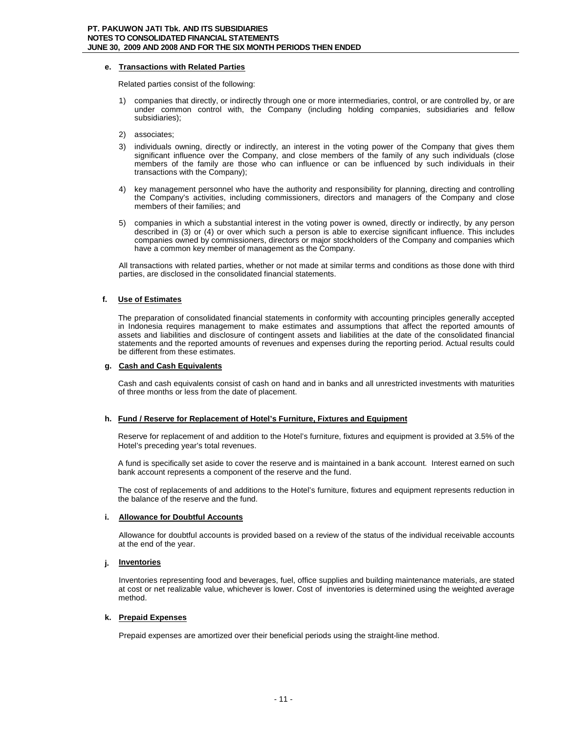#### e. Transactions with Related Parties

Related parties consist of the following:

1) companies that directly, or indirectly through one or more intermediaries, control, or are controlled by, or are under common control with, the Company (including holding companies, subsidiaries and fellow subsidiaries);

2) associates;

3) individuals owning, directly or indirectly, an interest in the voting power of the Company that gives them significant influence over the Company, and close members of the family of any such individuals (close members of the family are those who can influence or can be influenced by such individuals in their transactions with the Company);

4) key management personnel who have the authority and responsibility for planning, directing and controlling the Company's activities, including commissioners, directors and managers of the Company and close members of their families; and

5) companies in which a substantial interest in the voting power is owned, directly or indirectly, by any person described in (3) or (4) or over which such a person is able to exercise significant influence. This includes companies owned by commissioners, directors or major stockholders of the Company and companies which have a common key member of management as the Company.

All transactions with related parties, whether or not made at similar terms and conditions as those done with third parties, are disclosed in the consolidated financial statements.

#### f. Use of Estimates

The preparation of consolidated financial statements in conformity with accounting principles generally accepted in Indonesia requires management to make estimates and assumptions that affect the reported amounts of assets and liabilities and disclosure of contingent assets and liabilities at the date of the consolidated financial statements and the reported amounts of revenues and expenses during the reporting period. Actual results could be different from these estimates.

#### g. Cash and Cash Equivalents

Cash and cash equivalents consist of cash on hand and in banks and all unrestricted investments with maturities of three months or less from the date of placement.

#### h. Fund / Reserve for Replacement of Hotel's Furniture, Fixtures and Equipment

Reserve for replacement of and addition to the Hotel's furniture, fixtures and equipment is provided at 3.5% of the Hotel's preceding year's total revenues.

A fund is specifically set aside to cover the reserve and is maintained in a bank account. Interest earned on such bank account represents a component of the reserve and the fund.

The cost of replacements of and additions to the Hotel's furniture, fixtures and equipment represents reduction in the balance of the reserve and the fund.

#### i. Allowance for Doubtful Accounts

Allowance for doubtful accounts is provided based on a review of the status of the individual receivable accounts at the end of the year.

#### j. Inventories

Inventories representing food and beverages, fuel, office supplies and building maintenance materials, are stated at cost or net realizable value, whichever is lower. Cost of inventories is determined using the weighted average method.

#### k. Prepaid Expenses

Prepaid expenses are amortized over their beneficial periods using the straight-line method.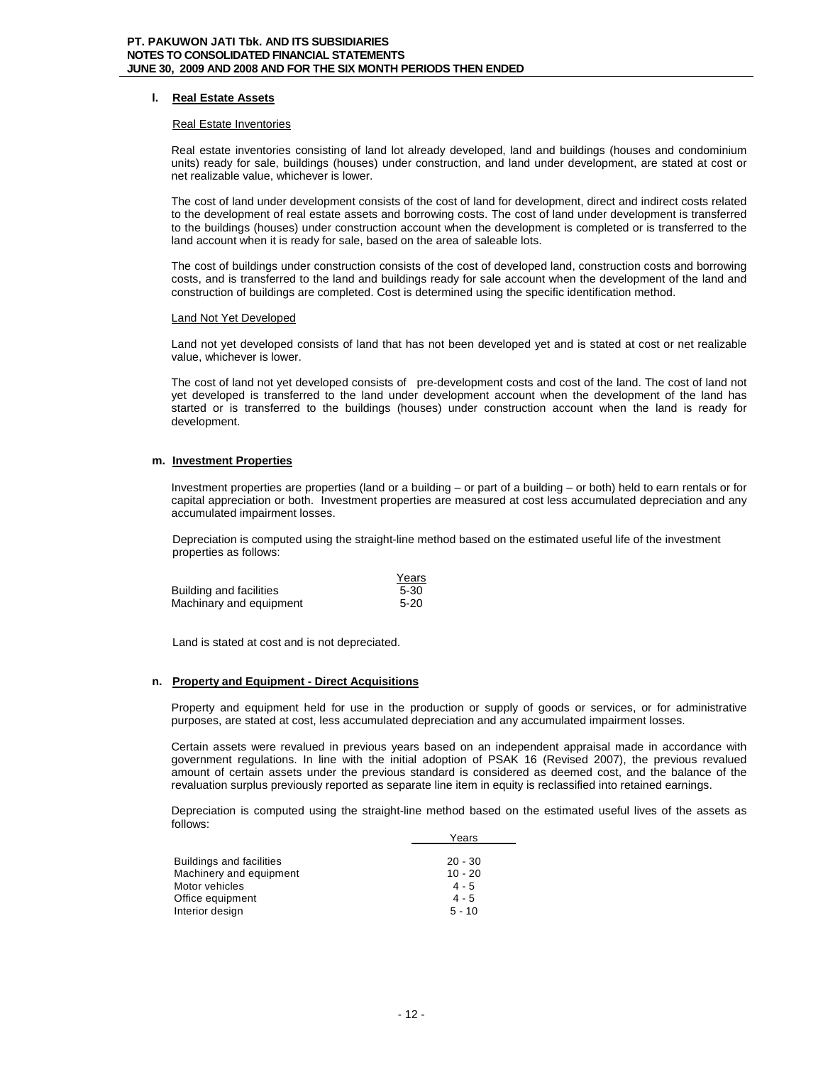**l. Real Estate Assets**

Real Estate Inventories

Real estate inventories consisting of land lot already developed, land and buildings (houses and condominium units) ready for sale, buildings (houses) under construction, and land under development, are stated at cost or net realizable value, whichever is lower.

The cost of land under development consists of the cost of land for development, direct and indirect costs related to the development of real estate assets and borrowing costs. The cost of land under development is transferred to the buildings (houses) under construction account when the development is completed or is transferred to the land account when it is ready for sale, based on the area of saleable lots.

The cost of buildings under construction consists of the cost of developed land, construction costs and borrowing costs, and is transferred to the land and buildings ready for sale account when the development of the land and construction of buildings are completed. Cost is determined using the specific identification method.

Land Not Yet Developed

Land not yet developed consists of land that has not been developed yet and is stated at cost or net realizable value, whichever is lower.

The cost of land not yet developed consists of pre-development costs and cost of the land. The cost of land not yet developed is transferred to the land under development account when the development of the land has started or is transferred to the buildings (houses) under construction account when the land is ready for development.

**m. Investment Properties**

Investment properties are properties (land or a building – or part of a building – or both) held to earn rentals or for capital appreciation or both. Investment properties are measured at cost less accumulated depreciation and any accumulated impairment losses.

Depreciation is computed using the straight-line method based on the estimated useful life of the investment properties as follows:

| | Years |
|---|---|
| Building and facilities | 5-30 |
| Machinary and equipment | 5-20 |

Land is stated at cost and is not depreciated.

**n. Property and Equipment - Direct Acquisitions**

Property and equipment held for use in the production or supply of goods or services, or for administrative purposes, are stated at cost, less accumulated depreciation and any accumulated impairment losses.

Certain assets were revalued in previous years based on an independent appraisal made in accordance with government regulations. In line with the initial adoption of PSAK 16 (Revised 2007), the previous revalued amount of certain assets under the previous standard is considered as deemed cost, and the balance of the revaluation surplus previously reported as separate line item in equity is reclassified into retained earnings.

Depreciation is computed using the straight-line method based on the estimated useful lives of the assets as follows:

| | Years |
|---|---|
| Buildings and facilities | 20 - 30 |
| Machinery and equipment | 10 - 20 |
| Motor vehicles | 4 - 5 |
| Office equipment | 4 - 5 |
| Interior design | 5 - 10 |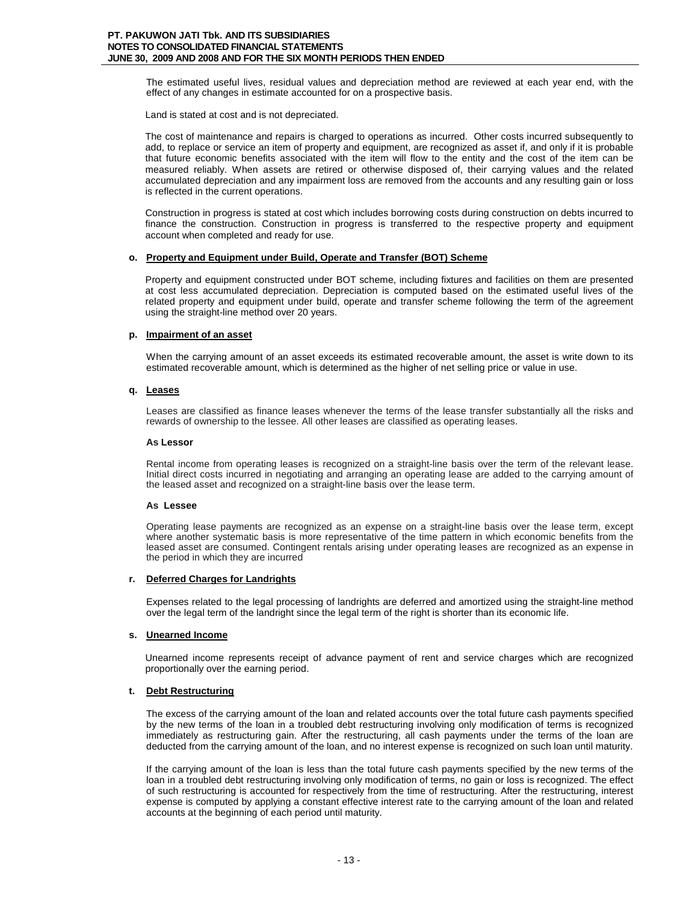The estimated useful lives, residual values and depreciation method are reviewed at each year end, with the effect of any changes in estimate accounted for on a prospective basis.

Land is stated at cost and is not depreciated.

The cost of maintenance and repairs is charged to operations as incurred. Other costs incurred subsequently to add, to replace or service an item of property and equipment, are recognized as asset if, and only if it is probable that future economic benefits associated with the item will flow to the entity and the cost of the item can be measured reliably. When assets are retired or otherwise disposed of, their carrying values and the related accumulated depreciation and any impairment loss are removed from the accounts and any resulting gain or loss is reflected in the current operations.

Construction in progress is stated at cost which includes borrowing costs during construction on debts incurred to finance the construction. Construction in progress is transferred to the respective property and equipment account when completed and ready for use.

**o. Property and Equipment under Build, Operate and Transfer (BOT) Scheme**

Property and equipment constructed under BOT scheme, including fixtures and facilities on them are presented at cost less accumulated depreciation. Depreciation is computed based on the estimated useful lives of the related property and equipment under build, operate and transfer scheme following the term of the agreement using the straight-line method over 20 years.

**p. Impairment of an asset**

When the carrying amount of an asset exceeds its estimated recoverable amount, the asset is write down to its estimated recoverable amount, which is determined as the higher of net selling price or value in use.

**q. Leases**

Leases are classified as finance leases whenever the terms of the lease transfer substantially all the risks and rewards of ownership to the lessee. All other leases are classified as operating leases.

**As Lessor**

Rental income from operating leases is recognized on a straight-line basis over the term of the relevant lease. Initial direct costs incurred in negotiating and arranging an operating lease are added to the carrying amount of the leased asset and recognized on a straight-line basis over the lease term.

**As Lessee**

Operating lease payments are recognized as an expense on a straight-line basis over the lease term, except where another systematic basis is more representative of the time pattern in which economic benefits from the leased asset are consumed. Contingent rentals arising under operating leases are recognized as an expense in the period in which they are incurred

**r. Deferred Charges for Landrights**

Expenses related to the legal processing of landrights are deferred and amortized using the straight-line method over the legal term of the landright since the legal term of the right is shorter than its economic life.

**s. Unearned Income**

Unearned income represents receipt of advance payment of rent and service charges which are recognized proportionally over the earning period.

**t. Debt Restructuring**

The excess of the carrying amount of the loan and related accounts over the total future cash payments specified by the new terms of the loan in a troubled debt restructuring involving only modification of terms is recognized immediately as restructuring gain. After the restructuring, all cash payments under the terms of the loan are deducted from the carrying amount of the loan, and no interest expense is recognized on such loan until maturity.

If the carrying amount of the loan is less than the total future cash payments specified by the new terms of the loan in a troubled debt restructuring involving only modification of terms, no gain or loss is recognized. The effect of such restructuring is accounted for respectively from the time of restructuring. After the restructuring, interest expense is computed by applying a constant effective interest rate to the carrying amount of the loan and related accounts at the beginning of each period until maturity.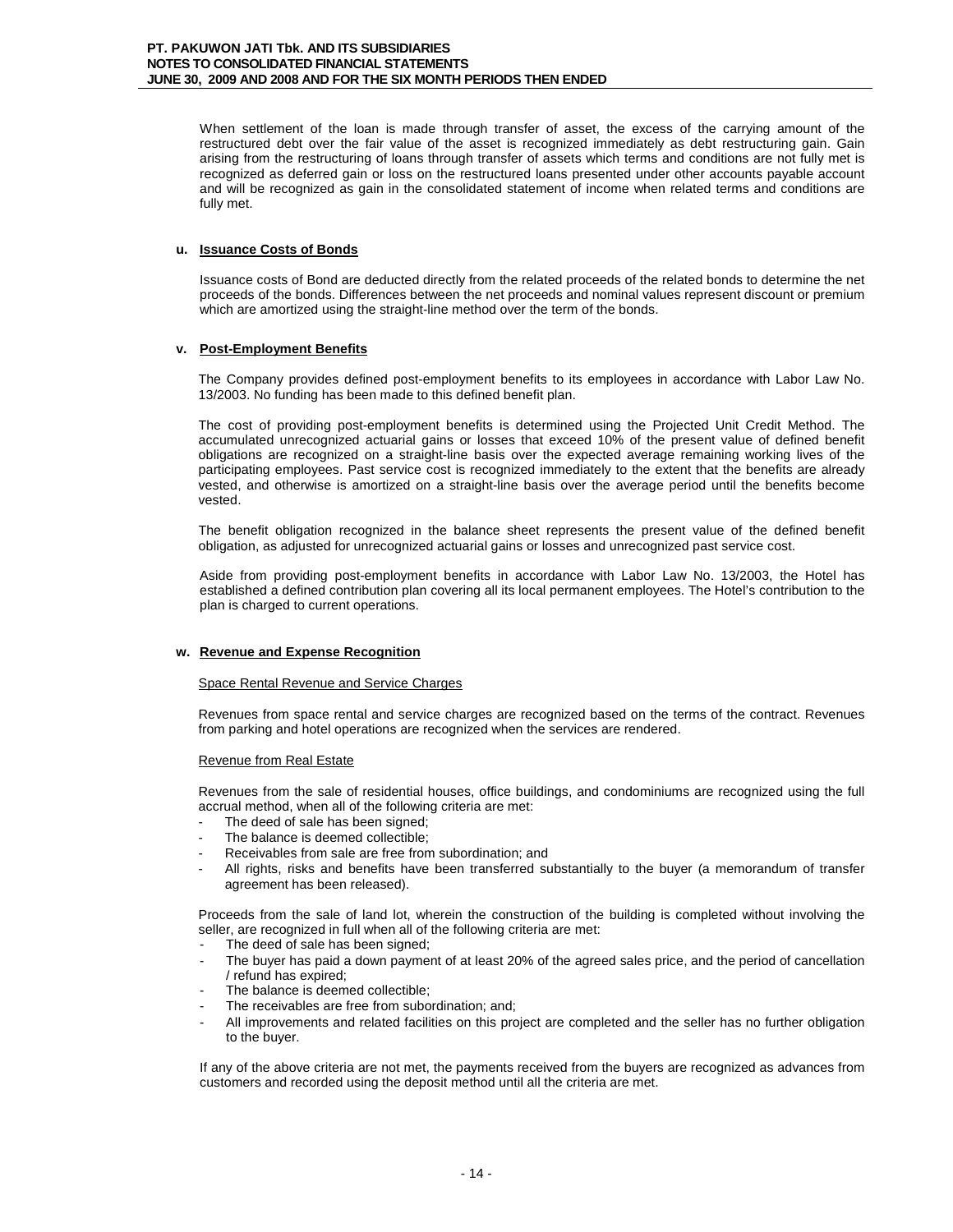When settlement of the loan is made through transfer of asset, the excess of the carrying amount of the restructured debt over the fair value of the asset is recognized immediately as debt restructuring gain. Gain arising from the restructuring of loans through transfer of assets which terms and conditions are not fully met is recognized as deferred gain or loss on the restructured loans presented under other accounts payable account and will be recognized as gain in the consolidated statement of income when related terms and conditions are fully met.

### u. Issuance Costs of Bonds

Issuance costs of Bond are deducted directly from the related proceeds of the related bonds to determine the net proceeds of the bonds. Differences between the net proceeds and nominal values represent discount or premium which are amortized using the straight-line method over the term of the bonds.

### v. Post-Employment Benefits

The Company provides defined post-employment benefits to its employees in accordance with Labor Law No. 13/2003. No funding has been made to this defined benefit plan.

The cost of providing post-employment benefits is determined using the Projected Unit Credit Method. The accumulated unrecognized actuarial gains or losses that exceed 10% of the present value of defined benefit obligations are recognized on a straight-line basis over the expected average remaining working lives of the participating employees. Past service cost is recognized immediately to the extent that the benefits are already vested, and otherwise is amortized on a straight-line basis over the average period until the benefits become vested.

The benefit obligation recognized in the balance sheet represents the present value of the defined benefit obligation, as adjusted for unrecognized actuarial gains or losses and unrecognized past service cost.

Aside from providing post-employment benefits in accordance with Labor Law No. 13/2003, the Hotel has established a defined contribution plan covering all its local permanent employees. The Hotel's contribution to the plan is charged to current operations.

### w. Revenue and Expense Recognition

Space Rental Revenue and Service Charges

Revenues from space rental and service charges are recognized based on the terms of the contract. Revenues from parking and hotel operations are recognized when the services are rendered.

Revenue from Real Estate

Revenues from the sale of residential houses, office buildings, and condominiums are recognized using the full accrual method, when all of the following criteria are met:

- The deed of sale has been signed;
- The balance is deemed collectible;
- Receivables from sale are free from subordination; and
- All rights, risks and benefits have been transferred substantially to the buyer (a memorandum of transfer agreement has been released).

Proceeds from the sale of land lot, wherein the construction of the building is completed without involving the seller, are recognized in full when all of the following criteria are met:

- The deed of sale has been signed;
- The buyer has paid a down payment of at least 20% of the agreed sales price, and the period of cancellation / refund has expired;
- The balance is deemed collectible;
- The receivables are free from subordination; and;
- All improvements and related facilities on this project are completed and the seller has no further obligation to the buyer.

If any of the above criteria are not met, the payments received from the buyers are recognized as advances from customers and recorded using the deposit method until all the criteria are met.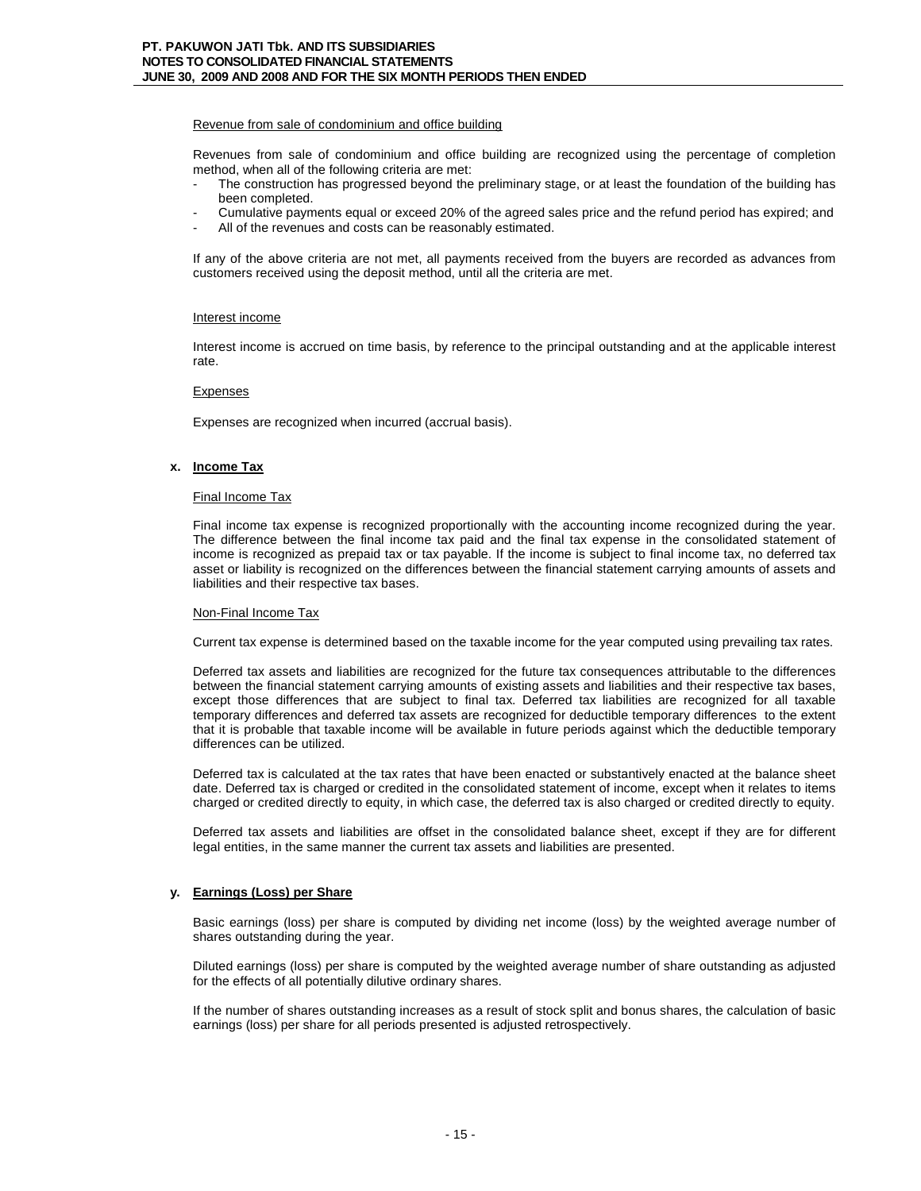Revenue from sale of condominium and office building

Revenues from sale of condominium and office building are recognized using the percentage of completion method, when all of the following criteria are met:

- The construction has progressed beyond the preliminary stage, or at least the foundation of the building has been completed.
- Cumulative payments equal or exceed 20% of the agreed sales price and the refund period has expired; and
- All of the revenues and costs can be reasonably estimated.

If any of the above criteria are not met, all payments received from the buyers are recorded as advances from customers received using the deposit method, until all the criteria are met.

Interest income

Interest income is accrued on time basis, by reference to the principal outstanding and at the applicable interest rate.

Expenses

Expenses are recognized when incurred (accrual basis).

**x. Income Tax**

Final Income Tax

Final income tax expense is recognized proportionally with the accounting income recognized during the year. The difference between the final income tax paid and the final tax expense in the consolidated statement of income is recognized as prepaid tax or tax payable. If the income is subject to final income tax, no deferred tax asset or liability is recognized on the differences between the financial statement carrying amounts of assets and liabilities and their respective tax bases.

Non-Final Income Tax

Current tax expense is determined based on the taxable income for the year computed using prevailing tax rates.

Deferred tax assets and liabilities are recognized for the future tax consequences attributable to the differences between the financial statement carrying amounts of existing assets and liabilities and their respective tax bases, except those differences that are subject to final tax. Deferred tax liabilities are recognized for all taxable temporary differences and deferred tax assets are recognized for deductible temporary differences to the extent that it is probable that taxable income will be available in future periods against which the deductible temporary differences can be utilized.

Deferred tax is calculated at the tax rates that have been enacted or substantively enacted at the balance sheet date. Deferred tax is charged or credited in the consolidated statement of income, except when it relates to items charged or credited directly to equity, in which case, the deferred tax is also charged or credited directly to equity.

Deferred tax assets and liabilities are offset in the consolidated balance sheet, except if they are for different legal entities, in the same manner the current tax assets and liabilities are presented.

**y. Earnings (Loss) per Share**

Basic earnings (loss) per share is computed by dividing net income (loss) by the weighted average number of shares outstanding during the year.

Diluted earnings (loss) per share is computed by the weighted average number of share outstanding as adjusted for the effects of all potentially dilutive ordinary shares.

If the number of shares outstanding increases as a result of stock split and bonus shares, the calculation of basic earnings (loss) per share for all periods presented is adjusted retrospectively.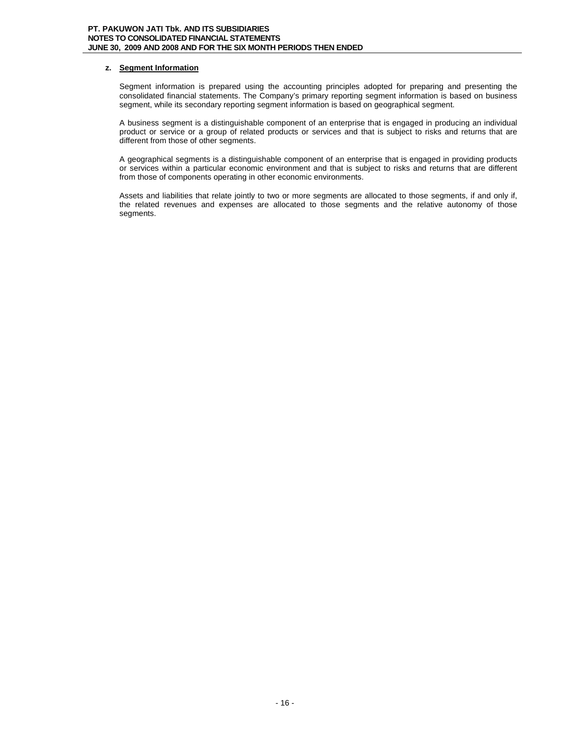**z. Segment Information**

Segment information is prepared using the accounting principles adopted for preparing and presenting the consolidated financial statements. The Company's primary reporting segment information is based on business segment, while its secondary reporting segment information is based on geographical segment.

A business segment is a distinguishable component of an enterprise that is engaged in producing an individual product or service or a group of related products or services and that is subject to risks and returns that are different from those of other segments.

A geographical segments is a distinguishable component of an enterprise that is engaged in providing products or services within a particular economic environment and that is subject to risks and returns that are different from those of components operating in other economic environments.

Assets and liabilities that relate jointly to two or more segments are allocated to those segments, if and only if, the related revenues and expenses are allocated to those segments and the relative autonomy of those segments.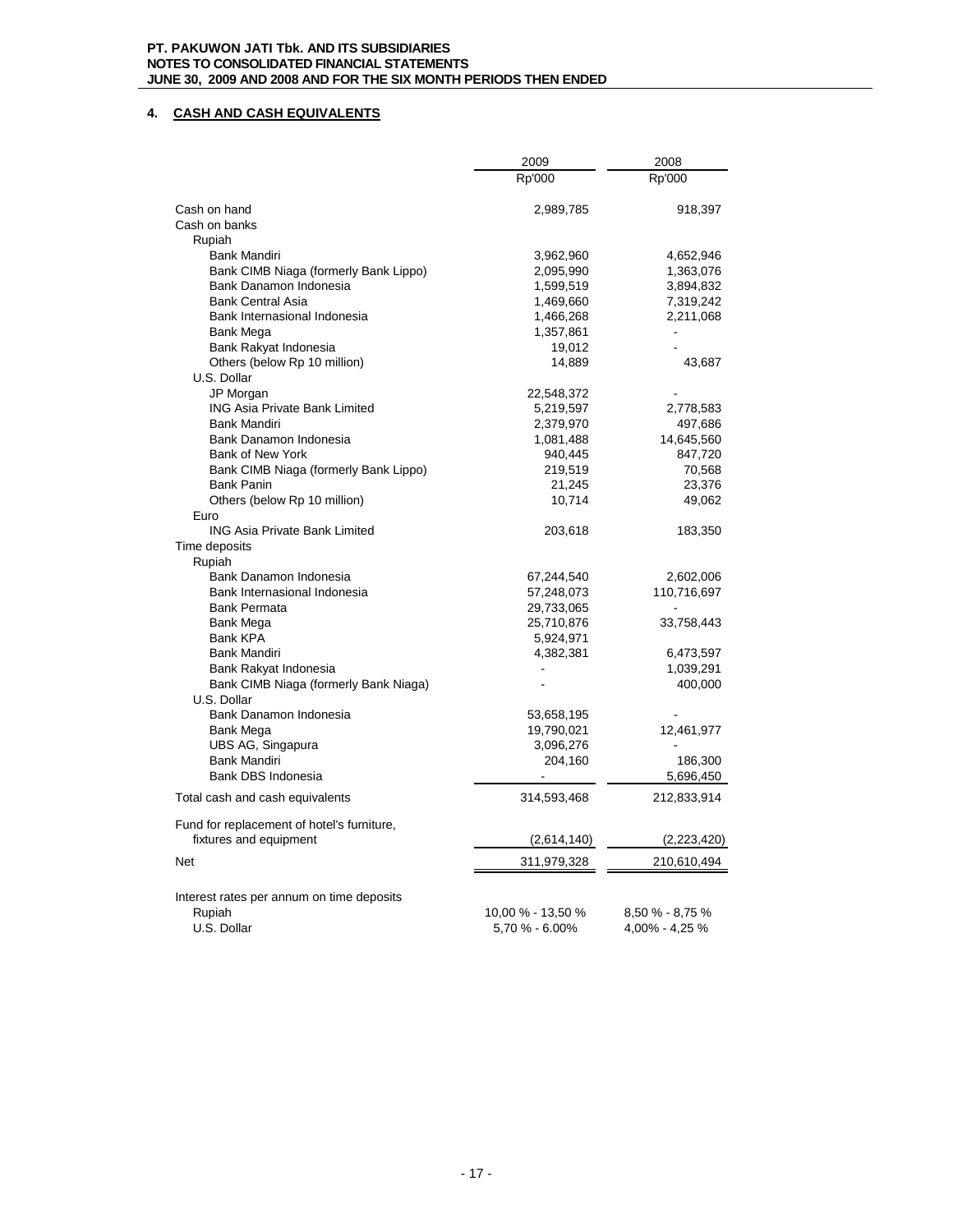## 4. CASH AND CASH EQUIVALENTS

| | 2009 | 2008 |
|---|---|---|
| | Rp'000 | Rp'000 |
| Cash on hand | 2,989,785 | 918,397 |
| Cash on banks | | |
| Rupiah | | |
| Bank Mandiri | 3,962,960 | 4,652,946 |
| Bank CIMB Niaga (formerly Bank Lippo) | 2,095,990 | 1,363,076 |
| Bank Danamon Indonesia | 1,599,519 | 3,894,832 |
| Bank Central Asia | 1,469,660 | 7,319,242 |
| Bank Internasional Indonesia | 1,466,268 | 2,211,068 |
| Bank Mega | 1,357,861 | - |
| Bank Rakyat Indonesia | 19,012 | - |
| Others (below Rp 10 million) | 14,889 | 43,687 |
| U.S. Dollar | | |
| JP Morgan | 22,548,372 | - |
| ING Asia Private Bank Limited | 5,219,597 | 2,778,583 |
| Bank Mandiri | 2,379,970 | 497,686 |
| Bank Danamon Indonesia | 1,081,488 | 14,645,560 |
| Bank of New York | 940,445 | 847,720 |
| Bank CIMB Niaga (formerly Bank Lippo) | 219,519 | 70,568 |
| Bank Panin | 21,245 | 23,376 |
| Others (below Rp 10 million) | 10,714 | 49,062 |
| Euro | | |
| ING Asia Private Bank Limited | 203,618 | 183,350 |
| Time deposits | | |
| Rupiah | | |
| Bank Danamon Indonesia | 67,244,540 | 2,602,006 |
| Bank Internasional Indonesia | 57,248,073 | 110,716,697 |
| Bank Permata | 29,733,065 | - |
| Bank Mega | 25,710,876 | 33,758,443 |
| Bank KPA | 5,924,971 | |
| Bank Mandiri | 4,382,381 | 6,473,597 |
| Bank Rakyat Indonesia | - | 1,039,291 |
| Bank CIMB Niaga (formerly Bank Niaga) | - | 400,000 |
| U.S. Dollar | | |
| Bank Danamon Indonesia | 53,658,195 | - |
| Bank Mega | 19,790,021 | 12,461,977 |
| UBS AG, Singapura | 3,096,276 | - |
| Bank Mandiri | 204,160 | 186,300 |
| Bank DBS Indonesia | - | 5,696,450 |
| Total cash and cash equivalents | 314,593,468 | 212,833,914 |
| Fund for replacement of hotel's furniture, fixtures and equipment | (2,614,140) | (2,223,420) |
| Net | 311,979,328 | 210,610,494 |
| Interest rates per annum on time deposits | | |
| Rupiah | 10,00 % - 13,50 % | 8,50 % - 8,75 % |
| U.S. Dollar | 5,70 % - 6.00% | 4,00% - 4,25 % |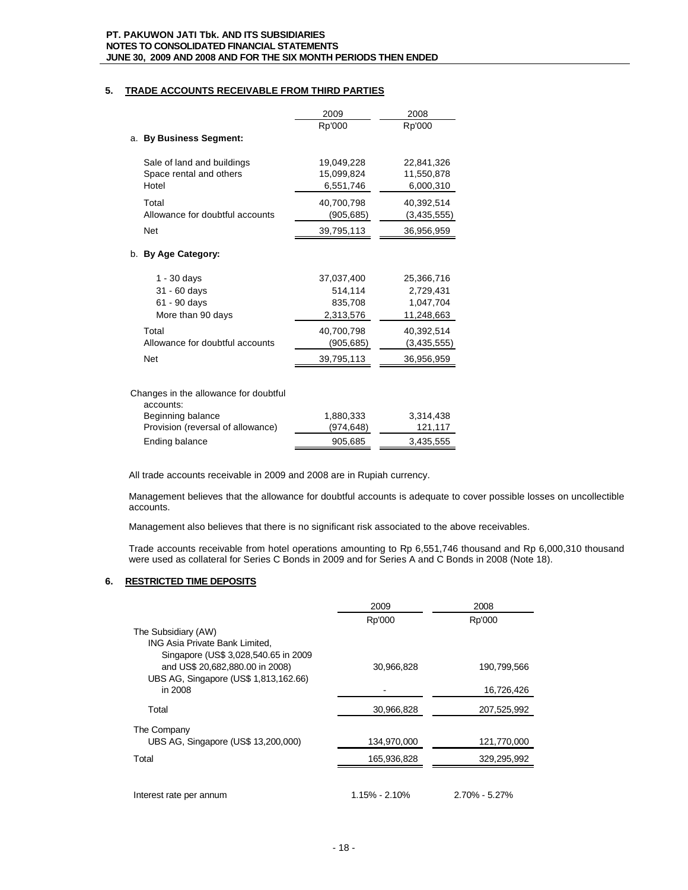## 5. TRADE ACCOUNTS RECEIVABLE FROM THIRD PARTIES

| | 2009 | 2008 |
|---|---|---|
| | Rp'000 | Rp'000 |
| **a. By Business Segment:** | | |
| Sale of land and buildings | 19,049,228 | 22,841,326 |
| Space rental and others | 15,099,824 | 11,550,878 |
| Hotel | 6,551,746 | 6,000,310 |
| Total | 40,700,798 | 40,392,514 |
| Allowance for doubtful accounts | (905,685) | (3,435,555) |
| Net | 39,795,113 | 36,956,959 |
| **b. By Age Category:** | | |
| 1 - 30 days | 37,037,400 | 25,366,716 |
| 31 - 60 days | 514,114 | 2,729,431 |
| 61 - 90 days | 835,708 | 1,047,704 |
| More than 90 days | 2,313,576 | 11,248,663 |
| Total | 40,700,798 | 40,392,514 |
| Allowance for doubtful accounts | (905,685) | (3,435,555) |
| Net | 39,795,113 | 36,956,959 |
| Changes in the allowance for doubtful accounts: | | |
| Beginning balance | 1,880,333 | 3,314,438 |
| Provision (reversal of allowance) | (974,648) | 121,117 |
| Ending balance | 905,685 | 3,435,555 |

All trade accounts receivable in 2009 and 2008 are in Rupiah currency.

Management believes that the allowance for doubtful accounts is adequate to cover possible losses on uncollectible accounts.

Management also believes that there is no significant risk associated to the above receivables.

Trade accounts receivable from hotel operations amounting to Rp 6,551,746 thousand and Rp 6,000,310 thousand were used as collateral for Series C Bonds in 2009 and for Series A and C Bonds in 2008 (Note 18).

## 6. RESTRICTED TIME DEPOSITS

| | 2009 | 2008 |
|---|---|---|
| | Rp'000 | Rp'000 |
| The Subsidiary (AW) | | |
| ING Asia Private Bank Limited, Singapore (US$ 3,028,540.65 in 2009 and US$ 20,682,880.00 in 2008) | 30,966,828 | 190,799,566 |
| UBS AG, Singapore (US$ 1,813,162.66) in 2008 | - | 16,726,426 |
| Total | 30,966,828 | 207,525,992 |
| The Company | | |
| UBS AG, Singapore (US$ 13,200,000) | 134,970,000 | 121,770,000 |
| Total | 165,936,828 | 329,295,992 |
| Interest rate per annum | 1.15% - 2.10% | 2.70% - 5.27% |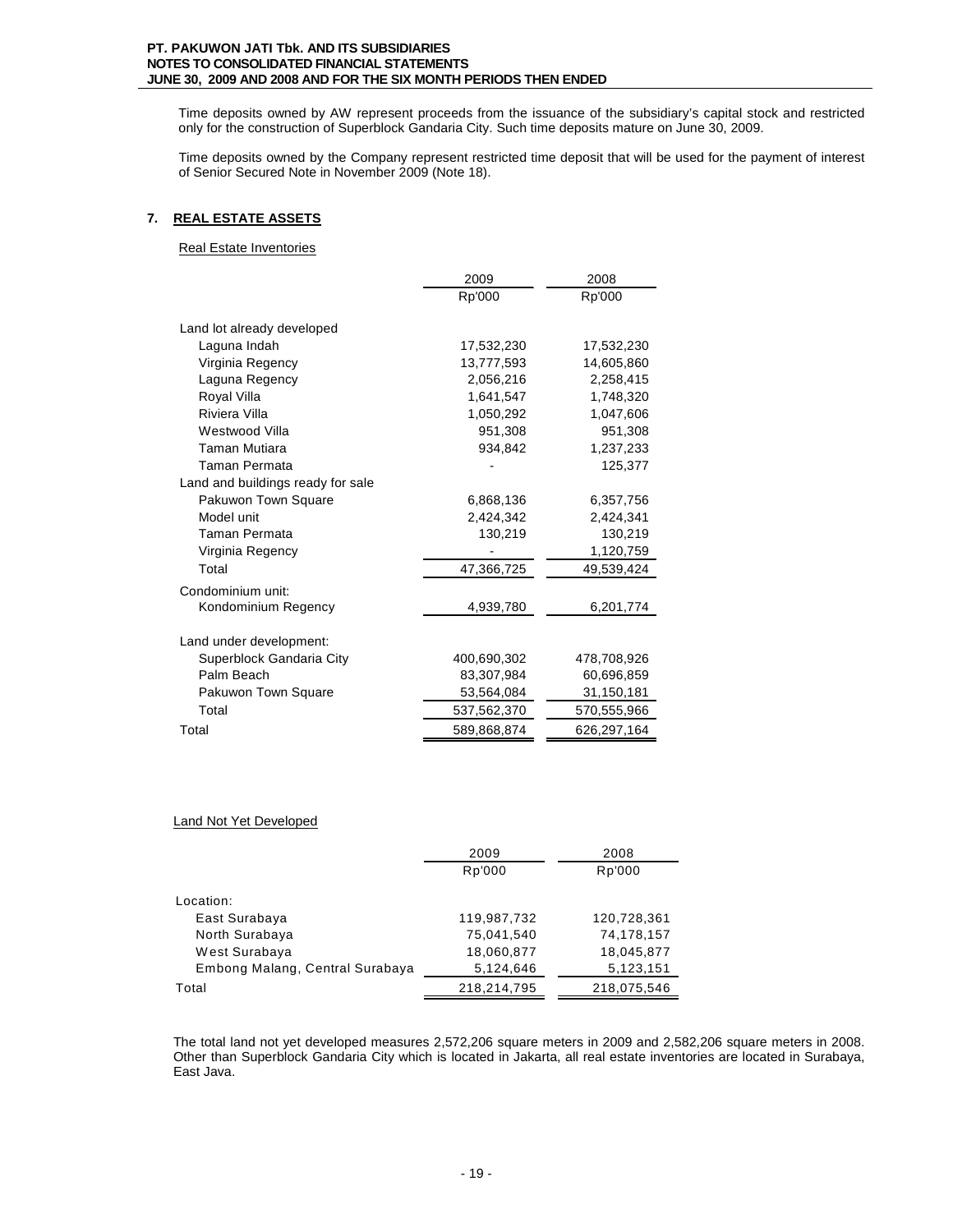Time deposits owned by AW represent proceeds from the issuance of the subsidiary's capital stock and restricted only for the construction of Superblock Gandaria City. Such time deposits mature on June 30, 2009.

Time deposits owned by the Company represent restricted time deposit that will be used for the payment of interest of Senior Secured Note in November 2009 (Note 18).

## 7. REAL ESTATE ASSETS

Real Estate Inventories

| | 2009 | 2008 |
|---|---|---|
| | Rp'000 | Rp'000 |
| Land lot already developed | | |
| Laguna Indah | 17,532,230 | 17,532,230 |
| Virginia Regency | 13,777,593 | 14,605,860 |
| Laguna Regency | 2,056,216 | 2,258,415 |
| Royal Villa | 1,641,547 | 1,748,320 |
| Riviera Villa | 1,050,292 | 1,047,606 |
| Westwood Villa | 951,308 | 951,308 |
| Taman Mutiara | 934,842 | 1,237,233 |
| Taman Permata | - | 125,377 |
| Land and buildings ready for sale | | |
| Pakuwon Town Square | 6,868,136 | 6,357,756 |
| Model unit | 2,424,342 | 2,424,341 |
| Taman Permata | 130,219 | 130,219 |
| Virginia Regency | - | 1,120,759 |
| Total | 47,366,725 | 49,539,424 |
| Condominium unit: | | |
| Kondominium Regency | 4,939,780 | 6,201,774 |
| Land under development: | | |
| Superblock Gandaria City | 400,690,302 | 478,708,926 |
| Palm Beach | 83,307,984 | 60,696,859 |
| Pakuwon Town Square | 53,564,084 | 31,150,181 |
| Total | 537,562,370 | 570,555,966 |
| Total | 589,868,874 | 626,297,164 |

Land Not Yet Developed

| | 2009 | 2008 |
|---|---|---|
| | Rp'000 | Rp'000 |
| Location: | | |
| East Surabaya | 119,987,732 | 120,728,361 |
| North Surabaya | 75,041,540 | 74,178,157 |
| West Surabaya | 18,060,877 | 18,045,877 |
| Embong Malang, Central Surabaya | 5,124,646 | 5,123,151 |
| Total | 218,214,795 | 218,075,546 |

The total land not yet developed measures 2,572,206 square meters in 2009 and 2,582,206 square meters in 2008. Other than Superblock Gandaria City which is located in Jakarta, all real estate inventories are located in Surabaya, East Java.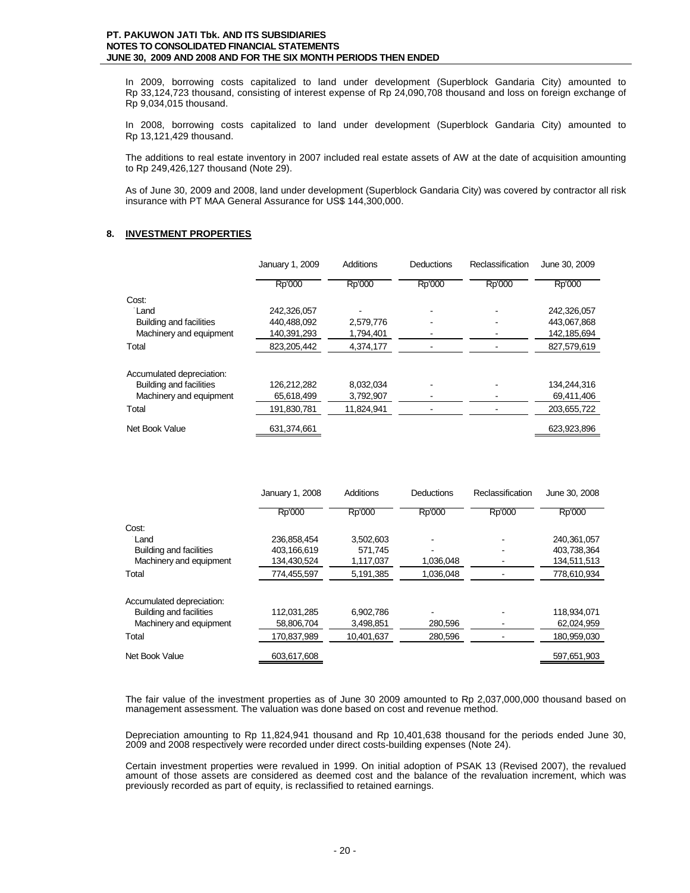In 2009, borrowing costs capitalized to land under development (Superblock Gandaria City) amounted to Rp 33,124,723 thousand, consisting of interest expense of Rp 24,090,708 thousand and loss on foreign exchange of Rp 9,034,015 thousand.

In 2008, borrowing costs capitalized to land under development (Superblock Gandaria City) amounted to Rp 13,121,429 thousand.

The additions to real estate inventory in 2007 included real estate assets of AW at the date of acquisition amounting to Rp 249,426,127 thousand (Note 29).

As of June 30, 2009 and 2008, land under development (Superblock Gandaria City) was covered by contractor all risk insurance with PT MAA General Assurance for US$ 144,300,000.

## 8. INVESTMENT PROPERTIES

| | January 1, 2009 | Additions | Deductions | Reclassification | June 30, 2009 |
|---|---|---|---|---|---|
| | Rp'000 | Rp'000 | Rp'000 | Rp'000 | Rp'000 |
| Cost: | | | | | |
| Land | 242,326,057 | - | - | - | 242,326,057 |
| Building and facilities | 440,488,092 | 2,579,776 | - | - | 443,067,868 |
| Machinery and equipment | 140,391,293 | 1,794,401 | - | - | 142,185,694 |
| Total | 823,205,442 | 4,374,177 | - | - | 827,579,619 |
| Accumulated depreciation: | | | | | |
| Building and facilities | 126,212,282 | 8,032,034 | - | - | 134,244,316 |
| Machinery and equipment | 65,618,499 | 3,792,907 | - | - | 69,411,406 |
| Total | 191,830,781 | 11,824,941 | - | - | 203,655,722 |
| Net Book Value | 631,374,661 | | | | 623,923,896 |

| | January 1, 2008 | Additions | Deductions | Reclassification | June 30, 2008 |
|---|---|---|---|---|---|
| | Rp'000 | Rp'000 | Rp'000 | Rp'000 | Rp'000 |
| Cost: | | | | | |
| Land | 236,858,454 | 3,502,603 | - | - | 240,361,057 |
| Building and facilities | 403,166,619 | 571,745 | - | - | 403,738,364 |
| Machinery and equipment | 134,430,524 | 1,117,037 | 1,036,048 | - | 134,511,513 |
| Total | 774,455,597 | 5,191,385 | 1,036,048 | - | 778,610,934 |
| Accumulated depreciation: | | | | | |
| Building and facilities | 112,031,285 | 6,902,786 | - | - | 118,934,071 |
| Machinery and equipment | 58,806,704 | 3,498,851 | 280,596 | - | 62,024,959 |
| Total | 170,837,989 | 10,401,637 | 280,596 | - | 180,959,030 |
| Net Book Value | 603,617,608 | | | | 597,651,903 |

The fair value of the investment properties as of June 30 2009 amounted to Rp 2,037,000,000 thousand based on management assessment. The valuation was done based on cost and revenue method.

Depreciation amounting to Rp 11,824,941 thousand and Rp 10,401,638 thousand for the periods ended June 30, 2009 and 2008 respectively were recorded under direct costs-building expenses (Note 24).

Certain investment properties were revalued in 1999. On initial adoption of PSAK 13 (Revised 2007), the revalued amount of those assets are considered as deemed cost and the balance of the revaluation increment, which was previously recorded as part of equity, is reclassified to retained earnings.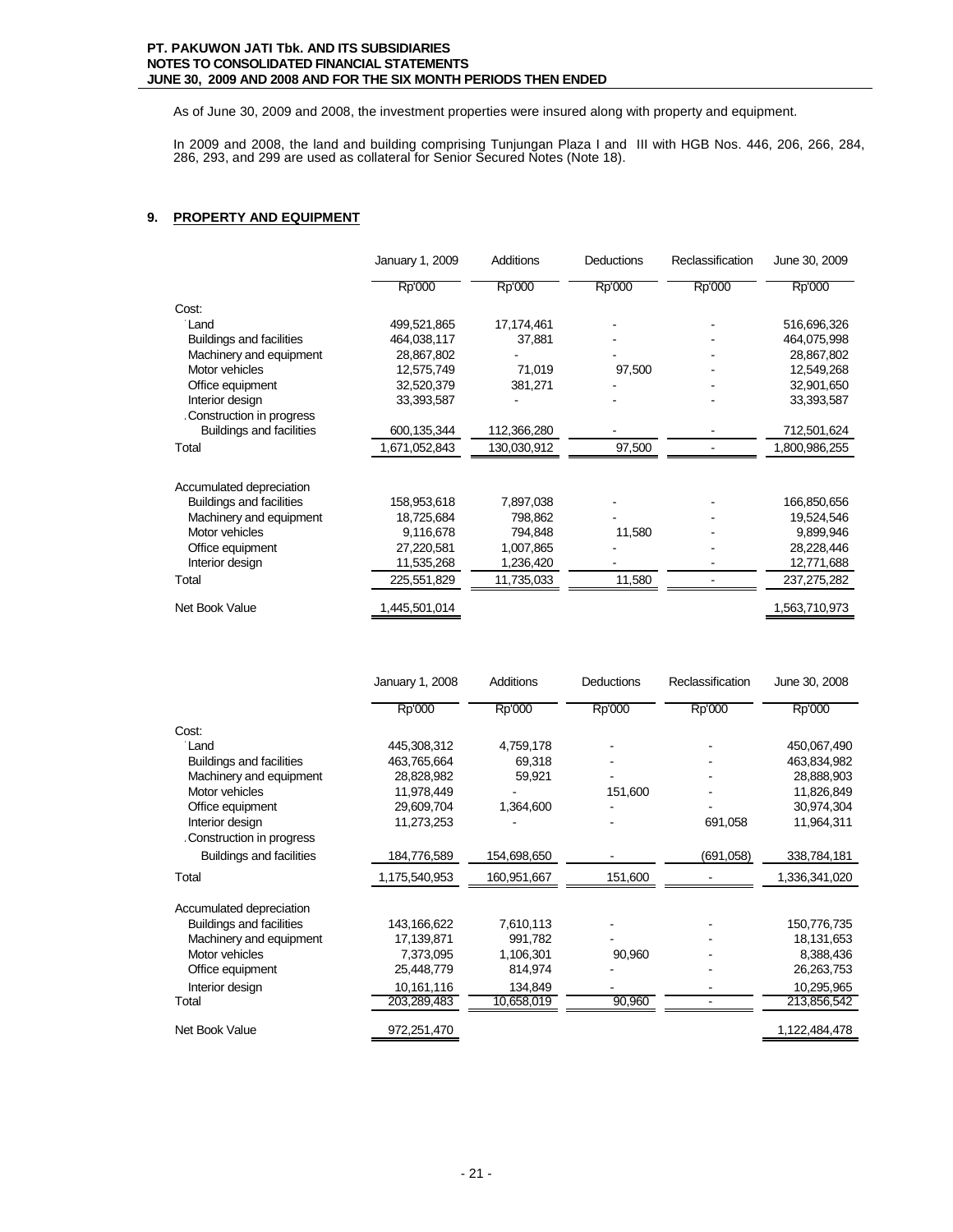As of June 30, 2009 and 2008, the investment properties were insured along with property and equipment.

In 2009 and 2008, the land and building comprising Tunjungan Plaza I and III with HGB Nos. 446, 206, 266, 284, 286, 293, and 299 are used as collateral for Senior Secured Notes (Note 18).

## 9. PROPERTY AND EQUIPMENT

| | January 1, 2009 | Additions | Deductions | Reclassification | June 30, 2009 |
|---|---|---|---|---|---|
| | Rp'000 | Rp'000 | Rp'000 | Rp'000 | Rp'000 |
| Cost: | | | | | |
| Land | 499,521,865 | 17,174,461 | - | - | 516,696,326 |
| Buildings and facilities | 464,038,117 | 37,881 | - | - | 464,075,998 |
| Machinery and equipment | 28,867,802 | - | - | - | 28,867,802 |
| Motor vehicles | 12,575,749 | 71,019 | 97,500 | - | 12,549,268 |
| Office equipment | 32,520,379 | 381,271 | - | - | 32,901,650 |
| Interior design | 33,393,587 | - | - | - | 33,393,587 |
| Construction in progress | | | | | |
| Buildings and facilities | 600,135,344 | 112,366,280 | - | - | 712,501,624 |
| Total | 1,671,052,843 | 130,030,912 | 97,500 | - | 1,800,986,255 |
| Accumulated depreciation | | | | | |
| Buildings and facilities | 158,953,618 | 7,897,038 | - | - | 166,850,656 |
| Machinery and equipment | 18,725,684 | 798,862 | - | - | 19,524,546 |
| Motor vehicles | 9,116,678 | 794,848 | 11,580 | - | 9,899,946 |
| Office equipment | 27,220,581 | 1,007,865 | - | - | 28,228,446 |
| Interior design | 11,535,268 | 1,236,420 | - | - | 12,771,688 |
| Total | 225,551,829 | 11,735,033 | 11,580 | - | 237,275,282 |
| Net Book Value | 1,445,501,014 | | | | 1,563,710,973 |

| | January 1, 2008 | Additions | Deductions | Reclassification | June 30, 2008 |
|---|---|---|---|---|---|
| | Rp'000 | Rp'000 | Rp'000 | Rp'000 | Rp'000 |
| Cost: | | | | | |
| Land | 445,308,312 | 4,759,178 | - | - | 450,067,490 |
| Buildings and facilities | 463,765,664 | 69,318 | - | - | 463,834,982 |
| Machinery and equipment | 28,828,982 | 59,921 | - | - | 28,888,903 |
| Motor vehicles | 11,978,449 | - | 151,600 | - | 11,826,849 |
| Office equipment | 29,609,704 | 1,364,600 | - | - | 30,974,304 |
| Interior design | 11,273,253 | - | - | 691,058 | 11,964,311 |
| Construction in progress | | | | | |
| Buildings and facilities | 184,776,589 | 154,698,650 | - | (691,058) | 338,784,181 |
| Total | 1,175,540,953 | 160,951,667 | 151,600 | - | 1,336,341,020 |
| Accumulated depreciation | | | | | |
| Buildings and facilities | 143,166,622 | 7,610,113 | - | - | 150,776,735 |
| Machinery and equipment | 17,139,871 | 991,782 | - | - | 18,131,653 |
| Motor vehicles | 7,373,095 | 1,106,301 | 90,960 | - | 8,388,436 |
| Office equipment | 25,448,779 | 814,974 | - | - | 26,263,753 |
| Interior design | 10,161,116 | 134,849 | - | - | 10,295,965 |
| Total | 203,289,483 | 10,658,019 | 90,960 | - | 213,856,542 |
| Net Book Value | 972,251,470 | | | | 1,122,484,478 |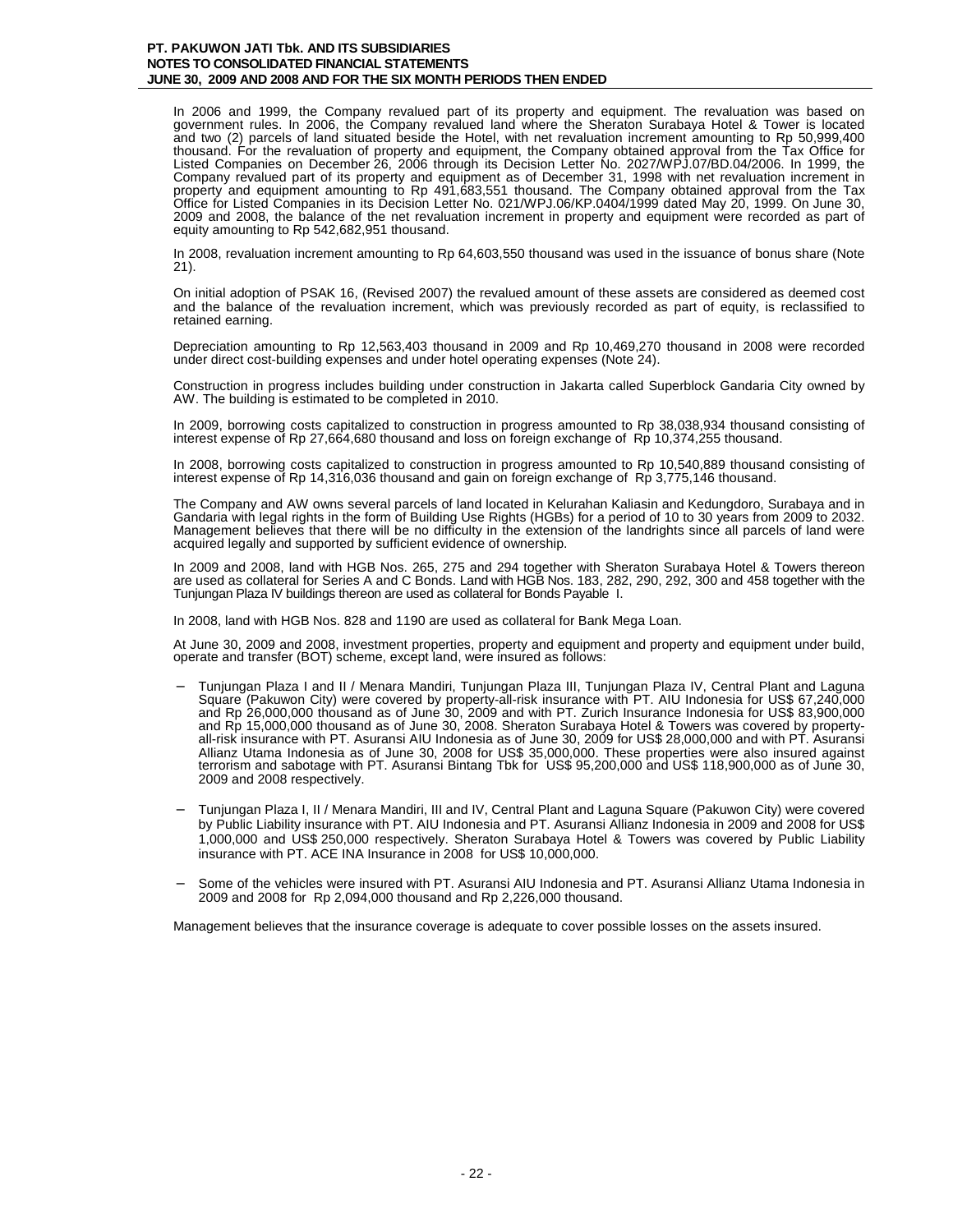In 2006 and 1999, the Company revalued part of its property and equipment. The revaluation was based on government rules. In 2006, the Company revalued land where the Sheraton Surabaya Hotel & Tower is located and two (2) parcels of land situated beside the Hotel, with net revaluation increment amounting to Rp 50,999,400 thousand. For the revaluation of property and equipment, the Company obtained approval from the Tax Office for Listed Companies on December 26, 2006 through its Decision Letter No. 2027/WPJ.07/BD.04/2006. In 1999, the Company revalued part of its property and equipment as of December 31, 1998 with net revaluation increment in property and equipment amounting to Rp 491,683,551 thousand. The Company obtained approval from the Tax Office for Listed Companies in its Decision Letter No. 021/WPJ.06/KP.0404/1999 dated May 20, 1999. On June 30, 2009 and 2008, the balance of the net revaluation increment in property and equipment were recorded as part of equity amounting to Rp 542,682,951 thousand.

In 2008, revaluation increment amounting to Rp 64,603,550 thousand was used in the issuance of bonus share (Note 21).

On initial adoption of PSAK 16, (Revised 2007) the revalued amount of these assets are considered as deemed cost and the balance of the revaluation increment, which was previously recorded as part of equity, is reclassified to retained earning.

Depreciation amounting to Rp 12,563,403 thousand in 2009 and Rp 10,469,270 thousand in 2008 were recorded under direct cost-building expenses and under hotel operating expenses (Note 24).

Construction in progress includes building under construction in Jakarta called Superblock Gandaria City owned by AW. The building is estimated to be completed in 2010.

In 2009, borrowing costs capitalized to construction in progress amounted to Rp 38,038,934 thousand consisting of interest expense of Rp 27,664,680 thousand and loss on foreign exchange of Rp 10,374,255 thousand.

In 2008, borrowing costs capitalized to construction in progress amounted to Rp 10,540,889 thousand consisting of interest expense of Rp 14,316,036 thousand and gain on foreign exchange of Rp 3,775,146 thousand.

The Company and AW owns several parcels of land located in Kelurahan Kaliasin and Kedungdoro, Surabaya and in Gandaria with legal rights in the form of Building Use Rights (HGBs) for a period of 10 to 30 years from 2009 to 2032. Management believes that there will be no difficulty in the extension of the landrights since all parcels of land were acquired legally and supported by sufficient evidence of ownership.

In 2009 and 2008, land with HGB Nos. 265, 275 and 294 together with Sheraton Surabaya Hotel & Towers thereon are used as collateral for Series A and C Bonds. Land with HGB Nos. 183, 282, 290, 292, 300 and 458 together with the Tunjungan Plaza IV buildings thereon are used as collateral for Bonds Payable I.

In 2008, land with HGB Nos. 828 and 1190 are used as collateral for Bank Mega Loan.

At June 30, 2009 and 2008, investment properties, property and equipment and property and equipment under build, operate and transfer (BOT) scheme, except land, were insured as follows:

- Tunjungan Plaza I and II / Menara Mandiri, Tunjungan Plaza III, Tunjungan Plaza IV, Central Plant and Laguna Square (Pakuwon City) were covered by property-all-risk insurance with PT. AIU Indonesia for US$ 67,240,000 and Rp 26,000,000 thousand as of June 30, 2009 and with PT. Zurich Insurance Indonesia for US$ 83,900,000 and Rp 15,000,000 thousand as of June 30, 2008. Sheraton Surabaya Hotel & Towers was covered by property-all-risk insurance with PT. Asuransi AIU Indonesia as of June 30, 2009 for US$ 28,000,000 and with PT. Asuransi Allianz Utama Indonesia as of June 30, 2008 for US$ 35,000,000. These properties were also insured against terrorism and sabotage with PT. Asuransi Bintang Tbk for US$ 95,200,000 and US$ 118,900,000 as of June 30, 2009 and 2008 respectively.

- Tunjungan Plaza I, II / Menara Mandiri, III and IV, Central Plant and Laguna Square (Pakuwon City) were covered by Public Liability insurance with PT. AIU Indonesia and PT. Asuransi Allianz Indonesia in 2009 and 2008 for US$ 1,000,000 and US$ 250,000 respectively. Sheraton Surabaya Hotel & Towers was covered by Public Liability insurance with PT. ACE INA Insurance in 2008 for US$ 10,000,000.

- Some of the vehicles were insured with PT. Asuransi AIU Indonesia and PT. Asuransi Allianz Utama Indonesia in 2009 and 2008 for Rp 2,094,000 thousand and Rp 2,226,000 thousand.

Management believes that the insurance coverage is adequate to cover possible losses on the assets insured.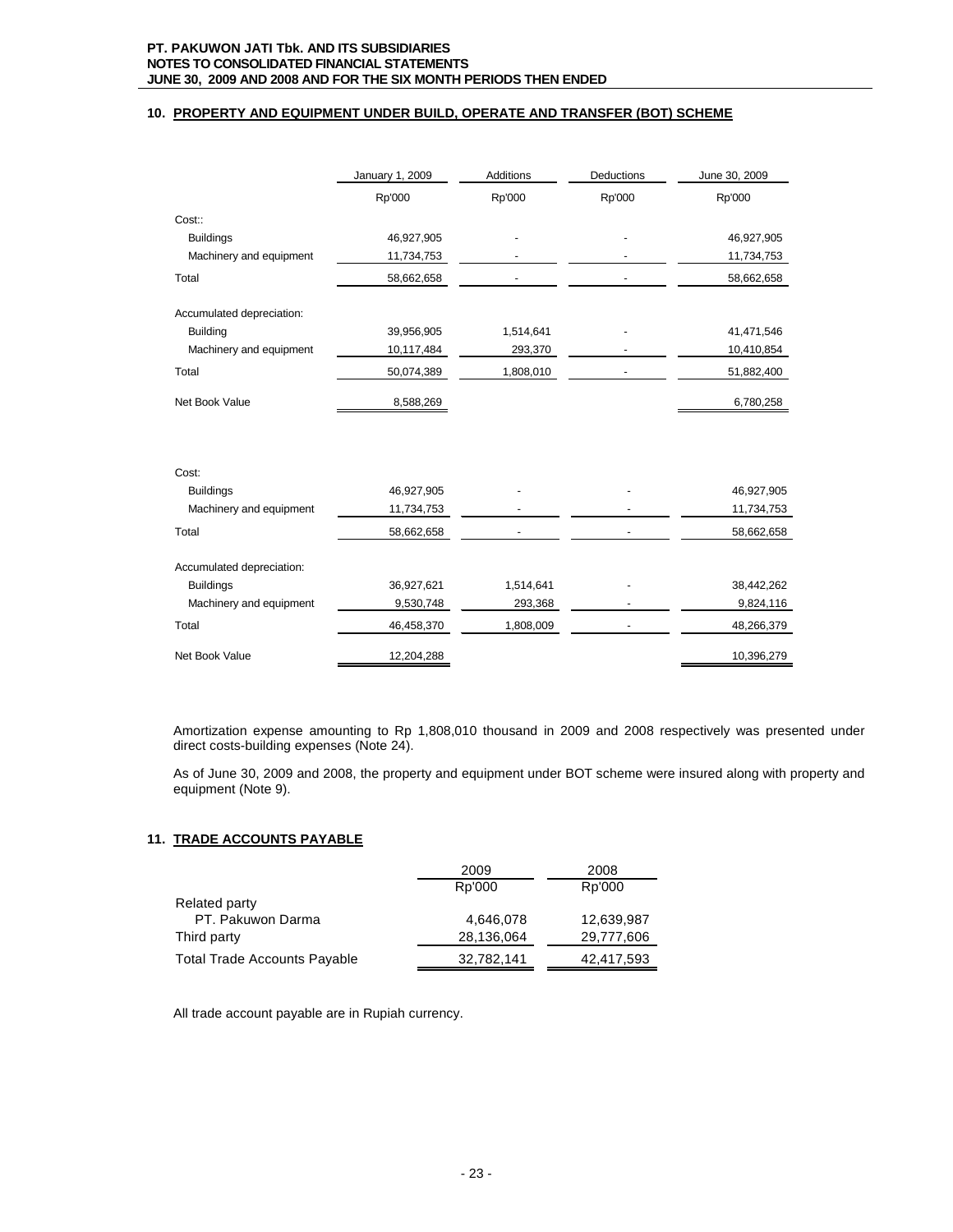## 10. PROPERTY AND EQUIPMENT UNDER BUILD, OPERATE AND TRANSFER (BOT) SCHEME

| | January 1, 2009 | Additions | Deductions | June 30, 2009 |
|---|---|---|---|---|
| | Rp'000 | Rp'000 | Rp'000 | Rp'000 |
| Cost:: | | | | |
| Buildings | 46,927,905 | - | - | 46,927,905 |
| Machinery and equipment | 11,734,753 | - | - | 11,734,753 |
| Total | 58,662,658 | - | - | 58,662,658 |
| Accumulated depreciation: | | | | |
| Building | 39,956,905 | 1,514,641 | - | 41,471,546 |
| Machinery and equipment | 10,117,484 | 293,370 | - | 10,410,854 |
| Total | 50,074,389 | 1,808,010 | - | 51,882,400 |
| Net Book Value | 8,588,269 | | | 6,780,258 |

| | | | | |
|---|---|---|---|---|
| Cost: | | | | |
| Buildings | 46,927,905 | - | - | 46,927,905 |
| Machinery and equipment | 11,734,753 | - | - | 11,734,753 |
| Total | 58,662,658 | - | - | 58,662,658 |
| Accumulated depreciation: | | | | |
| Buildings | 36,927,621 | 1,514,641 | - | 38,442,262 |
| Machinery and equipment | 9,530,748 | 293,368 | - | 9,824,116 |
| Total | 46,458,370 | 1,808,009 | - | 48,266,379 |
| Net Book Value | 12,204,288 | | | 10,396,279 |

Amortization expense amounting to Rp 1,808,010 thousand in 2009 and 2008 respectively was presented under direct costs-building expenses (Note 24).

As of June 30, 2009 and 2008, the property and equipment under BOT scheme were insured along with property and equipment (Note 9).

## 11. TRADE ACCOUNTS PAYABLE

| | 2009 | 2008 |
|---|---|---|
| | Rp'000 | Rp'000 |
| Related party | | |
| PT. Pakuwon Darma | 4,646,078 | 12,639,987 |
| Third party | 28,136,064 | 29,777,606 |
| Total Trade Accounts Payable | 32,782,141 | 42,417,593 |

All trade account payable are in Rupiah currency.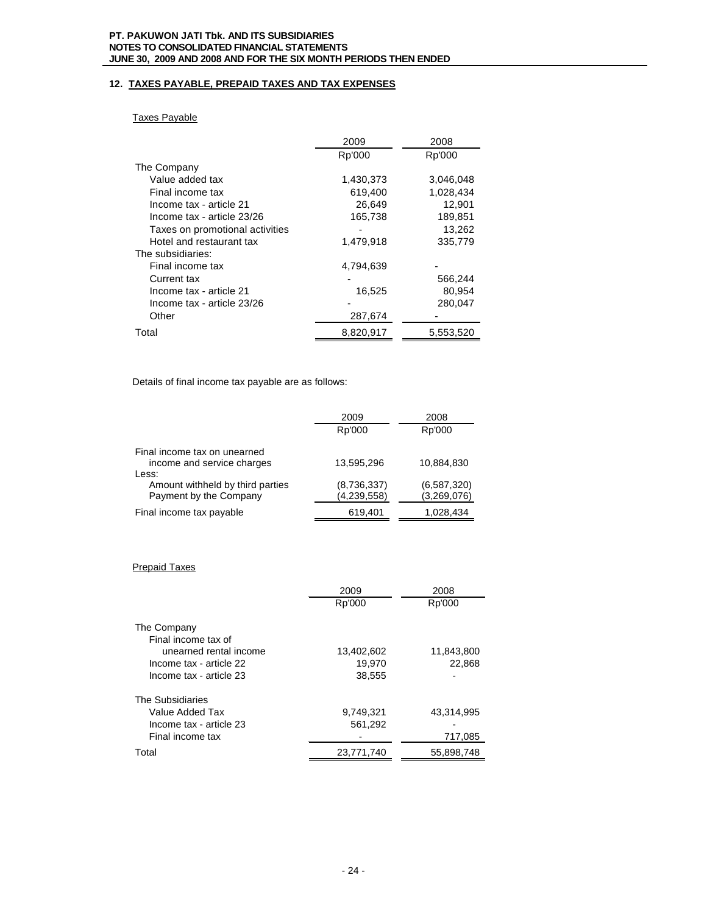## 12. TAXES PAYABLE, PREPAID TAXES AND TAX EXPENSES

### Taxes Payable

| | 2009 | 2008 |
|---|---|---|
| | Rp'000 | Rp'000 |
| The Company | | |
| Value added tax | 1,430,373 | 3,046,048 |
| Final income tax | 619,400 | 1,028,434 |
| Income tax - article 21 | 26,649 | 12,901 |
| Income tax - article 23/26 | 165,738 | 189,851 |
| Taxes on promotional activities | - | 13,262 |
| Hotel and restaurant tax | 1,479,918 | 335,779 |
| The subsidiaries: | | |
| Final income tax | 4,794,639 | - |
| Current tax | - | 566,244 |
| Income tax - article 21 | 16,525 | 80,954 |
| Income tax - article 23/26 | - | 280,047 |
| Other | 287,674 | - |
| Total | 8,820,917 | 5,553,520 |

Details of final income tax payable are as follows:

| | 2009 | 2008 |
|---|---|---|
| | Rp'000 | Rp'000 |
| Final income tax on unearned income and service charges | 13,595,296 | 10,884,830 |
| Less: | | |
| Amount withheld by third parties | (8,736,337) | (6,587,320) |
| Payment by the Company | (4,239,558) | (3,269,076) |
| Final income tax payable | 619,401 | 1,028,434 |

### Prepaid Taxes

| | 2009 | 2008 |
|---|---|---|
| | Rp'000 | Rp'000 |
| The Company | | |
| Final income tax of unearned rental income | 13,402,602 | 11,843,800 |
| Income tax - article 22 | 19,970 | 22,868 |
| Income tax - article 23 | 38,555 | - |
| The Subsidiaries | | |
| Value Added Tax | 9,749,321 | 43,314,995 |
| Income tax - article 23 | 561,292 | - |
| Final income tax | - | 717,085 |
| Total | 23,771,740 | 55,898,748 |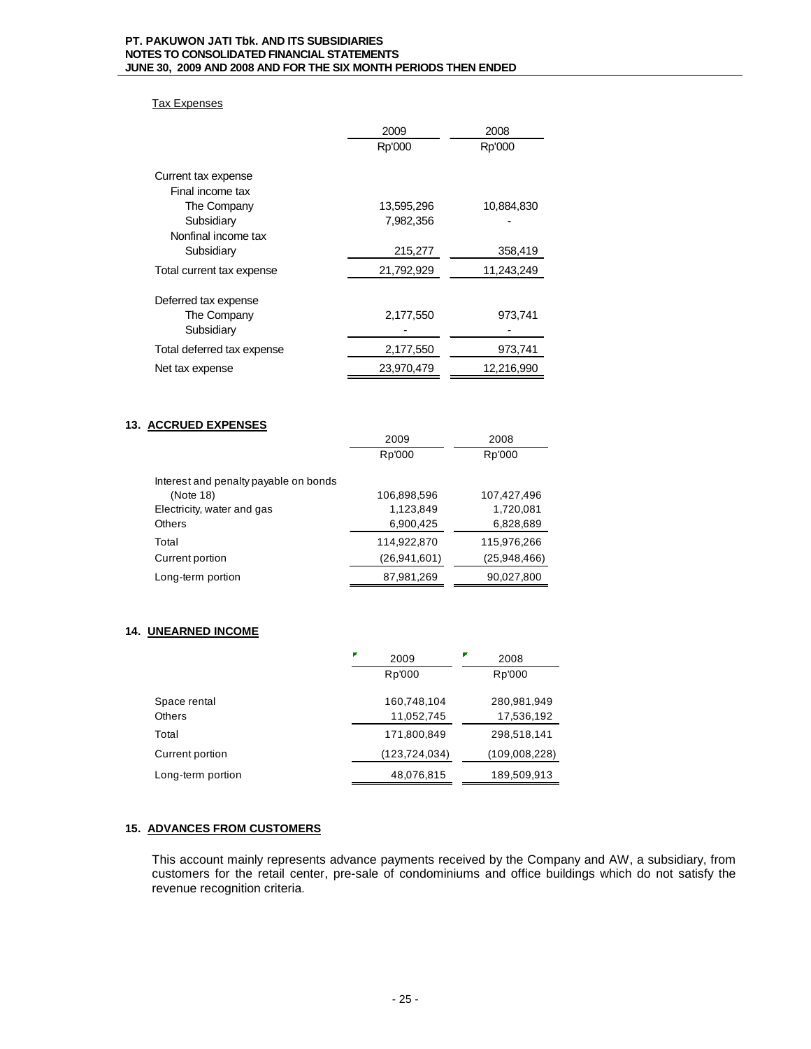Tax Expenses

| | 2009 | 2008 |
|---|---|---|
| | Rp'000 | Rp'000 |
| Current tax expense | | |
| Final income tax | | |
| The Company | 13,595,296 | 10,884,830 |
| Subsidiary | 7,982,356 | - |
| Nonfinal income tax | | |
| Subsidiary | 215,277 | 358,419 |
| Total current tax expense | 21,792,929 | 11,243,249 |
| Deferred tax expense | | |
| The Company | 2,177,550 | 973,741 |
| Subsidiary | - | - |
| Total deferred tax expense | 2,177,550 | 973,741 |
| Net tax expense | 23,970,479 | 12,216,990 |

## 13. ACCRUED EXPENSES

| | 2009 | 2008 |
|---|---|---|
| | Rp'000 | Rp'000 |
| Interest and penalty payable on bonds (Note 18) | 106,898,596 | 107,427,496 |
| Electricity, water and gas | 1,123,849 | 1,720,081 |
| Others | 6,900,425 | 6,828,689 |
| Total | 114,922,870 | 115,976,266 |
| Current portion | (26,941,601) | (25,948,466) |
| Long-term portion | 87,981,269 | 90,027,800 |

## 14. UNEARNED INCOME

| | 2009 | 2008 |
|---|---|---|
| | Rp'000 | Rp'000 |
| Space rental | 160,748,104 | 280,981,949 |
| Others | 11,052,745 | 17,536,192 |
| Total | 171,800,849 | 298,518,141 |
| Current portion | (123,724,034) | (109,008,228) |
| Long-term portion | 48,076,815 | 189,509,913 |

## 15. ADVANCES FROM CUSTOMERS

This account mainly represents advance payments received by the Company and AW, a subsidiary, from customers for the retail center, pre-sale of condominiums and office buildings which do not satisfy the revenue recognition criteria.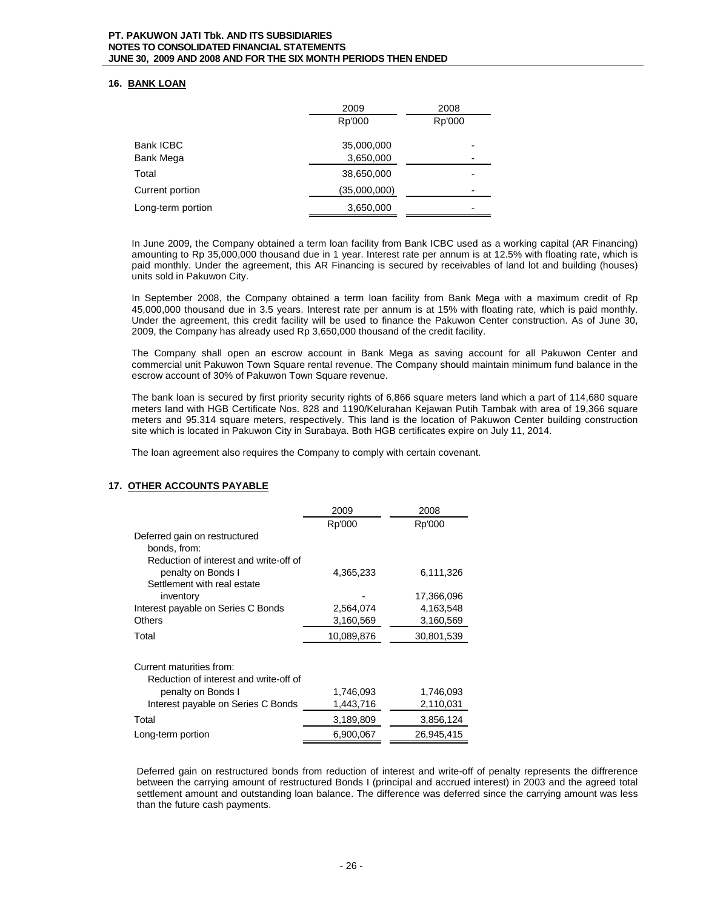## 16. BANK LOAN

| | 2009 | 2008 |
|---|---|---|
| | Rp'000 | Rp'000 |
| Bank ICBC | 35,000,000 | - |
| Bank Mega | 3,650,000 | - |
| Total | 38,650,000 | - |
| Current portion | (35,000,000) | - |
| Long-term portion | 3,650,000 | - |

In June 2009, the Company obtained a term loan facility from Bank ICBC used as a working capital (AR Financing) amounting to Rp 35,000,000 thousand due in 1 year. Interest rate per annum is at 12.5% with floating rate, which is paid monthly. Under the agreement, this AR Financing is secured by receivables of land lot and building (houses) units sold in Pakuwon City.

In September 2008, the Company obtained a term loan facility from Bank Mega with a maximum credit of Rp 45,000,000 thousand due in 3.5 years. Interest rate per annum is at 15% with floating rate, which is paid monthly. Under the agreement, this credit facility will be used to finance the Pakuwon Center construction. As of June 30, 2009, the Company has already used Rp 3,650,000 thousand of the credit facility.

The Company shall open an escrow account in Bank Mega as saving account for all Pakuwon Center and commercial unit Pakuwon Town Square rental revenue. The Company should maintain minimum fund balance in the escrow account of 30% of Pakuwon Town Square revenue.

The bank loan is secured by first priority security rights of 6,866 square meters land which a part of 114,680 square meters land with HGB Certificate Nos. 828 and 1190/Kelurahan Kejawan Putih Tambak with area of 19,366 square meters and 95.314 square meters, respectively. This land is the location of Pakuwon Center building construction site which is located in Pakuwon City in Surabaya. Both HGB certificates expire on July 11, 2014.

The loan agreement also requires the Company to comply with certain covenant.

## 17. OTHER ACCOUNTS PAYABLE

| | 2009 | 2008 |
|---|---|---|
| | Rp'000 | Rp'000 |
| Deferred gain on restructured bonds, from: | | |
| Reduction of interest and write-off of penalty on Bonds I | 4,365,233 | 6,111,326 |
| Settlement with real estate inventory | - | 17,366,096 |
| Interest payable on Series C Bonds | 2,564,074 | 4,163,548 |
| Others | 3,160,569 | 3,160,569 |
| Total | 10,089,876 | 30,801,539 |
| Current maturities from: | | |
| Reduction of interest and write-off of penalty on Bonds I | 1,746,093 | 1,746,093 |
| Interest payable on Series C Bonds | 1,443,716 | 2,110,031 |
| Total | 3,189,809 | 3,856,124 |
| Long-term portion | 6,900,067 | 26,945,415 |

Deferred gain on restructured bonds from reduction of interest and write-off of penalty represents the diffrerence between the carrying amount of restructured Bonds I (principal and accrued interest) in 2003 and the agreed total settlement amount and outstanding loan balance. The difference was deferred since the carrying amount was less than the future cash payments.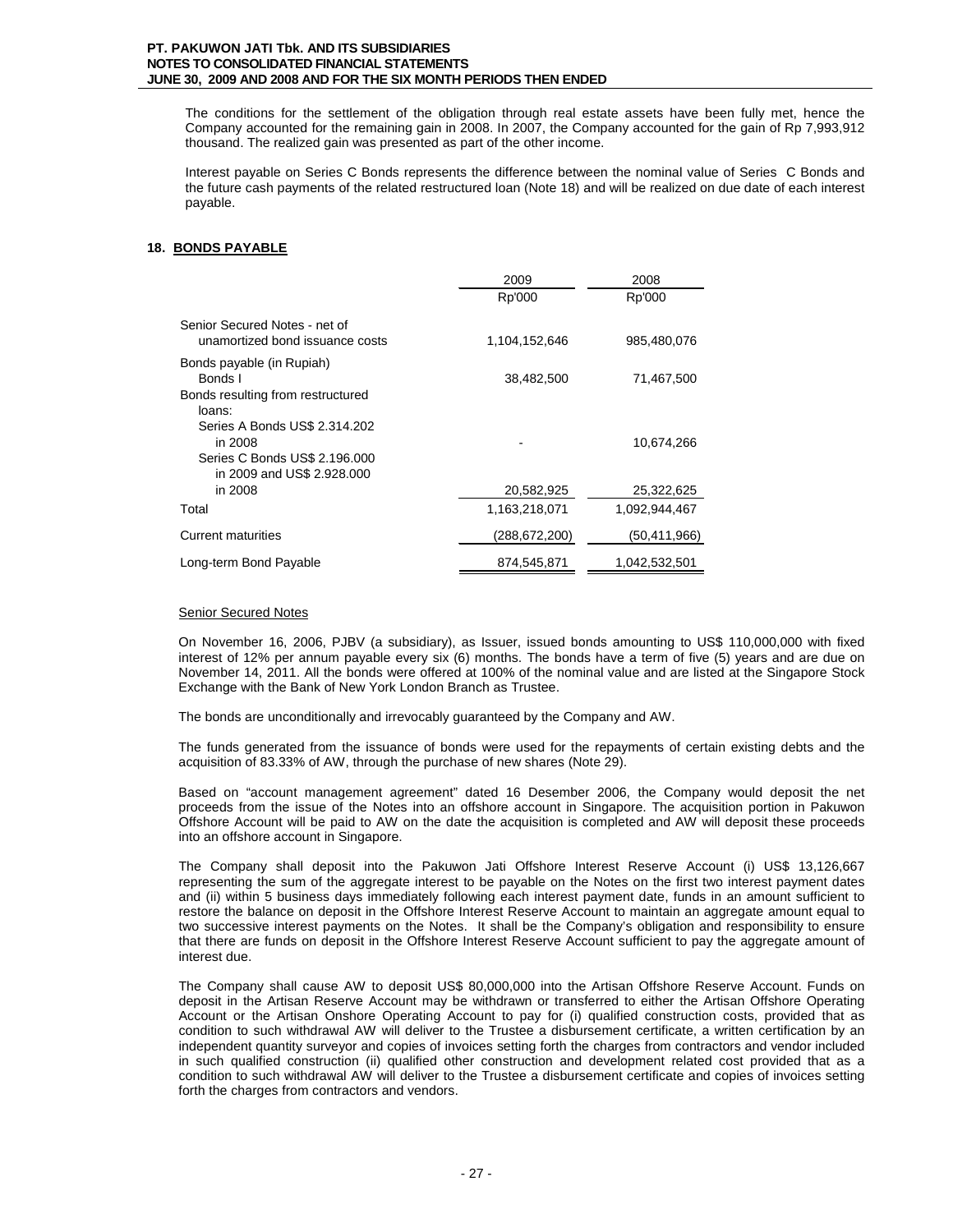The conditions for the settlement of the obligation through real estate assets have been fully met, hence the Company accounted for the remaining gain in 2008. In 2007, the Company accounted for the gain of Rp 7,993,912 thousand. The realized gain was presented as part of the other income.

Interest payable on Series C Bonds represents the difference between the nominal value of Series C Bonds and the future cash payments of the related restructured loan (Note 18) and will be realized on due date of each interest payable.

## 18. BONDS PAYABLE

| | 2009 | 2008 |
|---|---|---|
| | Rp'000 | Rp'000 |
| Senior Secured Notes - net of unamortized bond issuance costs | 1,104,152,646 | 985,480,076 |
| Bonds payable (in Rupiah) | | |
| Bonds I | 38,482,500 | 71,467,500 |
| Bonds resulting from restructured loans: | | |
| Series A Bonds US$ 2.314.202 in 2008 | - | 10,674,266 |
| Series C Bonds US$ 2.196.000 in 2009 and US$ 2.928.000 in 2008 | 20,582,925 | 25,322,625 |
| Total | 1,163,218,071 | 1,092,944,467 |
| Current maturities | (288,672,200) | (50,411,966) |
| Long-term Bond Payable | 874,545,871 | 1,042,532,501 |

### Senior Secured Notes

On November 16, 2006, PJBV (a subsidiary), as Issuer, issued bonds amounting to US$ 110,000,000 with fixed interest of 12% per annum payable every six (6) months. The bonds have a term of five (5) years and are due on November 14, 2011. All the bonds were offered at 100% of the nominal value and are listed at the Singapore Stock Exchange with the Bank of New York London Branch as Trustee.

The bonds are unconditionally and irrevocably guaranteed by the Company and AW.

The funds generated from the issuance of bonds were used for the repayments of certain existing debts and the acquisition of 83.33% of AW, through the purchase of new shares (Note 29).

Based on "account management agreement" dated 16 Desember 2006, the Company would deposit the net proceeds from the issue of the Notes into an offshore account in Singapore. The acquisition portion in Pakuwon Offshore Account will be paid to AW on the date the acquisition is completed and AW will deposit these proceeds into an offshore account in Singapore.

The Company shall deposit into the Pakuwon Jati Offshore Interest Reserve Account (i) US$ 13,126,667 representing the sum of the aggregate interest to be payable on the Notes on the first two interest payment dates and (ii) within 5 business days immediately following each interest payment date, funds in an amount sufficient to restore the balance on deposit in the Offshore Interest Reserve Account to maintain an aggregate amount equal to two successive interest payments on the Notes. It shall be the Company's obligation and responsibility to ensure that there are funds on deposit in the Offshore Interest Reserve Account sufficient to pay the aggregate amount of interest due.

The Company shall cause AW to deposit US$ 80,000,000 into the Artisan Offshore Reserve Account. Funds on deposit in the Artisan Reserve Account may be withdrawn or transferred to either the Artisan Offshore Operating Account or the Artisan Onshore Operating Account to pay for (i) qualified construction costs, provided that as condition to such withdrawal AW will deliver to the Trustee a disbursement certificate, a written certification by an independent quantity surveyor and copies of invoices setting forth the charges from contractors and vendor included in such qualified construction (ii) qualified other construction and development related cost provided that as a condition to such withdrawal AW will deliver to the Trustee a disbursement certificate and copies of invoices setting forth the charges from contractors and vendors.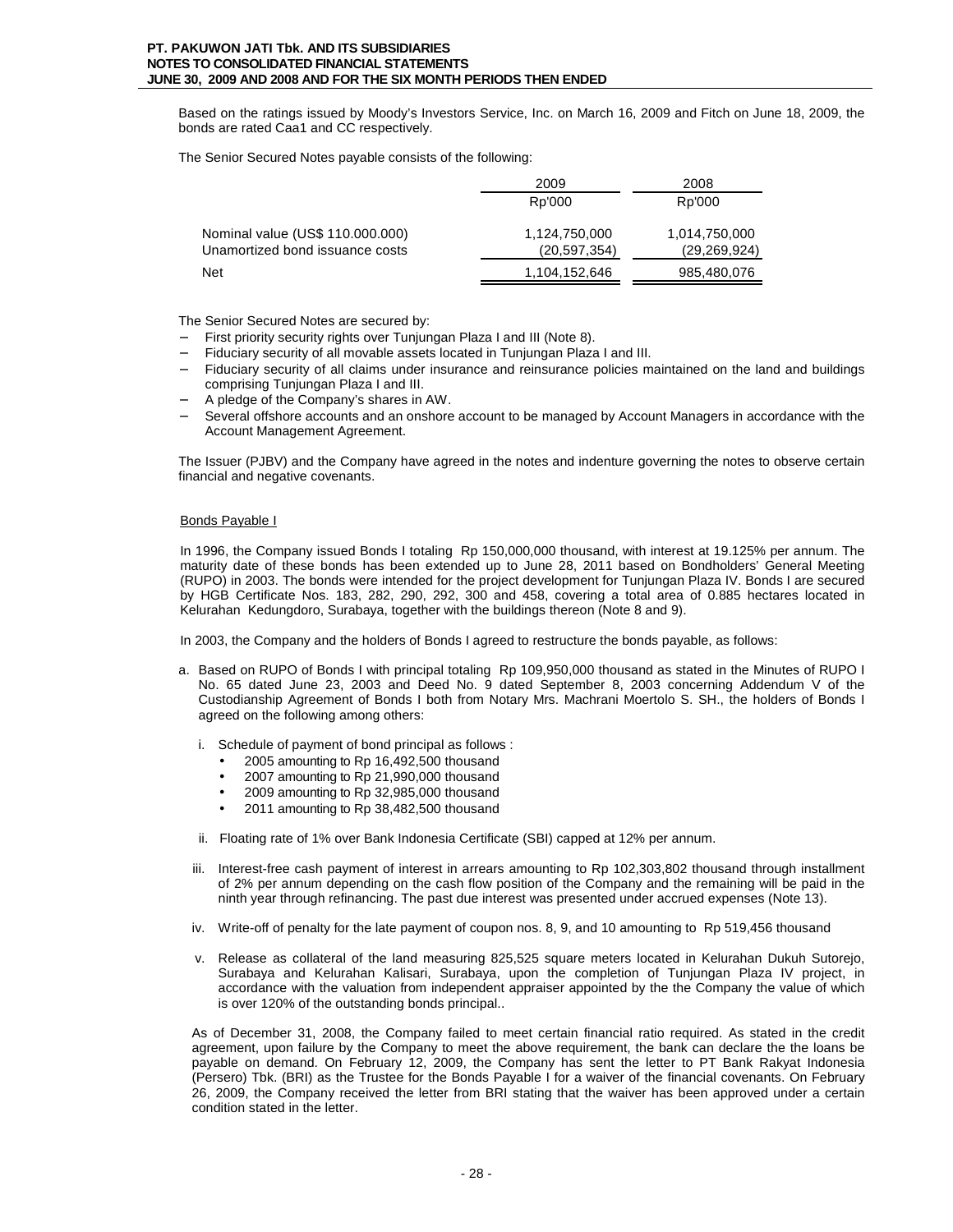Based on the ratings issued by Moody's Investors Service, Inc. on March 16, 2009 and Fitch on June 18, 2009, the bonds are rated Caa1 and CC respectively.

The Senior Secured Notes payable consists of the following:

| | 2009 | 2008 |
|---|---|---|
| | Rp'000 | Rp'000 |
| Nominal value (US$ 110.000.000) | 1,124,750,000 | 1,014,750,000 |
| Unamortized bond issuance costs | (20,597,354) | (29,269,924) |
| Net | 1,104,152,646 | 985,480,076 |

The Senior Secured Notes are secured by:

- First priority security rights over Tunjungan Plaza I and III (Note 8).
- Fiduciary security of all movable assets located in Tunjungan Plaza I and III.
- Fiduciary security of all claims under insurance and reinsurance policies maintained on the land and buildings comprising Tunjungan Plaza I and III.
- A pledge of the Company's shares in AW.
- Several offshore accounts and an onshore account to be managed by Account Managers in accordance with the Account Management Agreement.

The Issuer (PJBV) and the Company have agreed in the notes and indenture governing the notes to observe certain financial and negative covenants.

Bonds Payable I

In 1996, the Company issued Bonds I totaling Rp 150,000,000 thousand, with interest at 19.125% per annum. The maturity date of these bonds has been extended up to June 28, 2011 based on Bondholders' General Meeting (RUPO) in 2003. The bonds were intended for the project development for Tunjungan Plaza IV. Bonds I are secured by HGB Certificate Nos. 183, 282, 290, 292, 300 and 458, covering a total area of 0.885 hectares located in Kelurahan Kedungdoro, Surabaya, together with the buildings thereon (Note 8 and 9).

In 2003, the Company and the holders of Bonds I agreed to restructure the bonds payable, as follows:

a. Based on RUPO of Bonds I with principal totaling Rp 109,950,000 thousand as stated in the Minutes of RUPO I No. 65 dated June 23, 2003 and Deed No. 9 dated September 8, 2003 concerning Addendum V of the Custodianship Agreement of Bonds I both from Notary Mrs. Machrani Moertolo S. SH., the holders of Bonds I agreed on the following among others:

   i. Schedule of payment of bond principal as follows :
      - 2005 amounting to Rp 16,492,500 thousand
      - 2007 amounting to Rp 21,990,000 thousand
      - 2009 amounting to Rp 32,985,000 thousand
      - 2011 amounting to Rp 38,482,500 thousand

   ii. Floating rate of 1% over Bank Indonesia Certificate (SBI) capped at 12% per annum.

   iii. Interest-free cash payment of interest in arrears amounting to Rp 102,303,802 thousand through installment of 2% per annum depending on the cash flow position of the Company and the remaining will be paid in the ninth year through refinancing. The past due interest was presented under accrued expenses (Note 13).

   iv. Write-off of penalty for the late payment of coupon nos. 8, 9, and 10 amounting to Rp 519,456 thousand

   v. Release as collateral of the land measuring 825,525 square meters located in Kelurahan Dukuh Sutorejo, Surabaya and Kelurahan Kalisari, Surabaya, upon the completion of Tunjungan Plaza IV project, in accordance with the valuation from independent appraiser appointed by the the Company the value of which is over 120% of the outstanding bonds principal..

As of December 31, 2008, the Company failed to meet certain financial ratio required. As stated in the credit agreement, upon failure by the Company to meet the above requirement, the bank can declare the the loans be payable on demand. On February 12, 2009, the Company has sent the letter to PT Bank Rakyat Indonesia (Persero) Tbk. (BRI) as the Trustee for the Bonds Payable I for a waiver of the financial covenants. On February 26, 2009, the Company received the letter from BRI stating that the waiver has been approved under a certain condition stated in the letter.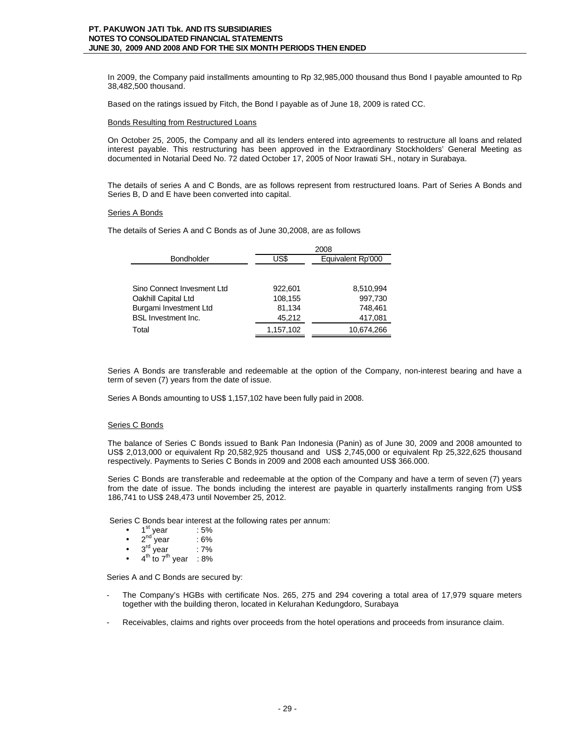In 2009, the Company paid installments amounting to Rp 32,985,000 thousand thus Bond I payable amounted to Rp 38,482,500 thousand.

Based on the ratings issued by Fitch, the Bond I payable as of June 18, 2009 is rated CC.

Bonds Resulting from Restructured Loans

On October 25, 2005, the Company and all its lenders entered into agreements to restructure all loans and related interest payable. This restructuring has been approved in the Extraordinary Stockholders' General Meeting as documented in Notarial Deed No. 72 dated October 17, 2005 of Noor Irawati SH., notary in Surabaya.

The details of series A and C Bonds, are as follows represent from restructured loans. Part of Series A Bonds and Series B, D and E have been converted into capital.

Series A Bonds

The details of Series A and C Bonds as of June 30,2008, are as follows

| | 2008 | |
|---|---|---|
| Bondholder | US$ | Equivalent Rp'000 |
| Sino Connect Invesment Ltd | 922,601 | 8,510,994 |
| Oakhill Capital Ltd | 108,155 | 997,730 |
| Burgami Investment Ltd | 81,134 | 748,461 |
| BSL Investment Inc. | 45,212 | 417,081 |
| Total | 1,157,102 | 10,674,266 |

Series A Bonds are transferable and redeemable at the option of the Company, non-interest bearing and have a term of seven (7) years from the date of issue.

Series A Bonds amounting to US$ 1,157,102 have been fully paid in 2008.

Series C Bonds

The balance of Series C Bonds issued to Bank Pan Indonesia (Panin) as of June 30, 2009 and 2008 amounted to US$ 2,013,000 or equivalent Rp 20,582,925 thousand and US$ 2,745,000 or equivalent Rp 25,322,625 thousand respectively. Payments to Series C Bonds in 2009 and 2008 each amounted US$ 366.000.

Series C Bonds are transferable and redeemable at the option of the Company and have a term of seven (7) years from the date of issue. The bonds including the interest are payable in quarterly installments ranging from US$ 186,741 to US$ 248,473 until November 25, 2012.

Series C Bonds bear interest at the following rates per annum:

- 1st year : 5%
- 2nd year : 6%
- 3rd year : 7%
- 4th to 7th year : 8%

Series A and C Bonds are secured by:

- The Company's HGBs with certificate Nos. 265, 275 and 294 covering a total area of 17,979 square meters together with the building theron, located in Kelurahan Kedungdoro, Surabaya
- Receivables, claims and rights over proceeds from the hotel operations and proceeds from insurance claim.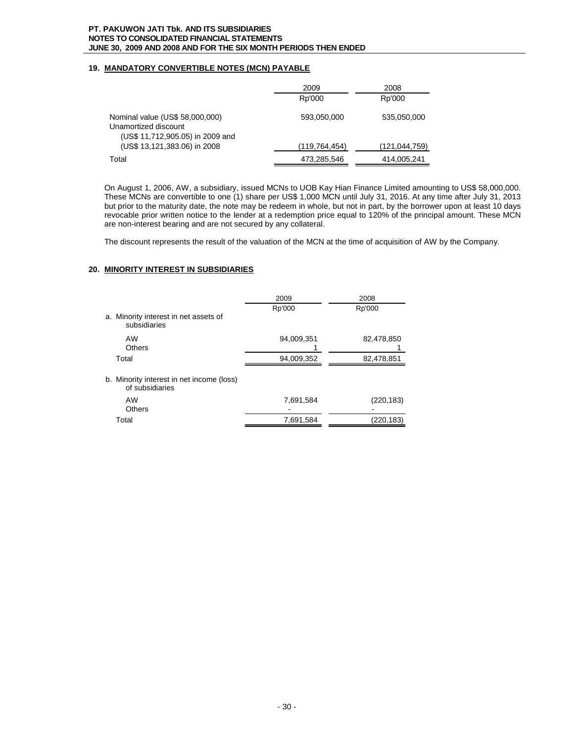## 19. MANDATORY CONVERTIBLE NOTES (MCN) PAYABLE

| | 2009 | 2008 |
|---|---|---|
| | Rp'000 | Rp'000 |
| Nominal value (US$ 58,000,000) | 593,050,000 | 535,050,000 |
| Unamortized discount (US$ 11,712,905.05) in 2009 and (US$ 13,121,383.06) in 2008 | (119,764,454) | (121,044,759) |
| Total | 473,285,546 | 414,005,241 |

On August 1, 2006, AW, a subsidiary, issued MCNs to UOB Kay Hian Finance Limited amounting to US$ 58,000,000. These MCNs are convertible to one (1) share per US$ 1,000 MCN until July 31, 2016. At any time after July 31, 2013 but prior to the maturity date, the note may be redeem in whole, but not in part, by the borrower upon at least 10 days revocable prior written notice to the lender at a redemption price equal to 120% of the principal amount. These MCN are non-interest bearing and are not secured by any collateral.

The discount represents the result of the valuation of the MCN at the time of acquisition of AW by the Company.

## 20. MINORITY INTEREST IN SUBSIDIARIES

| | 2009 | 2008 |
|---|---|---|
| | Rp'000 | Rp'000 |
| a. Minority interest in net assets of subsidiaries | | |
| AW | 94,009,351 | 82,478,850 |
| Others | 1 | 1 |
| Total | 94,009,352 | 82,478,851 |
| b. Minority interest in net income (loss) of subsidiaries | | |
| AW | 7,691,584 | (220,183) |
| Others | - | - |
| Total | 7,691,584 | (220,183) |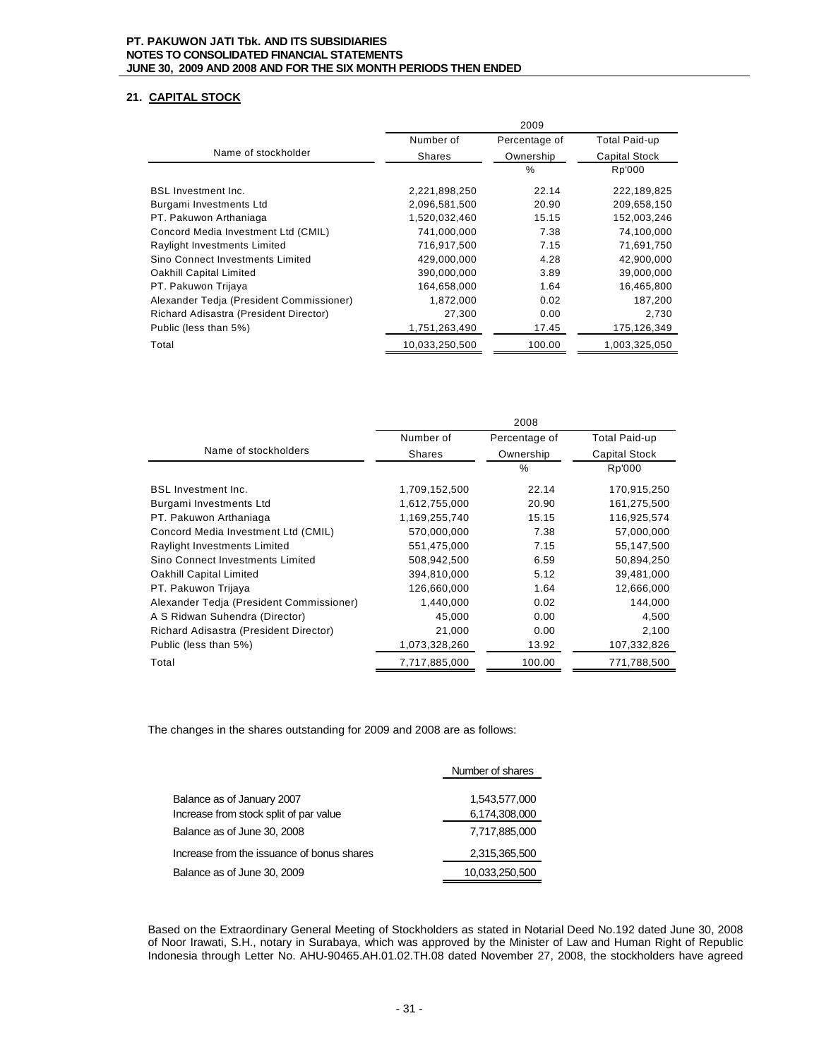## 21. CAPITAL STOCK

| Name of stockholder | 2009 | | |
|---|---|---|---|
| | Number of Shares | Percentage of Ownership | Total Paid-up Capital Stock |
| | | % | Rp'000 |
| BSL Investment Inc. | 2,221,898,250 | 22.14 | 222,189,825 |
| Burgami Investments Ltd | 2,096,581,500 | 20.90 | 209,658,150 |
| PT. Pakuwon Arthaniaga | 1,520,032,460 | 15.15 | 152,003,246 |
| Concord Media Investment Ltd (CMIL) | 741,000,000 | 7.38 | 74,100,000 |
| Raylight Investments Limited | 716,917,500 | 7.15 | 71,691,750 |
| Sino Connect Investments Limited | 429,000,000 | 4.28 | 42,900,000 |
| Oakhill Capital Limited | 390,000,000 | 3.89 | 39,000,000 |
| PT. Pakuwon Trijaya | 164,658,000 | 1.64 | 16,465,800 |
| Alexander Tedja (President Commissioner) | 1,872,000 | 0.02 | 187,200 |
| Richard Adisastra (President Director) | 27,300 | 0.00 | 2,730 |
| Public (less than 5%) | 1,751,263,490 | 17.45 | 175,126,349 |
| Total | 10,033,250,500 | 100.00 | 1,003,325,050 |

| Name of stockholders | 2008 | | |
|---|---|---|---|
| | Number of Shares | Percentage of Ownership | Total Paid-up Capital Stock |
| | | % | Rp'000 |
| BSL Investment Inc. | 1,709,152,500 | 22.14 | 170,915,250 |
| Burgami Investments Ltd | 1,612,755,000 | 20.90 | 161,275,500 |
| PT. Pakuwon Arthaniaga | 1,169,255,740 | 15.15 | 116,925,574 |
| Concord Media Investment Ltd (CMIL) | 570,000,000 | 7.38 | 57,000,000 |
| Raylight Investments Limited | 551,475,000 | 7.15 | 55,147,500 |
| Sino Connect Investments Limited | 508,942,500 | 6.59 | 50,894,250 |
| Oakhill Capital Limited | 394,810,000 | 5.12 | 39,481,000 |
| PT. Pakuwon Trijaya | 126,660,000 | 1.64 | 12,666,000 |
| Alexander Tedja (President Commissioner) | 1,440,000 | 0.02 | 144,000 |
| A S Ridwan Suhendra (Director) | 45,000 | 0.00 | 4,500 |
| Richard Adisastra (President Director) | 21,000 | 0.00 | 2,100 |
| Public (less than 5%) | 1,073,328,260 | 13.92 | 107,332,826 |
| Total | 7,717,885,000 | 100.00 | 771,788,500 |

The changes in the shares outstanding for 2009 and 2008 are as follows:

| | Number of shares |
|---|---|
| Balance as of January 2007 | 1,543,577,000 |
| Increase from stock split of par value | 6,174,308,000 |
| Balance as of June 30, 2008 | 7,717,885,000 |
| Increase from the issuance of bonus shares | 2,315,365,500 |
| Balance as of June 30, 2009 | 10,033,250,500 |

Based on the Extraordinary General Meeting of Stockholders as stated in Notarial Deed No.192 dated June 30, 2008 of Noor Irawati, S.H., notary in Surabaya, which was approved by the Minister of Law and Human Right of Republic Indonesia through Letter No. AHU-90465.AH.01.02.TH.08 dated November 27, 2008, the stockholders have agreed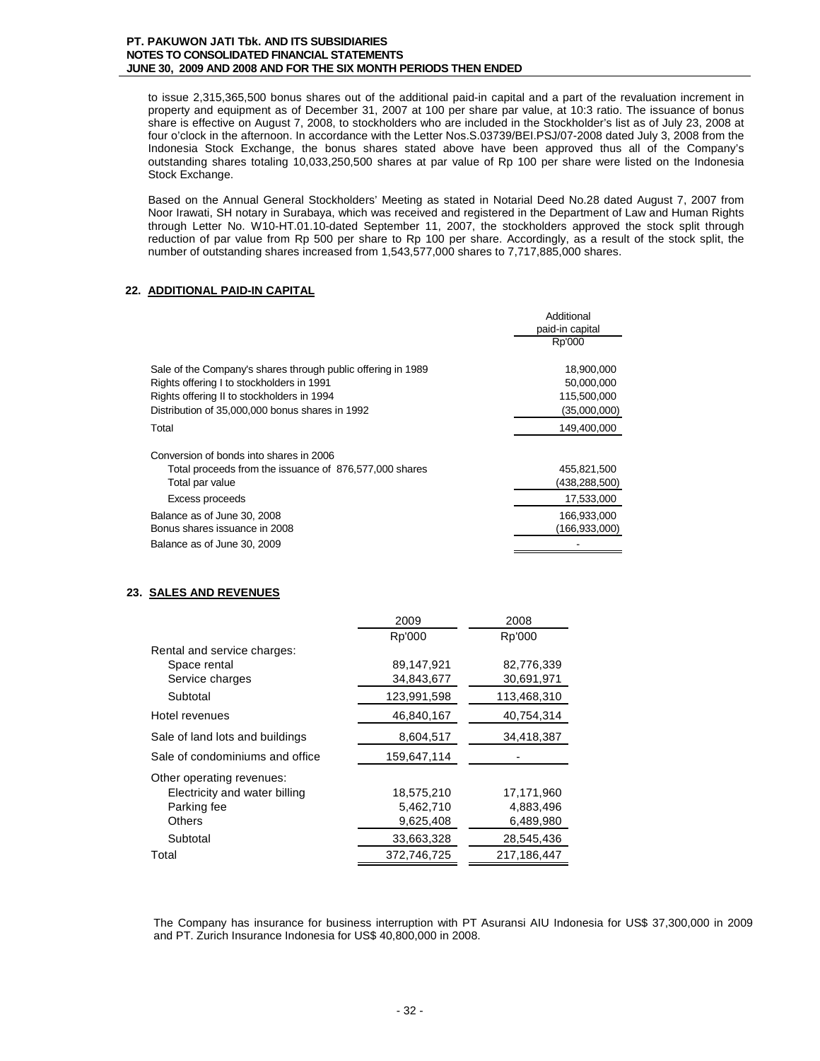to issue 2,315,365,500 bonus shares out of the additional paid-in capital and a part of the revaluation increment in property and equipment as of December 31, 2007 at 100 per share par value, at 10:3 ratio. The issuance of bonus share is effective on August 7, 2008, to stockholders who are included in the Stockholder's list as of July 23, 2008 at four o'clock in the afternoon. In accordance with the Letter Nos.S.03739/BEI.PSJ/07-2008 dated July 3, 2008 from the Indonesia Stock Exchange, the bonus shares stated above have been approved thus all of the Company's outstanding shares totaling 10,033,250,500 shares at par value of Rp 100 per share were listed on the Indonesia Stock Exchange.

Based on the Annual General Stockholders' Meeting as stated in Notarial Deed No.28 dated August 7, 2007 from Noor Irawati, SH notary in Surabaya, which was received and registered in the Department of Law and Human Rights through Letter No. W10-HT.01.10-dated September 11, 2007, the stockholders approved the stock split through reduction of par value from Rp 500 per share to Rp 100 per share. Accordingly, as a result of the stock split, the number of outstanding shares increased from 1,543,577,000 shares to 7,717,885,000 shares.

## 22. ADDITIONAL PAID-IN CAPITAL

| | Additional paid-in capital |
|---|---|
| | Rp'000 |
| Sale of the Company's shares through public offering in 1989 | 18,900,000 |
| Rights offering I to stockholders in 1991 | 50,000,000 |
| Rights offering II to stockholders in 1994 | 115,500,000 |
| Distribution of 35,000,000 bonus shares in 1992 | (35,000,000) |
| Total | 149,400,000 |
| Conversion of bonds into shares in 2006 | |
| Total proceeds from the issuance of 876,577,000 shares | 455,821,500 |
| Total par value | (438,288,500) |
| Excess proceeds | 17,533,000 |
| Balance as of June 30, 2008 | 166,933,000 |
| Bonus shares issuance in 2008 | (166,933,000) |
| Balance as of June 30, 2009 | - |

## 23. SALES AND REVENUES

| | 2009 | 2008 |
|---|---|---|
| | Rp'000 | Rp'000 |
| Rental and service charges: | | |
| Space rental | 89,147,921 | 82,776,339 |
| Service charges | 34,843,677 | 30,691,971 |
| Subtotal | 123,991,598 | 113,468,310 |
| Hotel revenues | 46,840,167 | 40,754,314 |
| Sale of land lots and buildings | 8,604,517 | 34,418,387 |
| Sale of condominiums and office | 159,647,114 | - |
| Other operating revenues: | | |
| Electricity and water billing | 18,575,210 | 17,171,960 |
| Parking fee | 5,462,710 | 4,883,496 |
| Others | 9,625,408 | 6,489,980 |
| Subtotal | 33,663,328 | 28,545,436 |
| Total | 372,746,725 | 217,186,447 |

The Company has insurance for business interruption with PT Asuransi AIU Indonesia for US$ 37,300,000 in 2009 and PT. Zurich Insurance Indonesia for US$ 40,800,000 in 2008.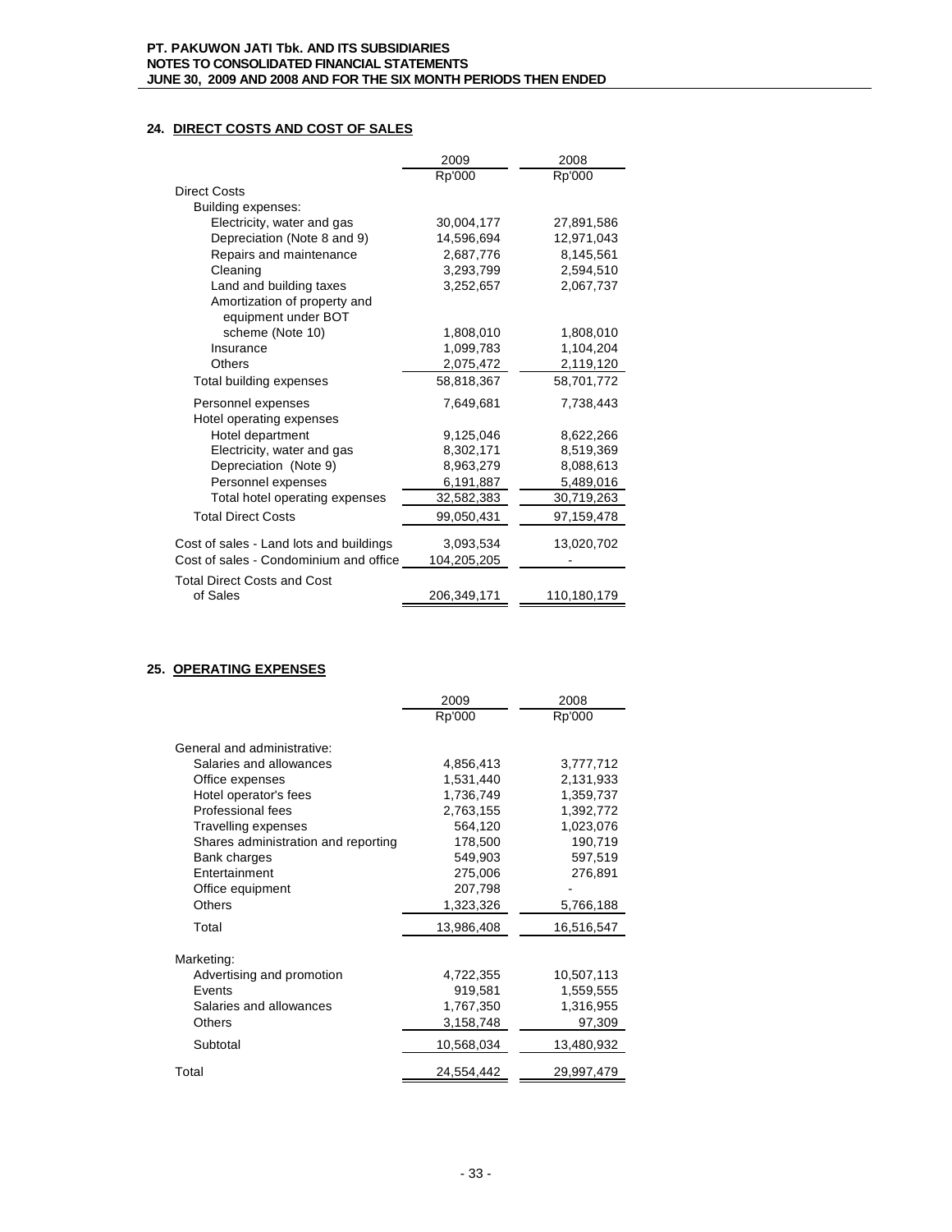## 24. DIRECT COSTS AND COST OF SALES

| | 2009 | 2008 |
|---|---|---|
| | Rp'000 | Rp'000 |
| Direct Costs | | |
| Building expenses: | | |
| Electricity, water and gas | 30,004,177 | 27,891,586 |
| Depreciation (Note 8 and 9) | 14,596,694 | 12,971,043 |
| Repairs and maintenance | 2,687,776 | 8,145,561 |
| Cleaning | 3,293,799 | 2,594,510 |
| Land and building taxes | 3,252,657 | 2,067,737 |
| Amortization of property and equipment under BOT scheme (Note 10) | 1,808,010 | 1,808,010 |
| Insurance | 1,099,783 | 1,104,204 |
| Others | 2,075,472 | 2,119,120 |
| Total building expenses | 58,818,367 | 58,701,772 |
| Personnel expenses | 7,649,681 | 7,738,443 |
| Hotel operating expenses | | |
| Hotel department | 9,125,046 | 8,622,266 |
| Electricity, water and gas | 8,302,171 | 8,519,369 |
| Depreciation (Note 9) | 8,963,279 | 8,088,613 |
| Personnel expenses | 6,191,887 | 5,489,016 |
| Total hotel operating expenses | 32,582,383 | 30,719,263 |
| Total Direct Costs | 99,050,431 | 97,159,478 |
| Cost of sales - Land lots and buildings | 3,093,534 | 13,020,702 |
| Cost of sales - Condominium and office | 104,205,205 | - |
| Total Direct Costs and Cost of Sales | 206,349,171 | 110,180,179 |

## 25. OPERATING EXPENSES

| | 2009 | 2008 |
|---|---|---|
| | Rp'000 | Rp'000 |
| General and administrative: | | |
| Salaries and allowances | 4,856,413 | 3,777,712 |
| Office expenses | 1,531,440 | 2,131,933 |
| Hotel operator's fees | 1,736,749 | 1,359,737 |
| Professional fees | 2,763,155 | 1,392,772 |
| Travelling expenses | 564,120 | 1,023,076 |
| Shares administration and reporting | 178,500 | 190,719 |
| Bank charges | 549,903 | 597,519 |
| Entertainment | 275,006 | 276,891 |
| Office equipment | 207,798 | - |
| Others | 1,323,326 | 5,766,188 |
| Total | 13,986,408 | 16,516,547 |
| Marketing: | | |
| Advertising and promotion | 4,722,355 | 10,507,113 |
| Events | 919,581 | 1,559,555 |
| Salaries and allowances | 1,767,350 | 1,316,955 |
| Others | 3,158,748 | 97,309 |
| Subtotal | 10,568,034 | 13,480,932 |
| Total | 24,554,442 | 29,997,479 |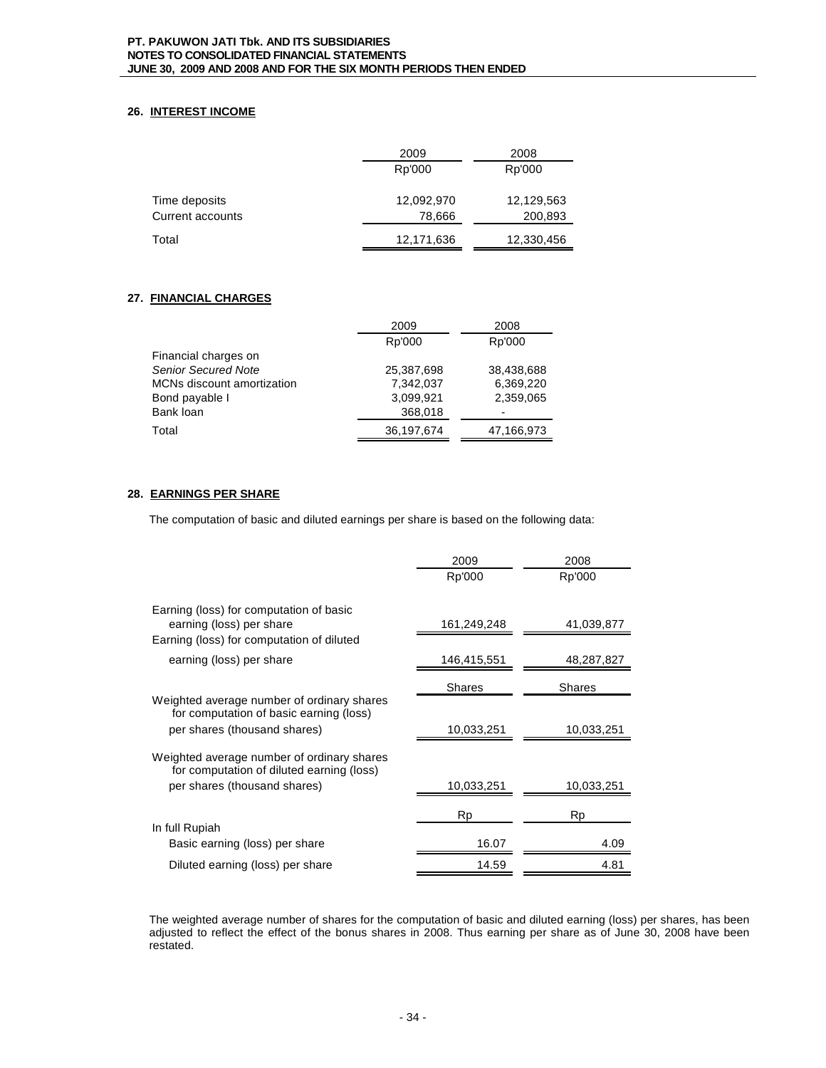## 26. INTEREST INCOME

| | 2009 | 2008 |
|---|---|---|
| | Rp'000 | Rp'000 |
| Time deposits | 12,092,970 | 12,129,563 |
| Current accounts | 78,666 | 200,893 |
| Total | 12,171,636 | 12,330,456 |

## 27. FINANCIAL CHARGES

| | 2009 | 2008 |
|---|---|---|
| | Rp'000 | Rp'000 |
| Financial charges on | | |
| *Senior Secured Note* | 25,387,698 | 38,438,688 |
| MCNs discount amortization | 7,342,037 | 6,369,220 |
| Bond payable I | 3,099,921 | 2,359,065 |
| Bank loan | 368,018 | - |
| Total | 36,197,674 | 47,166,973 |

## 28. EARNINGS PER SHARE

The computation of basic and diluted earnings per share is based on the following data:

| | 2009 | 2008 |
|---|---|---|
| | Rp'000 | Rp'000 |
| Earning (loss) for computation of basic earning (loss) per share | 161,249,248 | 41,039,877 |
| Earning (loss) for computation of diluted earning (loss) per share | 146,415,551 | 48,287,827 |
| | Shares | Shares |
| Weighted average number of ordinary shares for computation of basic earning (loss) per shares (thousand shares) | 10,033,251 | 10,033,251 |
| Weighted average number of ordinary shares for computation of diluted earning (loss) per shares (thousand shares) | 10,033,251 | 10,033,251 |
| | Rp | Rp |
| In full Rupiah | | |
| Basic earning (loss) per share | 16.07 | 4.09 |
| Diluted earning (loss) per share | 14.59 | 4.81 |

The weighted average number of shares for the computation of basic and diluted earning (loss) per shares, has been adjusted to reflect the effect of the bonus shares in 2008. Thus earning per share as of June 30, 2008 have been restated.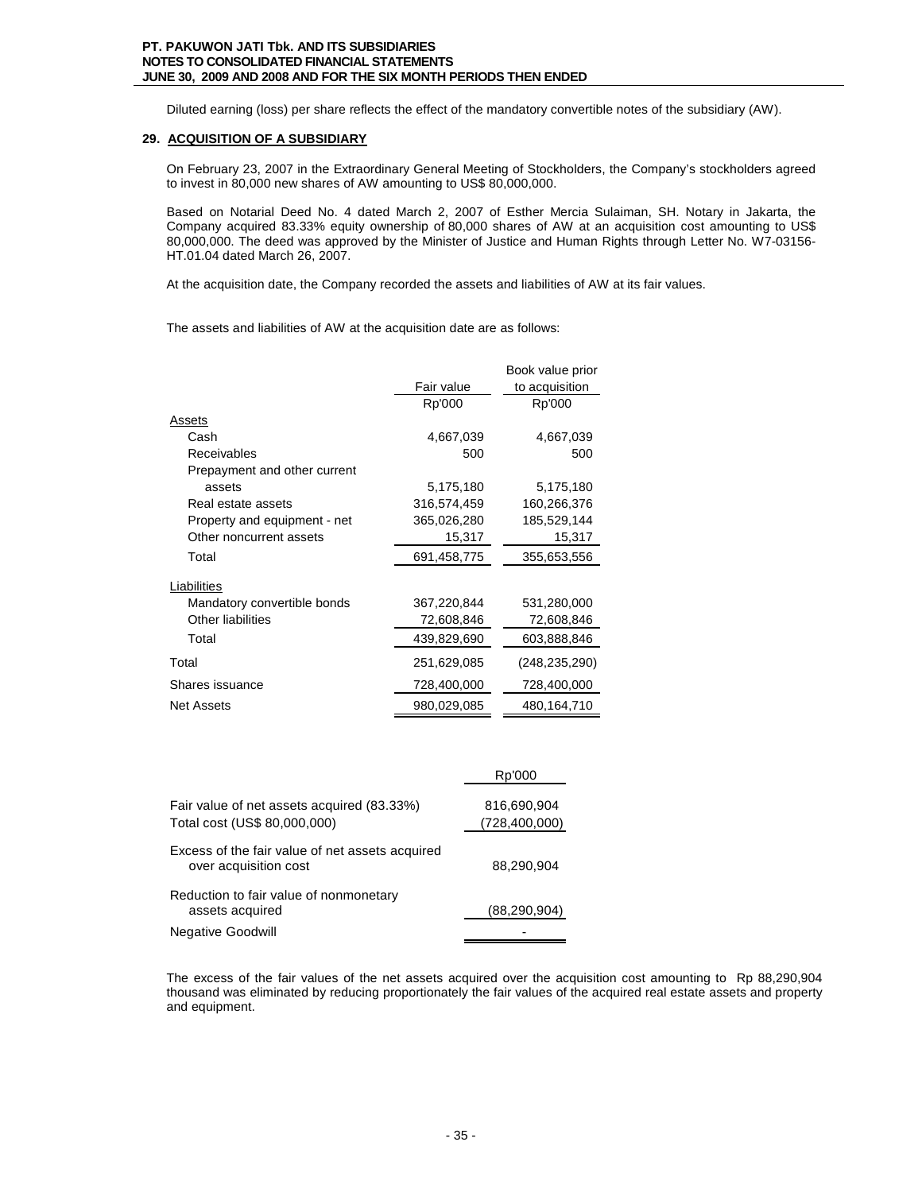Diluted earning (loss) per share reflects the effect of the mandatory convertible notes of the subsidiary (AW).

## 29. ACQUISITION OF A SUBSIDIARY

On February 23, 2007 in the Extraordinary General Meeting of Stockholders, the Company's stockholders agreed to invest in 80,000 new shares of AW amounting to US$ 80,000,000.

Based on Notarial Deed No. 4 dated March 2, 2007 of Esther Mercia Sulaiman, SH. Notary in Jakarta, the Company acquired 83.33% equity ownership of 80,000 shares of AW at an acquisition cost amounting to US$ 80,000,000. The deed was approved by the Minister of Justice and Human Rights through Letter No. W7-03156-HT.01.04 dated March 26, 2007.

At the acquisition date, the Company recorded the assets and liabilities of AW at its fair values.

The assets and liabilities of AW at the acquisition date are as follows:

| | Fair value | Book value prior to acquisition |
|---|---|---|
| | Rp'000 | Rp'000 |
| **Assets** | | |
| Cash | 4,667,039 | 4,667,039 |
| Receivables | 500 | 500 |
| Prepayment and other current assets | 5,175,180 | 5,175,180 |
| Real estate assets | 316,574,459 | 160,266,376 |
| Property and equipment - net | 365,026,280 | 185,529,144 |
| Other noncurrent assets | 15,317 | 15,317 |
| Total | 691,458,775 | 355,653,556 |
| **Liabilities** | | |
| Mandatory convertible bonds | 367,220,844 | 531,280,000 |
| Other liabilities | 72,608,846 | 72,608,846 |
| Total | 439,829,690 | 603,888,846 |
| Total | 251,629,085 | (248,235,290) |
| Shares issuance | 728,400,000 | 728,400,000 |
| Net Assets | 980,029,085 | 480,164,710 |

| | Rp'000 |
|---|---|
| Fair value of net assets acquired (83.33%) | 816,690,904 |
| Total cost (US$ 80,000,000) | (728,400,000) |
| Excess of the fair value of net assets acquired over acquisition cost | 88,290,904 |
| Reduction to fair value of nonmonetary assets acquired | (88,290,904) |
| Negative Goodwill | - |

The excess of the fair values of the net assets acquired over the acquisition cost amounting to Rp 88,290,904 thousand was eliminated by reducing proportionately the fair values of the acquired real estate assets and property and equipment.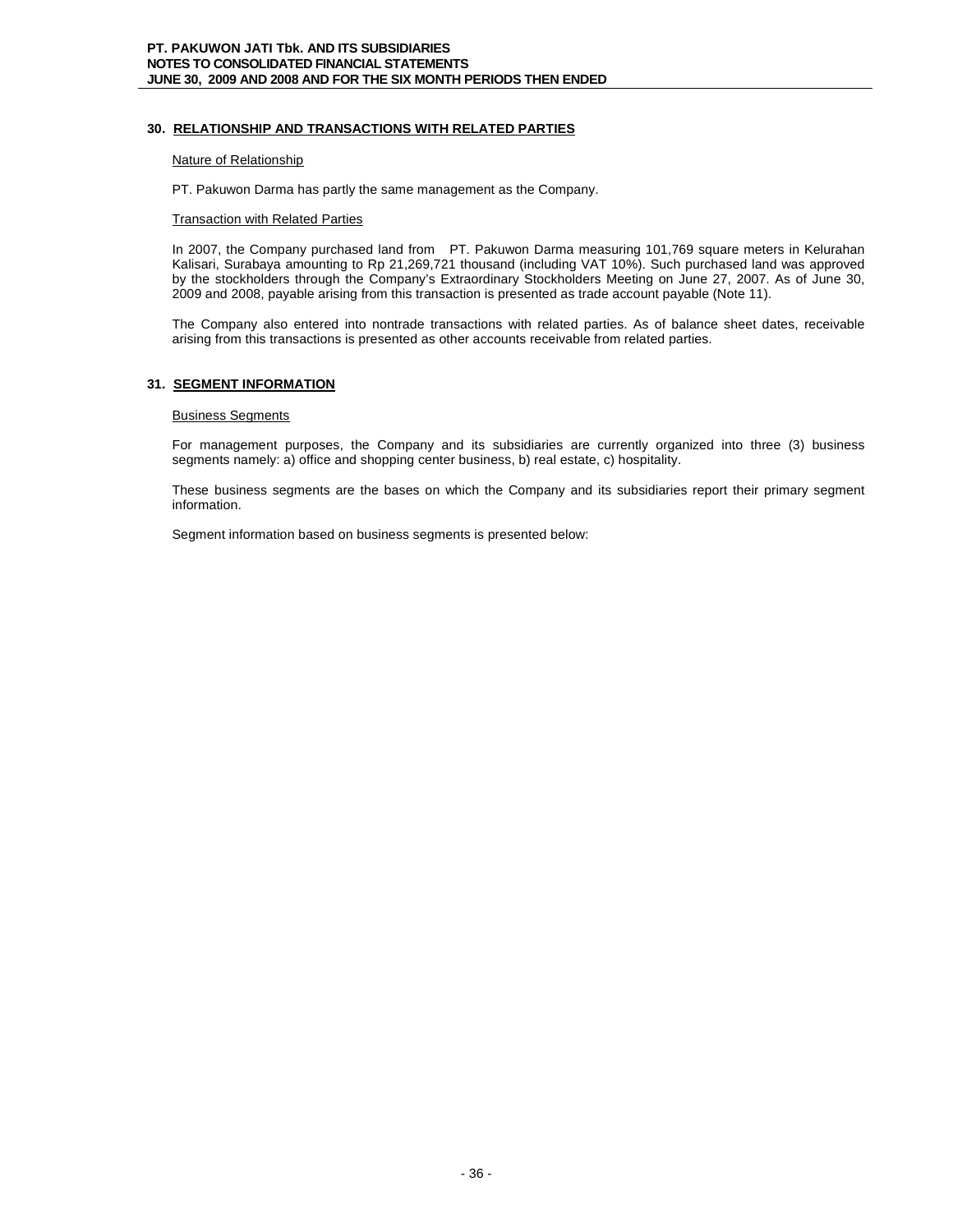## 30. RELATIONSHIP AND TRANSACTIONS WITH RELATED PARTIES

Nature of Relationship

PT. Pakuwon Darma has partly the same management as the Company.

Transaction with Related Parties

In 2007, the Company purchased land from PT. Pakuwon Darma measuring 101,769 square meters in Kelurahan Kalisari, Surabaya amounting to Rp 21,269,721 thousand (including VAT 10%). Such purchased land was approved by the stockholders through the Company's Extraordinary Stockholders Meeting on June 27, 2007. As of June 30, 2009 and 2008, payable arising from this transaction is presented as trade account payable (Note 11).

The Company also entered into nontrade transactions with related parties. As of balance sheet dates, receivable arising from this transactions is presented as other accounts receivable from related parties.

## 31. SEGMENT INFORMATION

Business Segments

For management purposes, the Company and its subsidiaries are currently organized into three (3) business segments namely: a) office and shopping center business, b) real estate, c) hospitality.

These business segments are the bases on which the Company and its subsidiaries report their primary segment information.

Segment information based on business segments is presented below: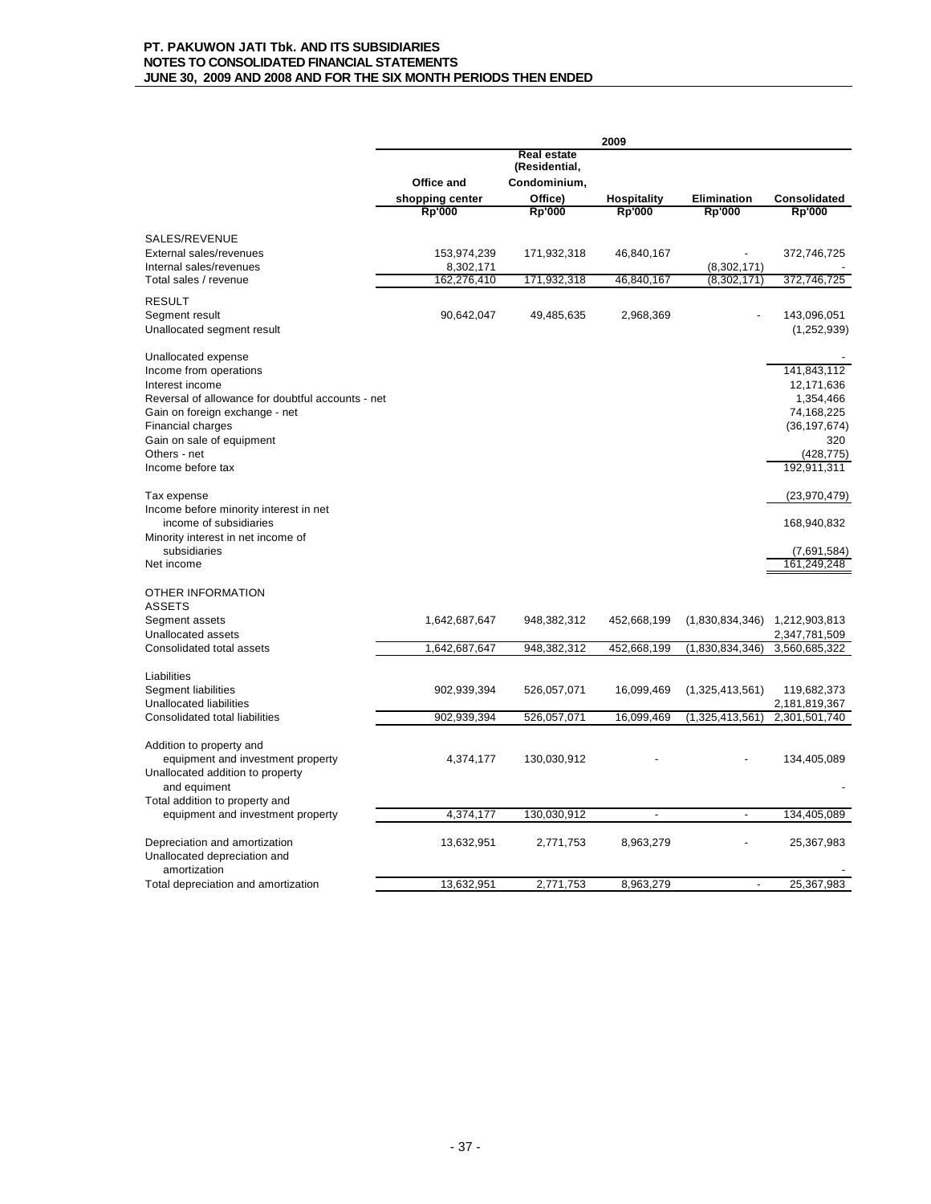| | 2009 | | | | |
|---|---|---|---|---|---|
| | Office and shopping center | Real estate (Residential, Condominium, Office) | Hospitality | Elimination | Consolidated |
| | Rp'000 | Rp'000 | Rp'000 | Rp'000 | Rp'000 |
| SALES/REVENUE | | | | | |
| External sales/revenues | 153,974,239 | 171,932,318 | 46,840,167 | - | 372,746,725 |
| Internal sales/revenues | 8,302,171 | | | (8,302,171) | - |
| Total sales / revenue | 162,276,410 | 171,932,318 | 46,840,167 | (8,302,171) | 372,746,725 |
| RESULT | | | | | |
| Segment result | 90,642,047 | 49,485,635 | 2,968,369 | - | 143,096,051 |
| Unallocated segment result | | | | | (1,252,939) |
| Unallocated expense | | | | | - |
| Income from operations | | | | | 141,843,112 |
| Interest income | | | | | 12,171,636 |
| Reversal of allowance for doubtful accounts - net | | | | | 1,354,466 |
| Gain on foreign exchange - net | | | | | 74,168,225 |
| Financial charges | | | | | (36,197,674) |
| Gain on sale of equipment | | | | | 320 |
| Others - net | | | | | (428,775) |
| Income before tax | | | | | 192,911,311 |
| Tax expense | | | | | (23,970,479) |
| Income before minority interest in net income of subsidiaries | | | | | 168,940,832 |
| Minority interest in net income of subsidiaries | | | | | (7,691,584) |
| Net income | | | | | 161,249,248 |
| OTHER INFORMATION | | | | | |
| ASSETS | | | | | |
| Segment assets | 1,642,687,647 | 948,382,312 | 452,668,199 | (1,830,834,346) | 1,212,903,813 |
| Unallocated assets | | | | | 2,347,781,509 |
| Consolidated total assets | 1,642,687,647 | 948,382,312 | 452,668,199 | (1,830,834,346) | 3,560,685,322 |
| Liabilities | | | | | |
| Segment liabilities | 902,939,394 | 526,057,071 | 16,099,469 | (1,325,413,561) | 119,682,373 |
| Unallocated liabilities | | | | | 2,181,819,367 |
| Consolidated total liabilities | 902,939,394 | 526,057,071 | 16,099,469 | (1,325,413,561) | 2,301,501,740 |
| Addition to property and equipment and investment property | 4,374,177 | 130,030,912 | - | - | 134,405,089 |
| Unallocated addition to property and equiment | | | | | - |
| Total addition to property and equipment and investment property | 4,374,177 | 130,030,912 | - | - | 134,405,089 |
| Depreciation and amortization | 13,632,951 | 2,771,753 | 8,963,279 | - | 25,367,983 |
| Unallocated depreciation and amortization | | | | | - |
| Total depreciation and amortization | 13,632,951 | 2,771,753 | 8,963,279 | - | 25,367,983 |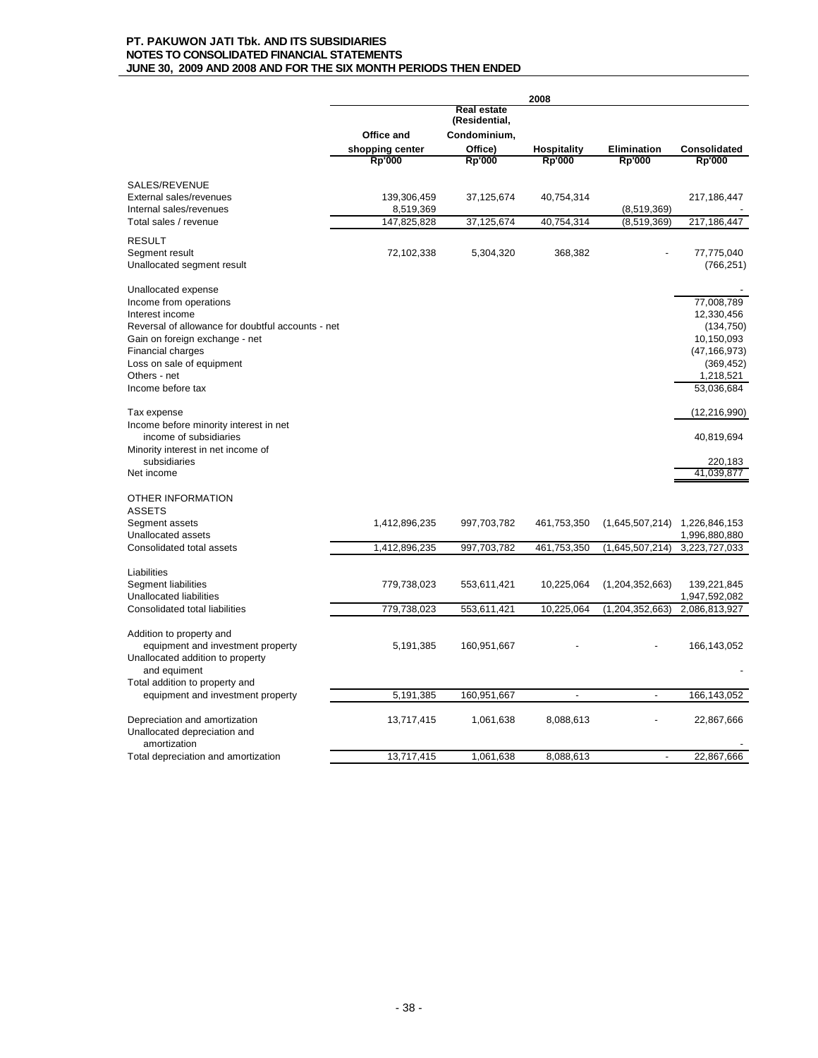**PT. PAKUWON JATI Tbk. AND ITS SUBSIDIARIES**
**NOTES TO CONSOLIDATED FINANCIAL STATEMENTS**
**JUNE 30, 2009 AND 2008 AND FOR THE SIX MONTH PERIODS THEN ENDED**

| | 2008 | | | | |
|---|---|---|---|---|---|
| | Office and shopping center | Real estate (Residential, Condominium, Office) | Hospitality | Elimination | Consolidated |
| | Rp'000 | Rp'000 | Rp'000 | Rp'000 | Rp'000 |
| SALES/REVENUE | | | | | |
| External sales/revenues | 139,306,459 | 37,125,674 | 40,754,314 | | 217,186,447 |
| Internal sales/revenues | 8,519,369 | | | (8,519,369) | - |
| Total sales / revenue | 147,825,828 | 37,125,674 | 40,754,314 | (8,519,369) | 217,186,447 |
| RESULT | | | | | |
| Segment result | 72,102,338 | 5,304,320 | 368,382 | - | 77,775,040 |
| Unallocated segment result | | | | | (766,251) |
| Unallocated expense | | | | | - |
| Income from operations | | | | | 77,008,789 |
| Interest income | | | | | 12,330,456 |
| Reversal of allowance for doubtful accounts - net | | | | | (134,750) |
| Gain on foreign exchange - net | | | | | 10,150,093 |
| Financial charges | | | | | (47,166,973) |
| Loss on sale of equipment | | | | | (369,452) |
| Others - net | | | | | 1,218,521 |
| Income before tax | | | | | 53,036,684 |
| Tax expense | | | | | (12,216,990) |
| Income before minority interest in net income of subsidiaries | | | | | 40,819,694 |
| Minority interest in net income of subsidiaries | | | | | 220,183 |
| Net income | | | | | 41,039,877 |
| OTHER INFORMATION | | | | | |
| ASSETS | | | | | |
| Segment assets | 1,412,896,235 | 997,703,782 | 461,753,350 | (1,645,507,214) | 1,226,846,153 |
| Unallocated assets | | | | | 1,996,880,880 |
| Consolidated total assets | 1,412,896,235 | 997,703,782 | 461,753,350 | (1,645,507,214) | 3,223,727,033 |
| Liabilities | | | | | |
| Segment liabilities | 779,738,023 | 553,611,421 | 10,225,064 | (1,204,352,663) | 139,221,845 |
| Unallocated liabilities | | | | | 1,947,592,082 |
| Consolidated total liabilities | 779,738,023 | 553,611,421 | 10,225,064 | (1,204,352,663) | 2,086,813,927 |
| Addition to property and equipment and investment property | 5,191,385 | 160,951,667 | - | - | 166,143,052 |
| Unallocated addition to property and equiment | | | | | - |
| Total addition to property and equipment and investment property | 5,191,385 | 160,951,667 | - | - | 166,143,052 |
| Depreciation and amortization | 13,717,415 | 1,061,638 | 8,088,613 | - | 22,867,666 |
| Unallocated depreciation and amortization | | | | | - |
| Total depreciation and amortization | 13,717,415 | 1,061,638 | 8,088,613 | - | 22,867,666 |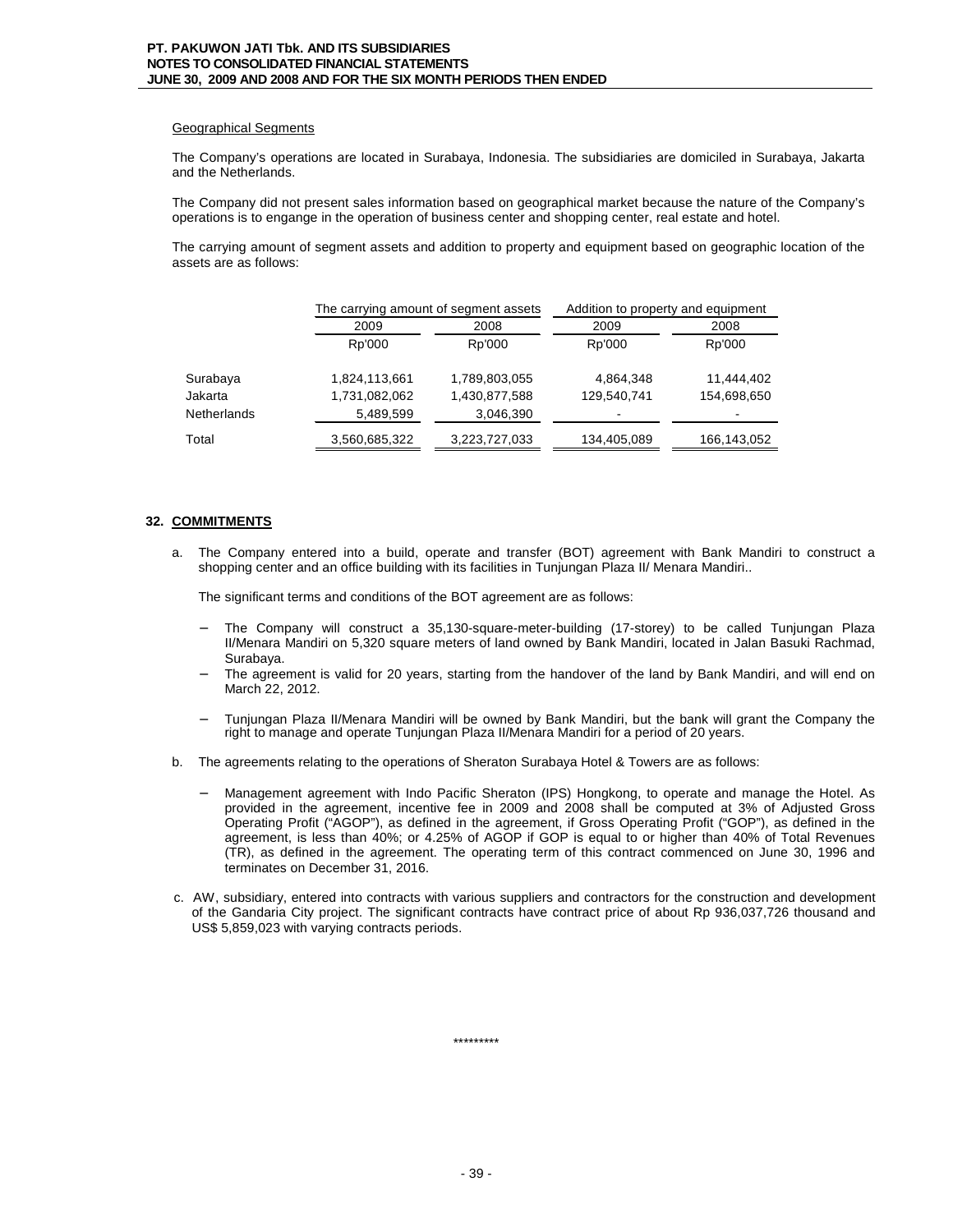Geographical Segments

The Company's operations are located in Surabaya, Indonesia. The subsidiaries are domiciled in Surabaya, Jakarta and the Netherlands.

The Company did not present sales information based on geographical market because the nature of the Company's operations is to engange in the operation of business center and shopping center, real estate and hotel.

The carrying amount of segment assets and addition to property and equipment based on geographic location of the assets are as follows:

| | The carrying amount of segment assets | | Addition to property and equipment | |
|---|---|---|---|---|
| | 2009 | 2008 | 2009 | 2008 |
| | Rp'000 | Rp'000 | Rp'000 | Rp'000 |
| Surabaya | 1,824,113,661 | 1,789,803,055 | 4,864,348 | 11,444,402 |
| Jakarta | 1,731,082,062 | 1,430,877,588 | 129,540,741 | 154,698,650 |
| Netherlands | 5,489,599 | 3,046,390 | - | - |
| Total | 3,560,685,322 | 3,223,727,033 | 134,405,089 | 166,143,052 |

## 32. COMMITMENTS

a. The Company entered into a build, operate and transfer (BOT) agreement with Bank Mandiri to construct a shopping center and an office building with its facilities in Tunjungan Plaza II/ Menara Mandiri..

   The significant terms and conditions of the BOT agreement are as follows:

   - The Company will construct a 35,130-square-meter-building (17-storey) to be called Tunjungan Plaza II/Menara Mandiri on 5,320 square meters of land owned by Bank Mandiri, located in Jalan Basuki Rachmad, Surabaya.
   - The agreement is valid for 20 years, starting from the handover of the land by Bank Mandiri, and will end on March 22, 2012.
   - Tunjungan Plaza II/Menara Mandiri will be owned by Bank Mandiri, but the bank will grant the Company the right to manage and operate Tunjungan Plaza II/Menara Mandiri for a period of 20 years.

b. The agreements relating to the operations of Sheraton Surabaya Hotel & Towers are as follows:

   - Management agreement with Indo Pacific Sheraton (IPS) Hongkong, to operate and manage the Hotel. As provided in the agreement, incentive fee in 2009 and 2008 shall be computed at 3% of Adjusted Gross Operating Profit ("AGOP"), as defined in the agreement, if Gross Operating Profit ("GOP"), as defined in the agreement, is less than 40%; or 4.25% of AGOP if GOP is equal to or higher than 40% of Total Revenues (TR), as defined in the agreement. The operating term of this contract commenced on June 30, 1996 and terminates on December 31, 2016.

c. AW, subsidiary, entered into contracts with various suppliers and contractors for the construction and development of the Gandaria City project. The significant contracts have contract price of about Rp 936,037,726 thousand and US$ 5,859,023 with varying contracts periods.

*********